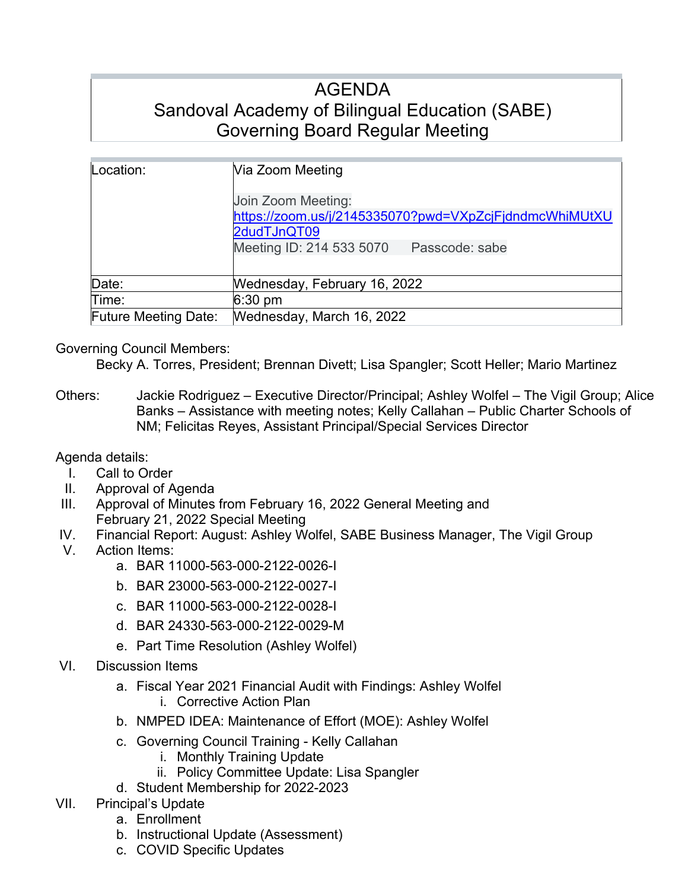# AGENDA
# Sandoval Academy of Bilingual Education (SABE)
# Governing Board Regular Meeting

| | |
|---|---|
| Location: | Via Zoom Meeting<br><br>Join Zoom Meeting:<br>https://zoom.us/j/2145335070?pwd=VXpZcjFjdndmcWhiMUtXU2dudTJnQT09<br>Meeting ID: 214 533 5070    Passcode: sabe |
| Date: | Wednesday, February 16, 2022 |
| Time: | 6:30 pm |
| Future Meeting Date: | Wednesday, March 16, 2022 |

Governing Council Members:

Becky A. Torres, President; Brennan Divett; Lisa Spangler; Scott Heller; Mario Martinez

Others: Jackie Rodriguez – Executive Director/Principal; Ashley Wolfel – The Vigil Group; Alice Banks – Assistance with meeting notes; Kelly Callahan – Public Charter Schools of NM; Felicitas Reyes, Assistant Principal/Special Services Director

Agenda details:

I. Call to Order
II. Approval of Agenda
III. Approval of Minutes from February 16, 2022 General Meeting and February 21, 2022 Special Meeting
IV. Financial Report: August: Ashley Wolfel, SABE Business Manager, The Vigil Group
V. Action Items:
   a. BAR 11000-563-000-2122-0026-I
   b. BAR 23000-563-000-2122-0027-I
   c. BAR 11000-563-000-2122-0028-I
   d. BAR 24330-563-000-2122-0029-M
   e. Part Time Resolution (Ashley Wolfel)
VI. Discussion Items
   a. Fiscal Year 2021 Financial Audit with Findings: Ashley Wolfel
      i. Corrective Action Plan
   b. NMPED IDEA: Maintenance of Effort (MOE): Ashley Wolfel
   c. Governing Council Training - Kelly Callahan
      i. Monthly Training Update
      ii. Policy Committee Update: Lisa Spangler
   d. Student Membership for 2022-2023
VII. Principal's Update
   a. Enrollment
   b. Instructional Update (Assessment)
   c. COVID Specific Updates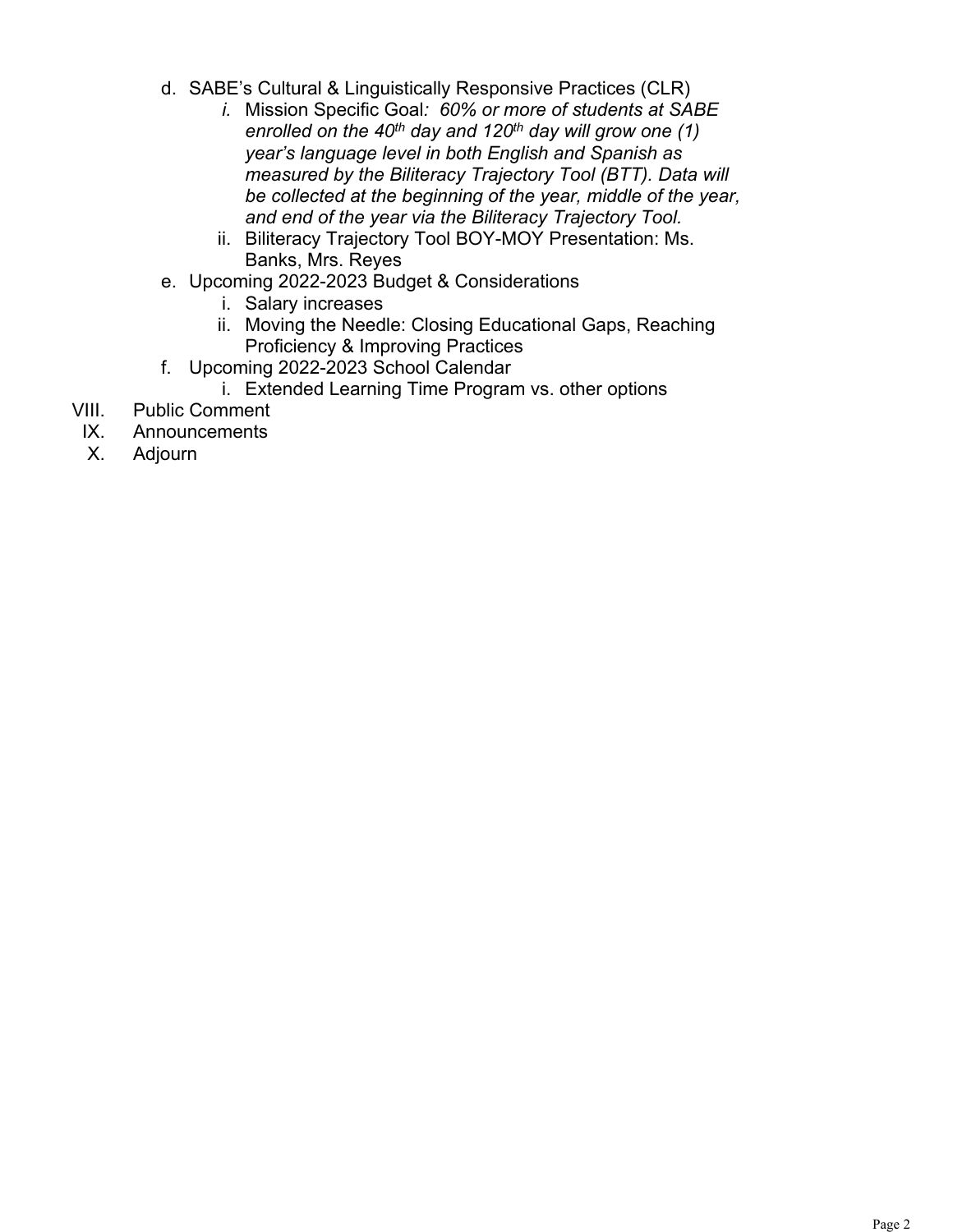d. SABE's Cultural & Linguistically Responsive Practices (CLR)
      *i.* Mission Specific Goal*: 60% or more of students at SABE enrolled on the 40th day and 120th day will grow one (1) year's language level in both English and Spanish as measured by the Biliteracy Trajectory Tool (BTT). Data will be collected at the beginning of the year, middle of the year, and end of the year via the Biliteracy Trajectory Tool.*
      ii. Biliteracy Trajectory Tool BOY-MOY Presentation: Ms. Banks, Mrs. Reyes
   e. Upcoming 2022-2023 Budget & Considerations
      i. Salary increases
      ii. Moving the Needle: Closing Educational Gaps, Reaching Proficiency & Improving Practices
   f. Upcoming 2022-2023 School Calendar
      i. Extended Learning Time Program vs. other options

VIII. Public Comment

IX. Announcements

X. Adjourn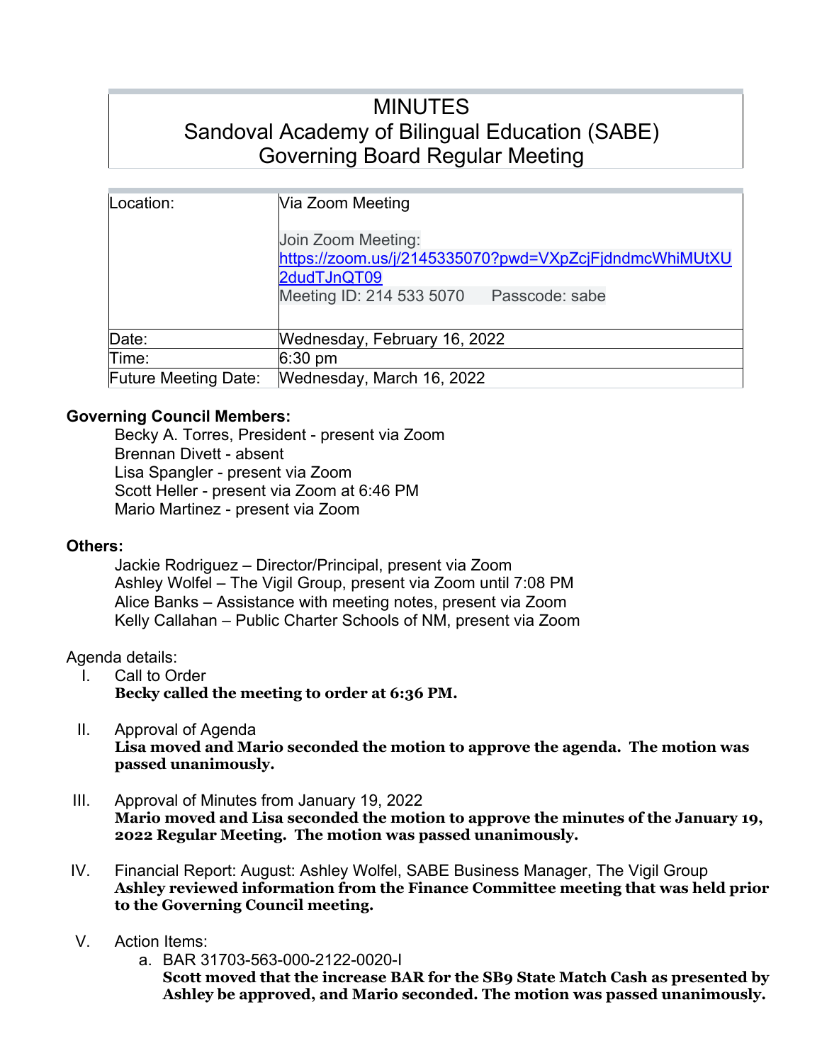# MINUTES
## Sandoval Academy of Bilingual Education (SABE)
## Governing Board Regular Meeting

| Location: | Via Zoom Meeting<br><br>Join Zoom Meeting:<br>https://zoom.us/j/2145335070?pwd=VXpZcjFjdndmcWhiMUtXU2dudTJnQT09<br>Meeting ID: 214 533 5070 Passcode: sabe |
|---|---|
| Date: | Wednesday, February 16, 2022 |
| Time: | 6:30 pm |
| Future Meeting Date: | Wednesday, March 16, 2022 |

**Governing Council Members:**

Becky A. Torres, President - present via Zoom
Brennan Divett - absent
Lisa Spangler - present via Zoom
Scott Heller - present via Zoom at 6:46 PM
Mario Martinez - present via Zoom

**Others:**

Jackie Rodriguez – Director/Principal, present via Zoom
Ashley Wolfel – The Vigil Group, present via Zoom until 7:08 PM
Alice Banks – Assistance with meeting notes, present via Zoom
Kelly Callahan – Public Charter Schools of NM, present via Zoom

Agenda details:

I. Call to Order
**Becky called the meeting to order at 6:36 PM.**

II. Approval of Agenda
**Lisa moved and Mario seconded the motion to approve the agenda. The motion was passed unanimously.**

III. Approval of Minutes from January 19, 2022
**Mario moved and Lisa seconded the motion to approve the minutes of the January 19, 2022 Regular Meeting. The motion was passed unanimously.**

IV. Financial Report: August: Ashley Wolfel, SABE Business Manager, The Vigil Group
**Ashley reviewed information from the Finance Committee meeting that was held prior to the Governing Council meeting.**

V. Action Items:

a. BAR 31703-563-000-2122-0020-I
**Scott moved that the increase BAR for the SB9 State Match Cash as presented by Ashley be approved, and Mario seconded. The motion was passed unanimously.**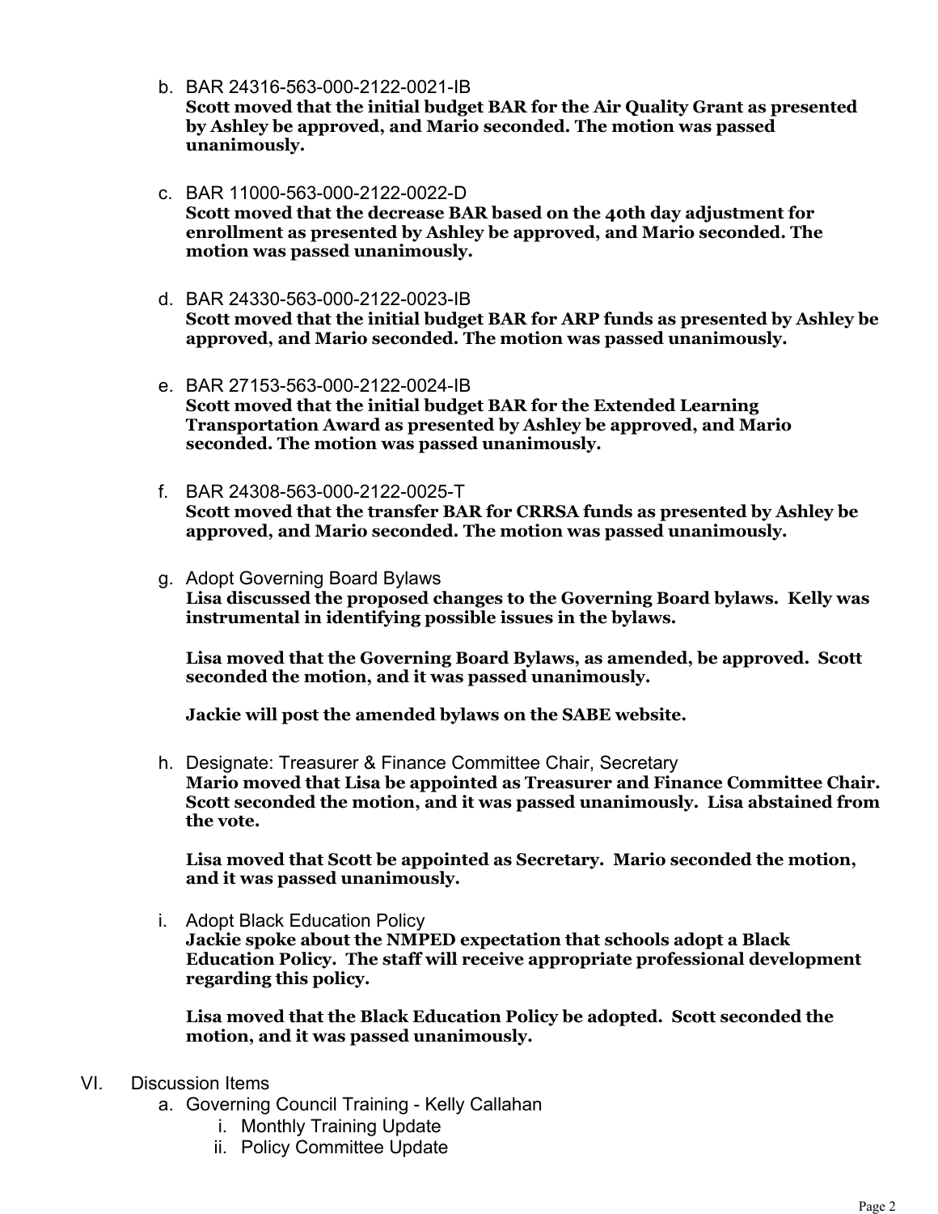b. BAR 24316-563-000-2122-0021-IB
   **Scott moved that the initial budget BAR for the Air Quality Grant as presented by Ashley be approved, and Mario seconded. The motion was passed unanimously.**

c. BAR 11000-563-000-2122-0022-D
   **Scott moved that the decrease BAR based on the 40th day adjustment for enrollment as presented by Ashley be approved, and Mario seconded. The motion was passed unanimously.**

d. BAR 24330-563-000-2122-0023-IB
   **Scott moved that the initial budget BAR for ARP funds as presented by Ashley be approved, and Mario seconded. The motion was passed unanimously.**

e. BAR 27153-563-000-2122-0024-IB
   **Scott moved that the initial budget BAR for the Extended Learning Transportation Award as presented by Ashley be approved, and Mario seconded. The motion was passed unanimously.**

f. BAR 24308-563-000-2122-0025-T
   **Scott moved that the transfer BAR for CRRSA funds as presented by Ashley be approved, and Mario seconded. The motion was passed unanimously.**

g. Adopt Governing Board Bylaws
   **Lisa discussed the proposed changes to the Governing Board bylaws. Kelly was instrumental in identifying possible issues in the bylaws.**

   **Lisa moved that the Governing Board Bylaws, as amended, be approved. Scott seconded the motion, and it was passed unanimously.**

   **Jackie will post the amended bylaws on the SABE website.**

h. Designate: Treasurer & Finance Committee Chair, Secretary
   **Mario moved that Lisa be appointed as Treasurer and Finance Committee Chair. Scott seconded the motion, and it was passed unanimously. Lisa abstained from the vote.**

   **Lisa moved that Scott be appointed as Secretary. Mario seconded the motion, and it was passed unanimously.**

i. Adopt Black Education Policy
   **Jackie spoke about the NMPED expectation that schools adopt a Black Education Policy. The staff will receive appropriate professional development regarding this policy.**

   **Lisa moved that the Black Education Policy be adopted. Scott seconded the motion, and it was passed unanimously.**

VI. Discussion Items
   a. Governing Council Training - Kelly Callahan
      i. Monthly Training Update
      ii. Policy Committee Update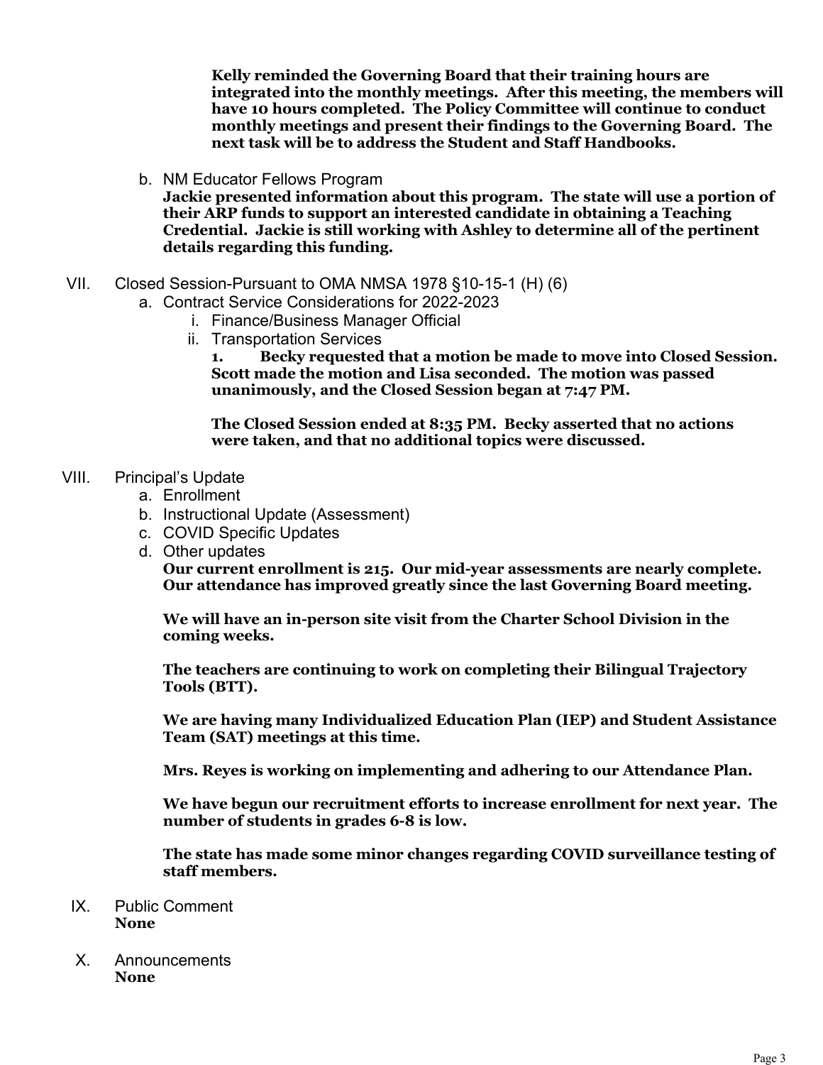**Kelly reminded the Governing Board that their training hours are integrated into the monthly meetings. After this meeting, the members will have 10 hours completed. The Policy Committee will continue to conduct monthly meetings and present their findings to the Governing Board. The next task will be to address the Student and Staff Handbooks.**

b. NM Educator Fellows Program
   **Jackie presented information about this program. The state will use a portion of their ARP funds to support an interested candidate in obtaining a Teaching Credential. Jackie is still working with Ashley to determine all of the pertinent details regarding this funding.**

VII. Closed Session-Pursuant to OMA NMSA 1978 §10-15-1 (H) (6)
   a. Contract Service Considerations for 2022-2023
      i. Finance/Business Manager Official
      ii. Transportation Services
         **1. Becky requested that a motion be made to move into Closed Session. Scott made the motion and Lisa seconded. The motion was passed unanimously, and the Closed Session began at 7:47 PM.**

         **The Closed Session ended at 8:35 PM. Becky asserted that no actions were taken, and that no additional topics were discussed.**

VIII. Principal's Update
   a. Enrollment
   b. Instructional Update (Assessment)
   c. COVID Specific Updates
   d. Other updates
      **Our current enrollment is 215. Our mid-year assessments are nearly complete. Our attendance has improved greatly since the last Governing Board meeting.**

      **We will have an in-person site visit from the Charter School Division in the coming weeks.**

      **The teachers are continuing to work on completing their Bilingual Trajectory Tools (BTT).**

      **We are having many Individualized Education Plan (IEP) and Student Assistance Team (SAT) meetings at this time.**

      **Mrs. Reyes is working on implementing and adhering to our Attendance Plan.**

      **We have begun our recruitment efforts to increase enrollment for next year. The number of students in grades 6-8 is low.**

      **The state has made some minor changes regarding COVID surveillance testing of staff members.**

IX. Public Comment
   **None**

X. Announcements
   **None**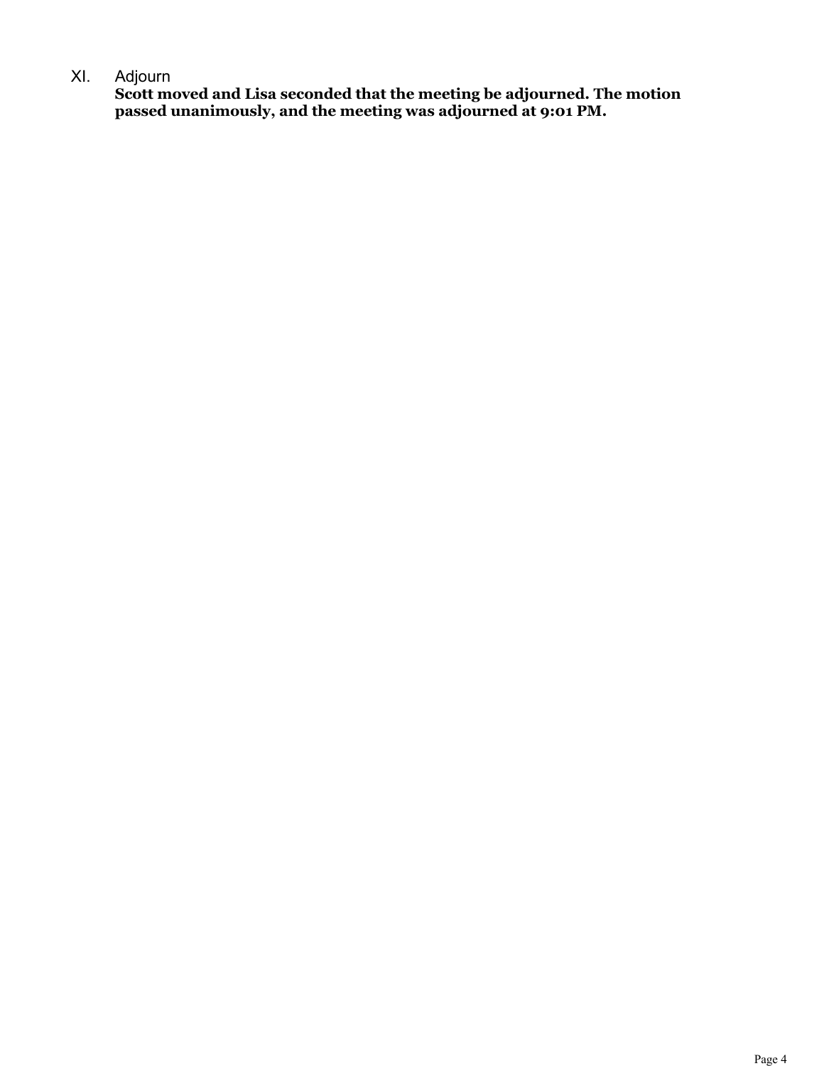XI. Adjourn

**Scott moved and Lisa seconded that the meeting be adjourned. The motion passed unanimously, and the meeting was adjourned at 9:01 PM.**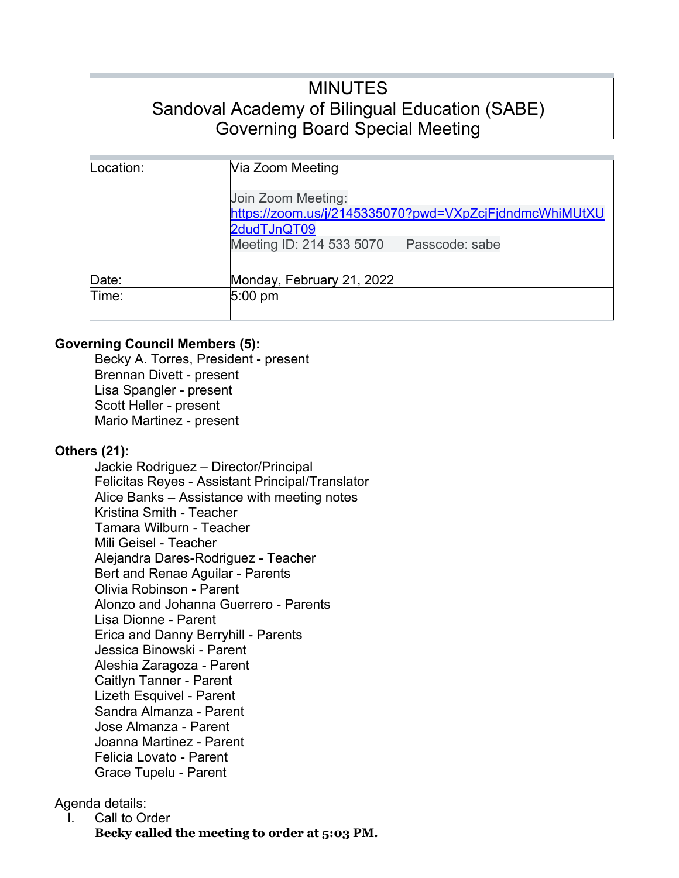# MINUTES
# Sandoval Academy of Bilingual Education (SABE)
# Governing Board Special Meeting

| | |
|---|---|
| Location: | Via Zoom Meeting<br><br>Join Zoom Meeting:<br>https://zoom.us/j/2145335070?pwd=VXpZcjFjdndmcWhiMUtXU2dudTJnQT09<br>Meeting ID: 214 533 5070 Passcode: sabe |
| Date: | Monday, February 21, 2022 |
| Time: | 5:00 pm |
| | |

**Governing Council Members (5):**

- Becky A. Torres, President - present
- Brennan Divett - present
- Lisa Spangler - present
- Scott Heller - present
- Mario Martinez - present

**Others (21):**

- Jackie Rodriguez – Director/Principal
- Felicitas Reyes - Assistant Principal/Translator
- Alice Banks – Assistance with meeting notes
- Kristina Smith - Teacher
- Tamara Wilburn - Teacher
- Mili Geisel - Teacher
- Alejandra Dares-Rodriguez - Teacher
- Bert and Renae Aguilar - Parents
- Olivia Robinson - Parent
- Alonzo and Johanna Guerrero - Parents
- Lisa Dionne - Parent
- Erica and Danny Berryhill - Parents
- Jessica Binowski - Parent
- Aleshia Zaragoza - Parent
- Caitlyn Tanner - Parent
- Lizeth Esquivel - Parent
- Sandra Almanza - Parent
- Jose Almanza - Parent
- Joanna Martinez - Parent
- Felicia Lovato - Parent
- Grace Tupelu - Parent

Agenda details:

I. Call to Order

**Becky called the meeting to order at 5:03 PM.**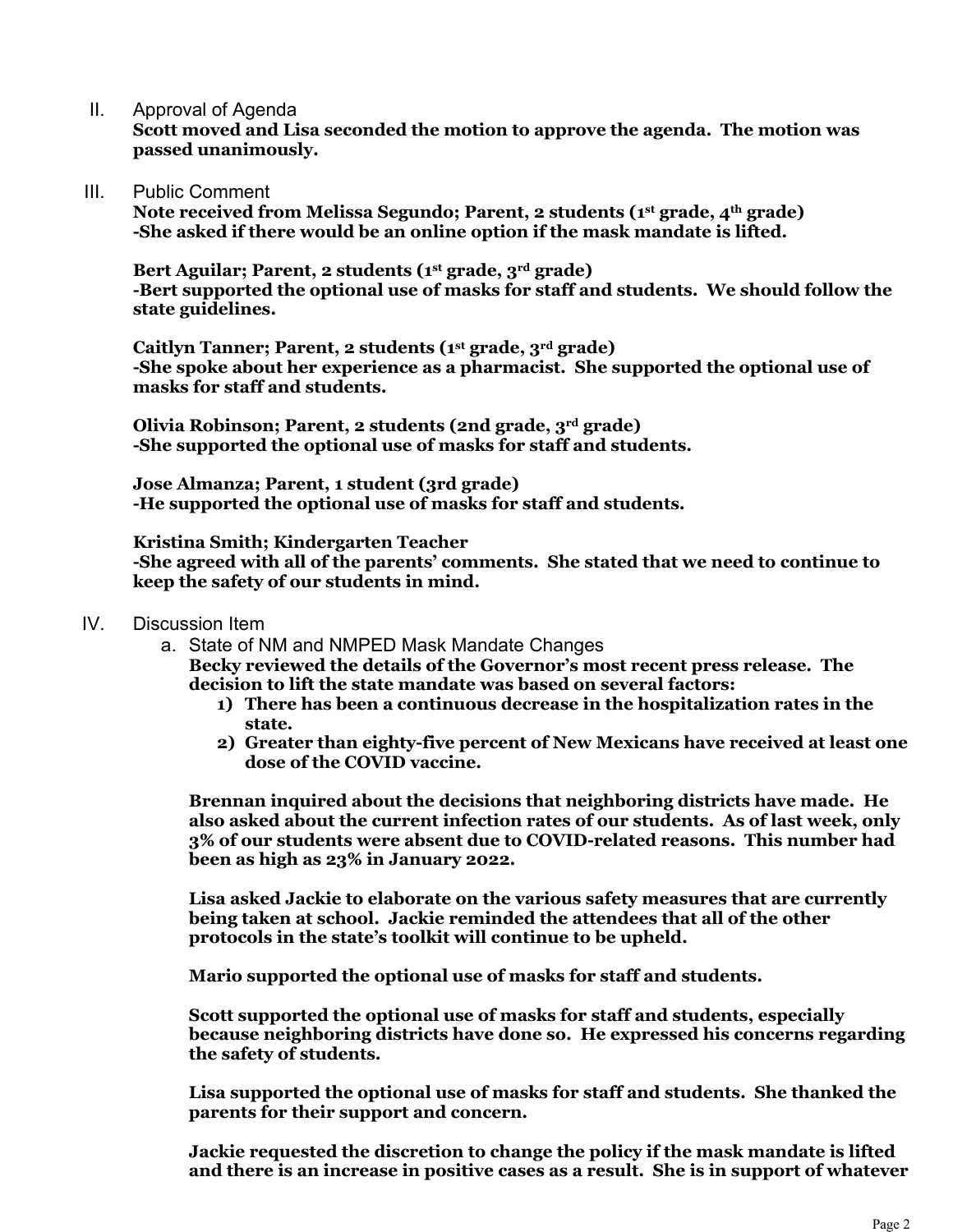II. Approval of Agenda

**Scott moved and Lisa seconded the motion to approve the agenda. The motion was passed unanimously.**

III. Public Comment

**Note received from Melissa Segundo; Parent, 2 students (1st grade, 4th grade)**
**-She asked if there would be an online option if the mask mandate is lifted.**

**Bert Aguilar; Parent, 2 students (1st grade, 3rd grade)**
**-Bert supported the optional use of masks for staff and students. We should follow the state guidelines.**

**Caitlyn Tanner; Parent, 2 students (1st grade, 3rd grade)**
**-She spoke about her experience as a pharmacist. She supported the optional use of masks for staff and students.**

**Olivia Robinson; Parent, 2 students (2nd grade, 3rd grade)**
**-She supported the optional use of masks for staff and students.**

**Jose Almanza; Parent, 1 student (3rd grade)**
**-He supported the optional use of masks for staff and students.**

**Kristina Smith; Kindergarten Teacher**
**-She agreed with all of the parents' comments. She stated that we need to continue to keep the safety of our students in mind.**

IV. Discussion Item

a. State of NM and NMPED Mask Mandate Changes

**Becky reviewed the details of the Governor's most recent press release. The decision to lift the state mandate was based on several factors:**

1) **There has been a continuous decrease in the hospitalization rates in the state.**
2) **Greater than eighty-five percent of New Mexicans have received at least one dose of the COVID vaccine.**

**Brennan inquired about the decisions that neighboring districts have made. He also asked about the current infection rates of our students. As of last week, only 3% of our students were absent due to COVID-related reasons. This number had been as high as 23% in January 2022.**

**Lisa asked Jackie to elaborate on the various safety measures that are currently being taken at school. Jackie reminded the attendees that all of the other protocols in the state's toolkit will continue to be upheld.**

**Mario supported the optional use of masks for staff and students.**

**Scott supported the optional use of masks for staff and students, especially because neighboring districts have done so. He expressed his concerns regarding the safety of students.**

**Lisa supported the optional use of masks for staff and students. She thanked the parents for their support and concern.**

**Jackie requested the discretion to change the policy if the mask mandate is lifted and there is an increase in positive cases as a result. She is in support of whatever**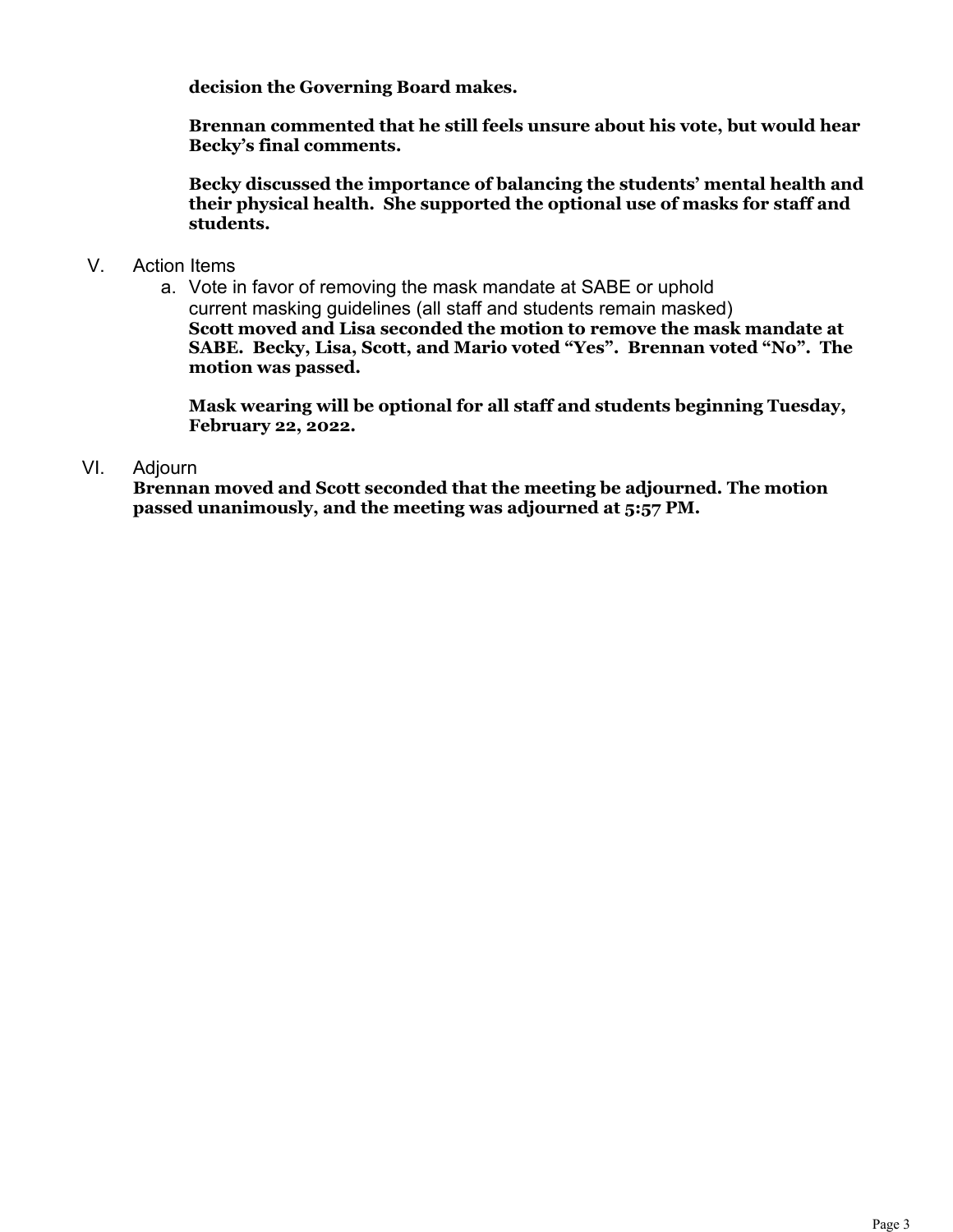**decision the Governing Board makes.**

**Brennan commented that he still feels unsure about his vote, but would hear Becky's final comments.**

**Becky discussed the importance of balancing the students' mental health and their physical health. She supported the optional use of masks for staff and students.**

V. Action Items

   a. Vote in favor of removing the mask mandate at SABE or uphold current masking guidelines (all staff and students remain masked)
   **Scott moved and Lisa seconded the motion to remove the mask mandate at SABE. Becky, Lisa, Scott, and Mario voted "Yes". Brennan voted "No". The motion was passed.**

   **Mask wearing will be optional for all staff and students beginning Tuesday, February 22, 2022.**

VI. Adjourn

**Brennan moved and Scott seconded that the meeting be adjourned. The motion passed unanimously, and the meeting was adjourned at 5:57 PM.**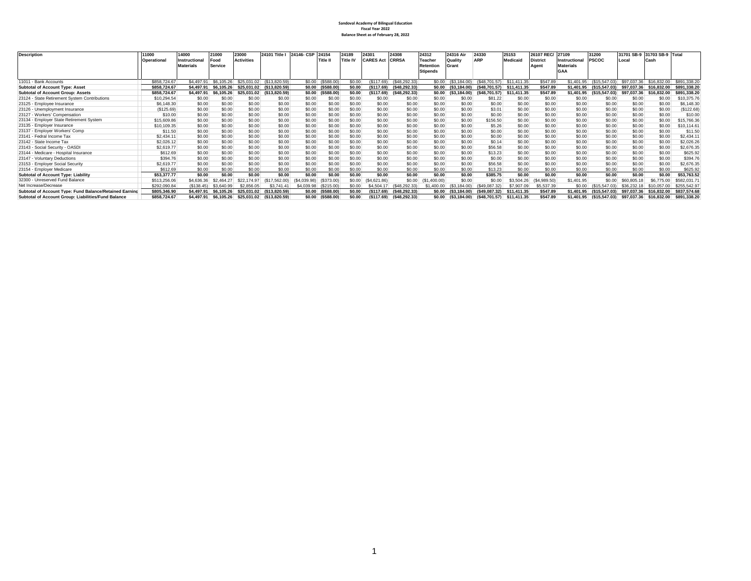**Sandoval Academy of Bilingual Education**
**Fiscal Year 2022**
**Balance Sheet as of February 28, 2022**

| Description | 11000 Operational | 14000 Instructional Materials | 21000 Food Service | 23000 Activities | 24101 Title I | 24146- CSP | 24154 Title II | 24189 Title IV | 24301 CARES Act | 24308 CRRSA | 24312 Teacher Retention Stipends | 24316 Air Quality Grant | 24330 ARP | 25153 Medicaid | 26107 REC/ District Agent | 27109 Instructional Materials GAA | 31200 PSCOC | 31701 SB-9 Local | 31703 SB-9 Cash | Total |
|---|---|---|---|---|---|---|---|---|---|---|---|---|---|---|---|---|---|---|---|---|
| 11011 - Bank Accounts | $858,724.67 | $4,497.91 | $6,105.26 | $25,031.02 | ($13,820.59) | $0.00 | ($588.00) | $0.00 | ($117.69) | ($48,292.33) | $0.00 | ($3,184.00) | ($48,701.57) | $11,411.35 | $547.89 | $1,401.95 | ($15,547.03) | $97,037.36 | $16,832.00 | $891,338.20 |
| **Subtotal of Account Type: Asset** | **$858,724.67** | **$4,497.91** | **$6,105.26** | **$25,031.02** | **($13,820.59)** | **$0.00** | **($588.00)** | **$0.00** | **($117.69)** | **($48,292.33)** | **$0.00** | **($3,184.00)** | **($48,701.57)** | **$11,411.35** | **$547.89** | **$1,401.95** | **($15,547.03)** | **$97,037.36** | **$16,832.00** | **$891,338.20** |
| **Subtotal of Account Group: Assets** | **$858,724.67** | **$4,497.91** | **$6,105.26** | **$25,031.02** | **($13,820.59)** | **$0.00** | **($588.00)** | **$0.00** | **($117.69)** | **($48,292.33)** | **$0.00** | **($3,184.00)** | **($48,701.57)** | **$11,411.35** | **$547.89** | **$1,401.95** | **($15,547.03)** | **$97,037.36** | **$16,832.00** | **$891,338.20** |
| 23124 - State Retirement System Contributions | $10,294.54 | $0.00 | $0.00 | $0.00 | $0.00 | $0.00 | $0.00 | $0.00 | $0.00 | $0.00 | $0.00 | $0.00 | $81.22 | $0.00 | $0.00 | $0.00 | $0.00 | $0.00 | $0.00 | $10,375.76 |
| 23125 - Employee Insurance | $6,148.30 | $0.00 | $0.00 | $0.00 | $0.00 | $0.00 | $0.00 | $0.00 | $0.00 | $0.00 | $0.00 | $0.00 | $0.00 | $0.00 | $0.00 | $0.00 | $0.00 | $0.00 | $0.00 | $6,148.30 |
| 23126 - Unemployment Insurance | ($125.69) | $0.00 | $0.00 | $0.00 | $0.00 | $0.00 | $0.00 | $0.00 | $0.00 | $0.00 | $0.00 | $0.00 | $3.01 | $0.00 | $0.00 | $0.00 | $0.00 | $0.00 | $0.00 | ($122.68) |
| 23127 - Workers' Compensation | $10.00 | $0.00 | $0.00 | $0.00 | $0.00 | $0.00 | $0.00 | $0.00 | $0.00 | $0.00 | $0.00 | $0.00 | $0.00 | $0.00 | $0.00 | $0.00 | $0.00 | $0.00 | $0.00 | $10.00 |
| 23134 - Employer State Retirement System | $15,609.86 | $0.00 | $0.00 | $0.00 | $0.00 | $0.00 | $0.00 | $0.00 | $0.00 | $0.00 | $0.00 | $0.00 | $156.50 | $0.00 | $0.00 | $0.00 | $0.00 | $0.00 | $0.00 | $15,766.36 |
| 23135 - Employer Insurance | $10,109.35 | $0.00 | $0.00 | $0.00 | $0.00 | $0.00 | $0.00 | $0.00 | $0.00 | $0.00 | $0.00 | $0.00 | $5.26 | $0.00 | $0.00 | $0.00 | $0.00 | $0.00 | $0.00 | $10,114.61 |
| 23137 - Employer Workers' Comp | $11.50 | $0.00 | $0.00 | $0.00 | $0.00 | $0.00 | $0.00 | $0.00 | $0.00 | $0.00 | $0.00 | $0.00 | $0.00 | $0.00 | $0.00 | $0.00 | $0.00 | $0.00 | $0.00 | $11.50 |
| 23141 - Fedral Income Tax | $2,434.11 | $0.00 | $0.00 | $0.00 | $0.00 | $0.00 | $0.00 | $0.00 | $0.00 | $0.00 | $0.00 | $0.00 | $0.00 | $0.00 | $0.00 | $0.00 | $0.00 | $0.00 | $0.00 | $2,434.11 |
| 23142 - State Income Tax | $2,026.12 | $0.00 | $0.00 | $0.00 | $0.00 | $0.00 | $0.00 | $0.00 | $0.00 | $0.00 | $0.00 | $0.00 | $0.14 | $0.00 | $0.00 | $0.00 | $0.00 | $0.00 | $0.00 | $2,026.26 |
| 23143 - Social Security - OASDI | $2,619.77 | $0.00 | $0.00 | $0.00 | $0.00 | $0.00 | $0.00 | $0.00 | $0.00 | $0.00 | $0.00 | $0.00 | $56.58 | $0.00 | $0.00 | $0.00 | $0.00 | $0.00 | $0.00 | $2,676.35 |
| 23144 - Medicare - Hospital Insurance | $612.69 | $0.00 | $0.00 | $0.00 | $0.00 | $0.00 | $0.00 | $0.00 | $0.00 | $0.00 | $0.00 | $0.00 | $13.23 | $0.00 | $0.00 | $0.00 | $0.00 | $0.00 | $0.00 | $625.92 |
| 23147 - Voluntary Deductions | $394.76 | $0.00 | $0.00 | $0.00 | $0.00 | $0.00 | $0.00 | $0.00 | $0.00 | $0.00 | $0.00 | $0.00 | $0.00 | $0.00 | $0.00 | $0.00 | $0.00 | $0.00 | $0.00 | $394.76 |
| 23153 - Employer Social Security | $2,619.77 | $0.00 | $0.00 | $0.00 | $0.00 | $0.00 | $0.00 | $0.00 | $0.00 | $0.00 | $0.00 | $0.00 | $56.58 | $0.00 | $0.00 | $0.00 | $0.00 | $0.00 | $0.00 | $2,676.35 |
| 23154 - Employer Medicare | $612.69 | $0.00 | $0.00 | $0.00 | $0.00 | $0.00 | $0.00 | $0.00 | $0.00 | $0.00 | $0.00 | $0.00 | $13.23 | $0.00 | $0.00 | $0.00 | $0.00 | $0.00 | $0.00 | $625.92 |
| **Subtotal of Account Type: Liability** | **$53,377.77** | **$0.00** | **$0.00** | **$0.00** | **$0.00** | **$0.00** | **$0.00** | **$0.00** | **$0.00** | **$0.00** | **$0.00** | **$0.00** | **$385.75** | **$0.00** | **$0.00** | **$0.00** | **$0.00** | **$0.00** | **$0.00** | **$53,763.52** |
| 32300 - Unreserved Fund Balance | $513,256.06 | $4,636.36 | $2,464.27 | $22,174.97 | ($17,562.00) | ($4,039.98) | ($373.00) | $0.00 | ($4,621.86) | $0.00 | ($1,400.00) | $0.00 | $0.00 | $3,504.26 | ($4,989.50) | $1,401.95 | $0.00 | $60,805.18 | $6,775.00 | $582,031.71 |
| Net Increase/Decrease | $292,090.84 | ($138.45) | $3,640.99 | $2,856.05 | $3,741.41 | $4,039.98 | ($215.00) | $0.00 | $4,504.17 | ($48,292.33) | $1,400.00 | ($3,184.00) | ($49,087.32) | $7,907.09 | $5,537.39 | $0.00 | ($15,547.03) | $36,232.18 | $10,057.00 | $255,542.97 |
| **Subtotal of Account Type: Fund Balance/Retained Earning** | **$805,346.90** | **$4,497.91** | **$6,105.26** | **$25,031.02** | **($13,820.59)** | **$0.00** | **($588.00)** | **$0.00** | **($117.69)** | **($48,292.33)** | **$0.00** | **($3,184.00)** | **($49,087.32)** | **$11,411.35** | **$547.89** | **$1,401.95** | **($15,547.03)** | **$97,037.36** | **$16,832.00** | **$837,574.68** |
| **Subtotal of Account Group: Liabilities/Fund Balance** | **$858,724.67** | **$4,497.91** | **$6,105.26** | **$25,031.02** | **($13,820.59)** | **$0.00** | **($588.00)** | **$0.00** | **($117.69)** | **($48,292.33)** | **$0.00** | **($3,184.00)** | **($48,701.57)** | **$11,411.35** | **$547.89** | **$1,401.95** | **($15,547.03)** | **$97,037.36** | **$16,832.00** | **$891,338.20** |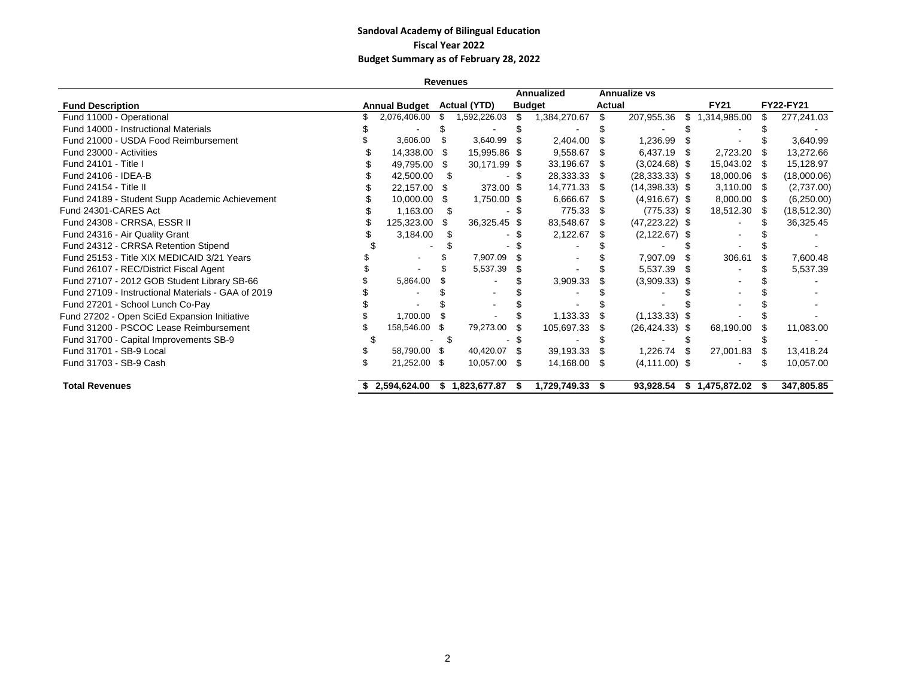**Sandoval Academy of Bilingual Education**
**Fiscal Year 2022**
**Budget Summary as of February 28, 2022**

**Revenues**

| Fund Description | Annual Budget | Actual (YTD) | Annualized Budget | Annualize vs Actual | FY21 | FY22-FY21 |
|---|---|---|---|---|---|---|
| Fund 11000 - Operational | $ 2,076,406.00 | $ 1,592,226.03 | $ 1,384,270.67 | $ 207,955.36 | $ 1,314,985.00 | $ 277,241.03 |
| Fund 14000 - Instructional Materials | $ - | $ - | $ - | $ - | $ - | $ - |
| Fund 21000 - USDA Food Reimbursement | $ 3,606.00 | $ 3,640.99 | $ 2,404.00 | $ 1,236.99 | $ - | $ 3,640.99 |
| Fund 23000 - Activities | $ 14,338.00 | $ 15,995.86 | $ 9,558.67 | $ 6,437.19 | $ 2,723.20 | $ 13,272.66 |
| Fund 24101 - Title I | $ 49,795.00 | $ 30,171.99 | $ 33,196.67 | $ (3,024.68) | $ 15,043.02 | $ 15,128.97 |
| Fund 24106 - IDEA-B | $ 42,500.00 | $ - | $ 28,333.33 | $ (28,333.33) | $ 18,000.06 | $ (18,000.06) |
| Fund 24154 - Title II | $ 22,157.00 | $ 373.00 | $ 14,771.33 | $ (14,398.33) | $ 3,110.00 | $ (2,737.00) |
| Fund 24189 - Student Supp Academic Achievement | $ 10,000.00 | $ 1,750.00 | $ 6,666.67 | $ (4,916.67) | $ 8,000.00 | $ (6,250.00) |
| Fund 24301-CARES Act | $ 1,163.00 | $ - | $ 775.33 | $ (775.33) | $ 18,512.30 | $ (18,512.30) |
| Fund 24308 - CRRSA, ESSR II | $ 125,323.00 | $ 36,325.45 | $ 83,548.67 | $ (47,223.22) | $ - | $ 36,325.45 |
| Fund 24316 - Air Quality Grant | $ 3,184.00 | $ - | $ 2,122.67 | $ (2,122.67) | $ - | $ - |
| Fund 24312 - CRRSA Retention Stipend | $ - | $ - | $ - | $ - | $ - | $ - |
| Fund 25153 - Title XIX MEDICAID 3/21 Years | $ - | $ 7,907.09 | $ - | $ 7,907.09 | $ 306.61 | $ 7,600.48 |
| Fund 26107 - REC/District Fiscal Agent | $ - | $ 5,537.39 | $ - | $ 5,537.39 | $ - | $ 5,537.39 |
| Fund 27107 - 2012 GOB Student Library SB-66 | $ 5,864.00 | $ - | $ 3,909.33 | $ (3,909.33) | $ - | $ - |
| Fund 27109 - Instructional Materials - GAA of 2019 | $ - | $ - | $ - | $ - | $ - | $ - |
| Fund 27201 - School Lunch Co-Pay | $ - | $ - | $ - | $ - | $ - | $ - |
| Fund 27202 - Open SciEd Expansion Initiative | $ 1,700.00 | $ - | $ 1,133.33 | $ (1,133.33) | $ - | $ - |
| Fund 31200 - PSCOC Lease Reimbursement | $ 158,546.00 | $ 79,273.00 | $ 105,697.33 | $ (26,424.33) | $ 68,190.00 | $ 11,083.00 |
| Fund 31700 - Capital Improvements SB-9 | $ - | $ - | $ - | $ - | $ - | $ - |
| Fund 31701 - SB-9 Local | $ 58,790.00 | $ 40,420.07 | $ 39,193.33 | $ 1,226.74 | $ 27,001.83 | $ 13,418.24 |
| Fund 31703 - SB-9 Cash | $ 21,252.00 | $ 10,057.00 | $ 14,168.00 | $ (4,111.00) | $ - | $ 10,057.00 |
| **Total Revenues** | **$ 2,594,624.00** | **$ 1,823,677.87** | **$ 1,729,749.33** | **$ 93,928.54** | **$ 1,475,872.02** | **$ 347,805.85** |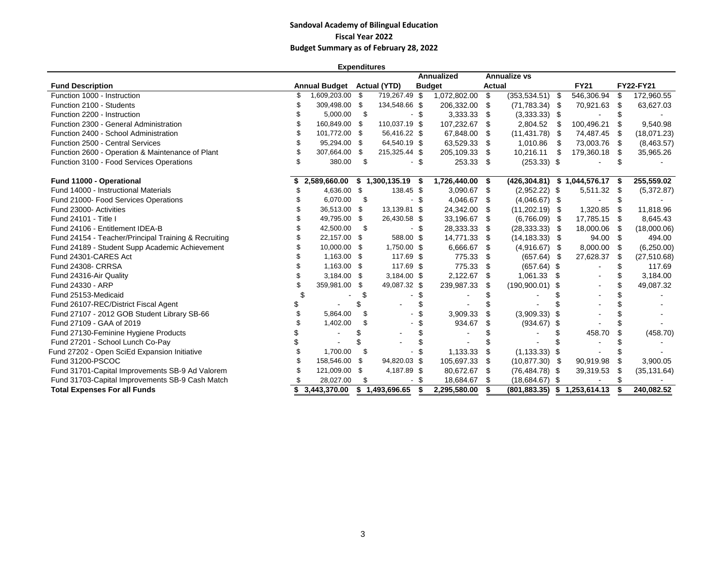**Sandoval Academy of Bilingual Education**

**Fiscal Year 2022**

**Budget Summary as of February 28, 2022**

**Expenditures**

| Fund Description | Annual Budget | Actual (YTD) | Annualized Budget | Annualize vs Actual | FY21 | FY22-FY21 |
|---|---|---|---|---|---|---|
| Function 1000 - Instruction | $ 1,609,203.00 | $ 719,267.49 | $ 1,072,802.00 | $ (353,534.51) | $ 546,306.94 | $ 172,960.55 |
| Function 2100 - Students | $ 309,498.00 | $ 134,548.66 | $ 206,332.00 | $ (71,783.34) | $ 70,921.63 | $ 63,627.03 |
| Function 2200 - Instruction | $ 5,000.00 | $ - | $ 3,333.33 | $ (3,333.33) | $ - | $ - |
| Function 2300 - General Administration | $ 160,849.00 | $ 110,037.19 | $ 107,232.67 | $ 2,804.52 | $ 100,496.21 | $ 9,540.98 |
| Function 2400 - School Administration | $ 101,772.00 | $ 56,416.22 | $ 67,848.00 | $ (11,431.78) | $ 74,487.45 | $ (18,071.23) |
| Function 2500 - Central Services | $ 95,294.00 | $ 64,540.19 | $ 63,529.33 | $ 1,010.86 | $ 73,003.76 | $ (8,463.57) |
| Function 2600 - Operation & Maintenance of Plant | $ 307,664.00 | $ 215,325.44 | $ 205,109.33 | $ 10,216.11 | $ 179,360.18 | $ 35,965.26 |
| Function 3100 - Food Services Operations | $ 380.00 | $ - | $ 253.33 | $ (253.33) | $ - | $ - |
| **Fund 11000 - Operational** | **$ 2,589,660.00** | **$ 1,300,135.19** | **$ 1,726,440.00** | **$ (426,304.81)** | **$ 1,044,576.17** | **$ 255,559.02** |
| Fund 14000 - Instructional Materials | $ 4,636.00 | $ 138.45 | $ 3,090.67 | $ (2,952.22) | $ 5,511.32 | $ (5,372.87) |
| Fund 21000- Food Services Operations | $ 6,070.00 | $ - | $ 4,046.67 | $ (4,046.67) | $ - | $ - |
| Fund 23000- Activities | $ 36,513.00 | $ 13,139.81 | $ 24,342.00 | $ (11,202.19) | $ 1,320.85 | $ 11,818.96 |
| Fund 24101 - Title I | $ 49,795.00 | $ 26,430.58 | $ 33,196.67 | $ (6,766.09) | $ 17,785.15 | $ 8,645.43 |
| Fund 24106 - Entitlement IDEA-B | $ 42,500.00 | $ - | $ 28,333.33 | $ (28,333.33) | $ 18,000.06 | $ (18,000.06) |
| Fund 24154 - Teacher/Principal Training & Recruiting | $ 22,157.00 | $ 588.00 | $ 14,771.33 | $ (14,183.33) | $ 94.00 | $ 494.00 |
| Fund 24189 - Student Supp Academic Achievement | $ 10,000.00 | $ 1,750.00 | $ 6,666.67 | $ (4,916.67) | $ 8,000.00 | $ (6,250.00) |
| Fund 24301-CARES Act | $ 1,163.00 | $ 117.69 | $ 775.33 | $ (657.64) | $ 27,628.37 | $ (27,510.68) |
| Fund 24308- CRRSA | $ 1,163.00 | $ 117.69 | $ 775.33 | $ (657.64) | $ - | $ 117.69 |
| Fund 24316-Air Quality | $ 3,184.00 | $ 3,184.00 | $ 2,122.67 | $ 1,061.33 | $ - | $ 3,184.00 |
| Fund 24330 - ARP | $ 359,981.00 | $ 49,087.32 | $ 239,987.33 | $ (190,900.01) | $ - | $ 49,087.32 |
| Fund 25153-Medicaid | $ - | $ - | $ - | $ - | $ - | $ - |
| Fund 26107-REC/District Fiscal Agent | $ - | $ - | $ - | $ - | $ - | $ - |
| Fund 27107 - 2012 GOB Student Library SB-66 | $ 5,864.00 | $ - | $ 3,909.33 | $ (3,909.33) | $ - | $ - |
| Fund 27109 - GAA of 2019 | $ 1,402.00 | $ - | $ 934.67 | $ (934.67) | $ - | $ - |
| Fund 27130-Feminine Hygiene Products | $ - | $ - | $ - | $ - | $ 458.70 | $ (458.70) |
| Fund 27201 - School Lunch Co-Pay | $ - | $ - | $ - | $ - | $ - | $ - |
| Fund 27202 - Open SciEd Expansion Initiative | $ 1,700.00 | $ - | $ 1,133.33 | $ (1,133.33) | $ - | $ - |
| Fund 31200-PSCOC | $ 158,546.00 | $ 94,820.03 | $ 105,697.33 | $ (10,877.30) | $ 90,919.98 | $ 3,900.05 |
| Fund 31701-Capital Improvements SB-9 Ad Valorem | $ 121,009.00 | $ 4,187.89 | $ 80,672.67 | $ (76,484.78) | $ 39,319.53 | $ (35,131.64) |
| Fund 31703-Capital Improvements SB-9 Cash Match | $ 28,027.00 | $ - | $ 18,684.67 | $ (18,684.67) | $ - | $ - |
| **Total Expenses For all Funds** | **$ 3,443,370.00** | **$ 1,493,696.65** | **$ 2,295,580.00** | **$ (801,883.35)** | **$ 1,253,614.13** | **$ 240,082.52** |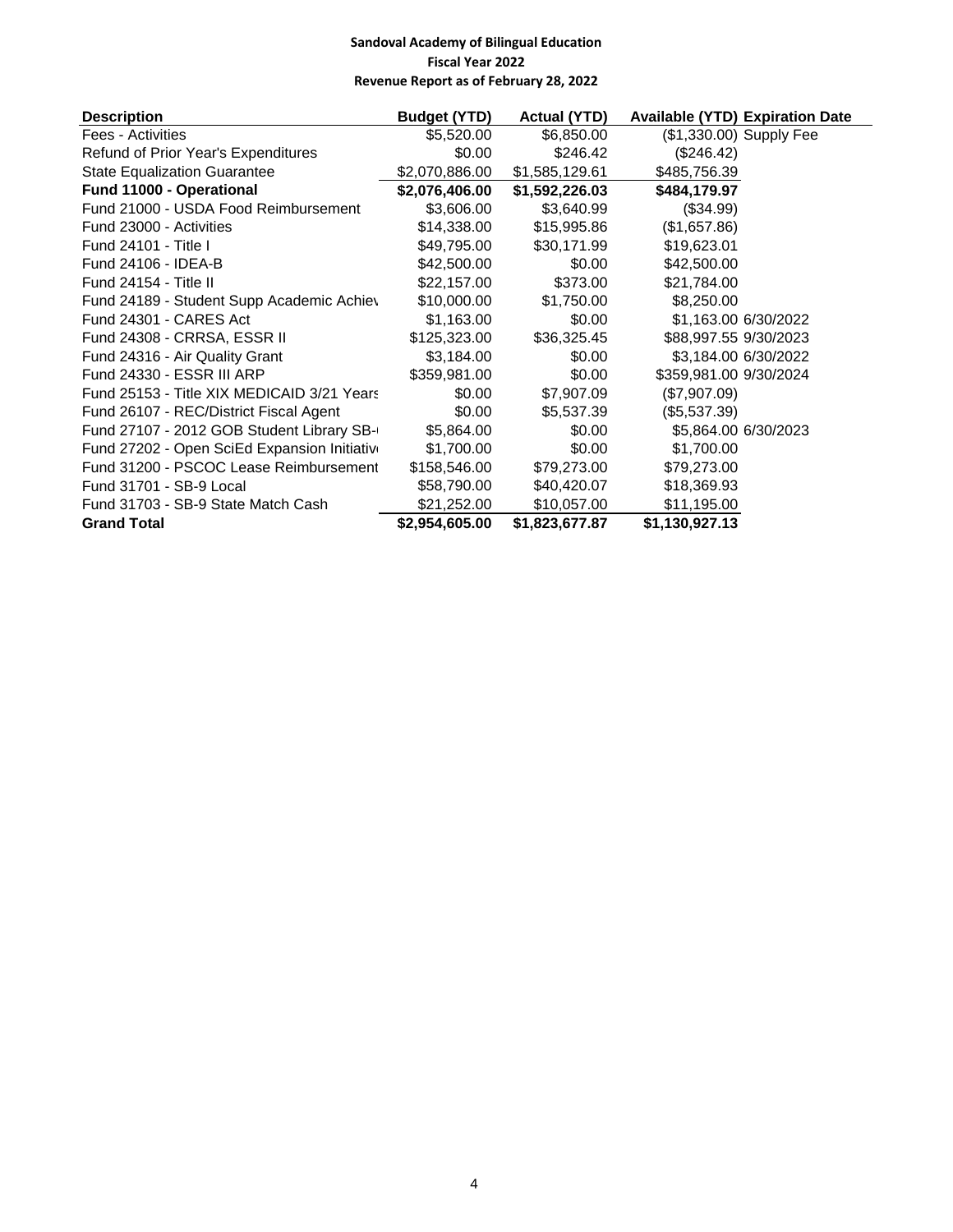**Sandoval Academy of Bilingual Education**
**Fiscal Year 2022**
**Revenue Report as of February 28, 2022**

| Description | Budget (YTD) | Actual (YTD) | Available (YTD) | Expiration Date |
|---|---|---|---|---|
| Fees - Activities | $5,520.00 | $6,850.00 | ($1,330.00) | Supply Fee |
| Refund of Prior Year's Expenditures | $0.00 | $246.42 | ($246.42) | |
| State Equalization Guarantee | $2,070,886.00 | $1,585,129.61 | $485,756.39 | |
| **Fund 11000 - Operational** | **$2,076,406.00** | **$1,592,226.03** | **$484,179.97** | |
| Fund 21000 - USDA Food Reimbursement | $3,606.00 | $3,640.99 | ($34.99) | |
| Fund 23000 - Activities | $14,338.00 | $15,995.86 | ($1,657.86) | |
| Fund 24101 - Title I | $49,795.00 | $30,171.99 | $19,623.01 | |
| Fund 24106 - IDEA-B | $42,500.00 | $0.00 | $42,500.00 | |
| Fund 24154 - Title II | $22,157.00 | $373.00 | $21,784.00 | |
| Fund 24189 - Student Supp Academic Achiev | $10,000.00 | $1,750.00 | $8,250.00 | |
| Fund 24301 - CARES Act | $1,163.00 | $0.00 | $1,163.00 | 6/30/2022 |
| Fund 24308 - CRRSA, ESSR II | $125,323.00 | $36,325.45 | $88,997.55 | 9/30/2023 |
| Fund 24316 - Air Quality Grant | $3,184.00 | $0.00 | $3,184.00 | 6/30/2022 |
| Fund 24330 - ESSR III ARP | $359,981.00 | $0.00 | $359,981.00 | 9/30/2024 |
| Fund 25153 - Title XIX MEDICAID 3/21 Years | $0.00 | $7,907.09 | ($7,907.09) | |
| Fund 26107 - REC/District Fiscal Agent | $0.00 | $5,537.39 | ($5,537.39) | |
| Fund 27107 - 2012 GOB Student Library SB- | $5,864.00 | $0.00 | $5,864.00 | 6/30/2023 |
| Fund 27202 - Open SciEd Expansion Initiativ | $1,700.00 | $0.00 | $1,700.00 | |
| Fund 31200 - PSCOC Lease Reimbursement | $158,546.00 | $79,273.00 | $79,273.00 | |
| Fund 31701 - SB-9 Local | $58,790.00 | $40,420.07 | $18,369.93 | |
| Fund 31703 - SB-9 State Match Cash | $21,252.00 | $10,057.00 | $11,195.00 | |
| **Grand Total** | **$2,954,605.00** | **$1,823,677.87** | **$1,130,927.13** | |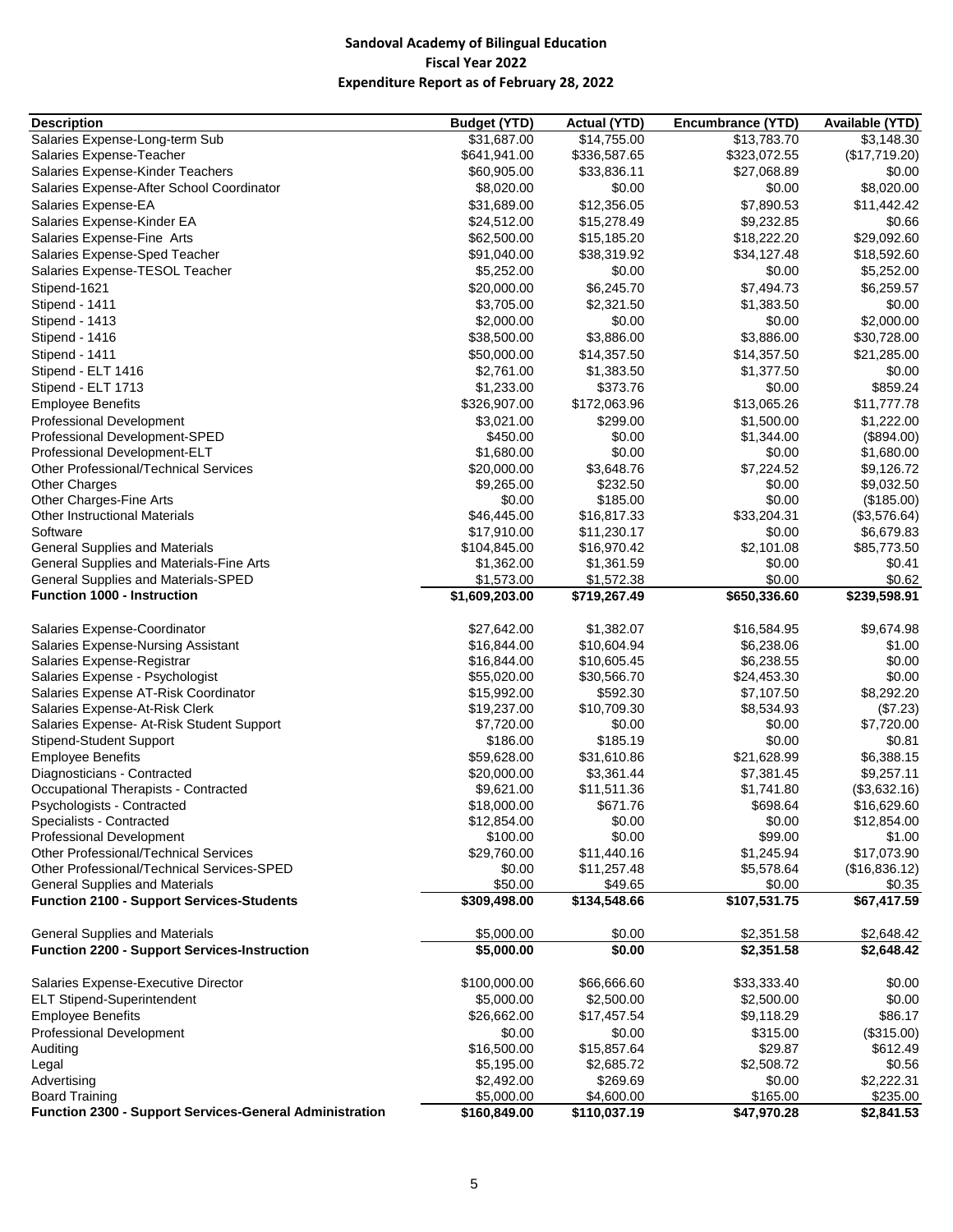# Sandoval Academy of Bilingual Education
## Fiscal Year 2022
## Expenditure Report as of February 28, 2022

| Description | Budget (YTD) | Actual (YTD) | Encumbrance (YTD) | Available (YTD) |
|---|---|---|---|---|
| Salaries Expense-Long-term Sub | $31,687.00 | $14,755.00 | $13,783.70 | $3,148.30 |
| Salaries Expense-Teacher | $641,941.00 | $336,587.65 | $323,072.55 | ($17,719.20) |
| Salaries Expense-Kinder Teachers | $60,905.00 | $33,836.11 | $27,068.89 | $0.00 |
| Salaries Expense-After School Coordinator | $8,020.00 | $0.00 | $0.00 | $8,020.00 |
| Salaries Expense-EA | $31,689.00 | $12,356.05 | $7,890.53 | $11,442.42 |
| Salaries Expense-Kinder EA | $24,512.00 | $15,278.49 | $9,232.85 | $0.66 |
| Salaries Expense-Fine Arts | $62,500.00 | $15,185.20 | $18,222.20 | $29,092.60 |
| Salaries Expense-Sped Teacher | $91,040.00 | $38,319.92 | $34,127.48 | $18,592.60 |
| Salaries Expense-TESOL Teacher | $5,252.00 | $0.00 | $0.00 | $5,252.00 |
| Stipend-1621 | $20,000.00 | $6,245.70 | $7,494.73 | $6,259.57 |
| Stipend - 1411 | $3,705.00 | $2,321.50 | $1,383.50 | $0.00 |
| Stipend - 1413 | $2,000.00 | $0.00 | $0.00 | $2,000.00 |
| Stipend - 1416 | $38,500.00 | $3,886.00 | $3,886.00 | $30,728.00 |
| Stipend - 1411 | $50,000.00 | $14,357.50 | $14,357.50 | $21,285.00 |
| Stipend - ELT 1416 | $2,761.00 | $1,383.50 | $1,377.50 | $0.00 |
| Stipend - ELT 1713 | $1,233.00 | $373.76 | $0.00 | $859.24 |
| Employee Benefits | $326,907.00 | $172,063.96 | $13,065.26 | $11,777.78 |
| Professional Development | $3,021.00 | $299.00 | $1,500.00 | $1,222.00 |
| Professional Development-SPED | $450.00 | $0.00 | $1,344.00 | ($894.00) |
| Professional Development-ELT | $1,680.00 | $0.00 | $0.00 | $1,680.00 |
| Other Professional/Technical Services | $20,000.00 | $3,648.76 | $7,224.52 | $9,126.72 |
| Other Charges | $9,265.00 | $232.50 | $0.00 | $9,032.50 |
| Other Charges-Fine Arts | $0.00 | $185.00 | $0.00 | ($185.00) |
| Other Instructional Materials | $46,445.00 | $16,817.33 | $33,204.31 | ($3,576.64) |
| Software | $17,910.00 | $11,230.17 | $0.00 | $6,679.83 |
| General Supplies and Materials | $104,845.00 | $16,970.42 | $2,101.08 | $85,773.50 |
| General Supplies and Materials-Fine Arts | $1,362.00 | $1,361.59 | $0.00 | $0.41 |
| General Supplies and Materials-SPED | $1,573.00 | $1,572.38 | $0.00 | $0.62 |
| **Function 1000 - Instruction** | **$1,609,203.00** | **$719,267.49** | **$650,336.60** | **$239,598.91** |
| | | | | |
| Salaries Expense-Coordinator | $27,642.00 | $1,382.07 | $16,584.95 | $9,674.98 |
| Salaries Expense-Nursing Assistant | $16,844.00 | $10,604.94 | $6,238.06 | $1.00 |
| Salaries Expense-Registrar | $16,844.00 | $10,605.45 | $6,238.55 | $0.00 |
| Salaries Expense - Psychologist | $55,020.00 | $30,566.70 | $24,453.30 | $0.00 |
| Salaries Expense AT-Risk Coordinator | $15,992.00 | $592.30 | $7,107.50 | $8,292.20 |
| Salaries Expense-At-Risk Clerk | $19,237.00 | $10,709.30 | $8,534.93 | ($7.23) |
| Salaries Expense- At-Risk Student Support | $7,720.00 | $0.00 | $0.00 | $7,720.00 |
| Stipend-Student Support | $186.00 | $185.19 | $0.00 | $0.81 |
| Employee Benefits | $59,628.00 | $31,610.86 | $21,628.99 | $6,388.15 |
| Diagnosticians - Contracted | $20,000.00 | $3,361.44 | $7,381.45 | $9,257.11 |
| Occupational Therapists - Contracted | $9,621.00 | $11,511.36 | $1,741.80 | ($3,632.16) |
| Psychologists - Contracted | $18,000.00 | $671.76 | $698.64 | $16,629.60 |
| Specialists - Contracted | $12,854.00 | $0.00 | $0.00 | $12,854.00 |
| Professional Development | $100.00 | $0.00 | $99.00 | $1.00 |
| Other Professional/Technical Services | $29,760.00 | $11,440.16 | $1,245.94 | $17,073.90 |
| Other Professional/Technical Services-SPED | $0.00 | $11,257.48 | $5,578.64 | ($16,836.12) |
| General Supplies and Materials | $50.00 | $49.65 | $0.00 | $0.35 |
| **Function 2100 - Support Services-Students** | **$309,498.00** | **$134,548.66** | **$107,531.75** | **$67,417.59** |
| | | | | |
| General Supplies and Materials | $5,000.00 | $0.00 | $2,351.58 | $2,648.42 |
| **Function 2200 - Support Services-Instruction** | **$5,000.00** | **$0.00** | **$2,351.58** | **$2,648.42** |
| | | | | |
| Salaries Expense-Executive Director | $100,000.00 | $66,666.60 | $33,333.40 | $0.00 |
| ELT Stipend-Superintendent | $5,000.00 | $2,500.00 | $2,500.00 | $0.00 |
| Employee Benefits | $26,662.00 | $17,457.54 | $9,118.29 | $86.17 |
| Professional Development | $0.00 | $0.00 | $315.00 | ($315.00) |
| Auditing | $16,500.00 | $15,857.64 | $29.87 | $612.49 |
| Legal | $5,195.00 | $2,685.72 | $2,508.72 | $0.56 |
| Advertising | $2,492.00 | $269.69 | $0.00 | $2,222.31 |
| Board Training | $5,000.00 | $4,600.00 | $165.00 | $235.00 |
| **Function 2300 - Support Services-General Administration** | **$160,849.00** | **$110,037.19** | **$47,970.28** | **$2,841.53** |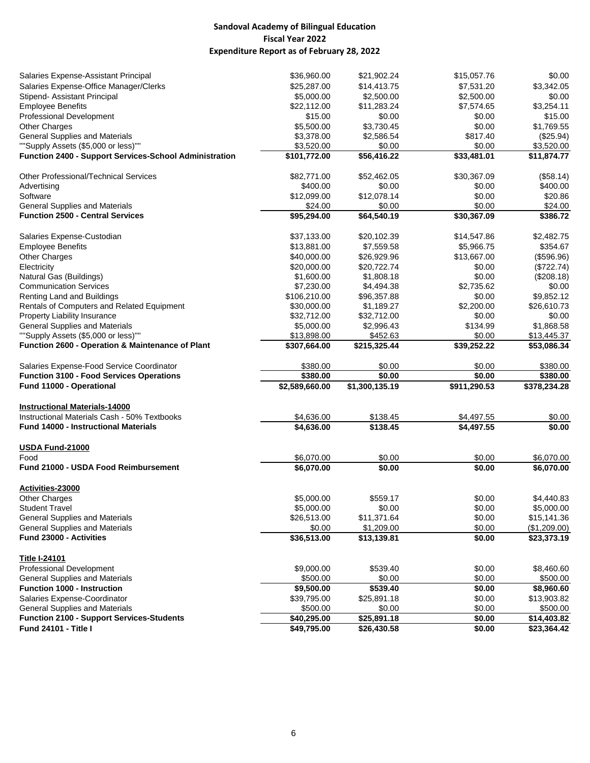**Sandoval Academy of Bilingual Education**
**Fiscal Year 2022**
**Expenditure Report as of February 28, 2022**

| | | | | |
|---|---|---|---|---|
| Salaries Expense-Assistant Principal | $36,960.00 | $21,902.24 | $15,057.76 | $0.00 |
| Salaries Expense-Office Manager/Clerks | $25,287.00 | $14,413.75 | $7,531.20 | $3,342.05 |
| Stipend- Assistant Principal | $5,000.00 | $2,500.00 | $2,500.00 | $0.00 |
| Employee Benefits | $22,112.00 | $11,283.24 | $7,574.65 | $3,254.11 |
| Professional Development | $15.00 | $0.00 | $0.00 | $15.00 |
| Other Charges | $5,500.00 | $3,730.45 | $0.00 | $1,769.55 |
| General Supplies and Materials | $3,378.00 | $2,586.54 | $817.40 | ($25.94) |
| ""Supply Assets ($5,000 or less)"" | $3,520.00 | $0.00 | $0.00 | $3,520.00 |
| **Function 2400 - Support Services-School Administration** | **$101,772.00** | **$56,416.22** | **$33,481.01** | **$11,874.77** |
| | | | | |
| Other Professional/Technical Services | $82,771.00 | $52,462.05 | $30,367.09 | ($58.14) |
| Advertising | $400.00 | $0.00 | $0.00 | $400.00 |
| Software | $12,099.00 | $12,078.14 | $0.00 | $20.86 |
| General Supplies and Materials | $24.00 | $0.00 | $0.00 | $24.00 |
| **Function 2500 - Central Services** | **$95,294.00** | **$64,540.19** | **$30,367.09** | **$386.72** |
| | | | | |
| Salaries Expense-Custodian | $37,133.00 | $20,102.39 | $14,547.86 | $2,482.75 |
| Employee Benefits | $13,881.00 | $7,559.58 | $5,966.75 | $354.67 |
| Other Charges | $40,000.00 | $26,929.96 | $13,667.00 | ($596.96) |
| Electricity | $20,000.00 | $20,722.74 | $0.00 | ($722.74) |
| Natural Gas (Buildings) | $1,600.00 | $1,808.18 | $0.00 | ($208.18) |
| Communication Services | $7,230.00 | $4,494.38 | $2,735.62 | $0.00 |
| Renting Land and Buildings | $106,210.00 | $96,357.88 | $0.00 | $9,852.12 |
| Rentals of Computers and Related Equipment | $30,000.00 | $1,189.27 | $2,200.00 | $26,610.73 |
| Property Liability Insurance | $32,712.00 | $32,712.00 | $0.00 | $0.00 |
| General Supplies and Materials | $5,000.00 | $2,996.43 | $134.99 | $1,868.58 |
| ""Supply Assets ($5,000 or less)"" | $13,898.00 | $452.63 | $0.00 | $13,445.37 |
| **Function 2600 - Operation & Maintenance of Plant** | **$307,664.00** | **$215,325.44** | **$39,252.22** | **$53,086.34** |
| | | | | |
| Salaries Expense-Food Service Coordinator | $380.00 | $0.00 | $0.00 | $380.00 |
| **Function 3100 - Food Services Operations** | **$380.00** | **$0.00** | **$0.00** | **$380.00** |
| **Fund 11000 - Operational** | **$2,589,660.00** | **$1,300,135.19** | **$911,290.53** | **$378,234.28** |
| | | | | |
| **Instructional Materials-14000** | | | | |
| Instructional Materials Cash - 50% Textbooks | $4,636.00 | $138.45 | $4,497.55 | $0.00 |
| **Fund 14000 - Instructional Materials** | **$4,636.00** | **$138.45** | **$4,497.55** | **$0.00** |
| | | | | |
| **USDA Fund-21000** | | | | |
| Food | $6,070.00 | $0.00 | $0.00 | $6,070.00 |
| **Fund 21000 - USDA Food Reimbursement** | **$6,070.00** | **$0.00** | **$0.00** | **$6,070.00** |
| | | | | |
| **Activities-23000** | | | | |
| Other Charges | $5,000.00 | $559.17 | $0.00 | $4,440.83 |
| Student Travel | $5,000.00 | $0.00 | $0.00 | $5,000.00 |
| General Supplies and Materials | $26,513.00 | $11,371.64 | $0.00 | $15,141.36 |
| General Supplies and Materials | $0.00 | $1,209.00 | $0.00 | ($1,209.00) |
| **Fund 23000 - Activities** | **$36,513.00** | **$13,139.81** | **$0.00** | **$23,373.19** |
| | | | | |
| **Title I-24101** | | | | |
| Professional Development | $9,000.00 | $539.40 | $0.00 | $8,460.60 |
| General Supplies and Materials | $500.00 | $0.00 | $0.00 | $500.00 |
| **Function 1000 - Instruction** | **$9,500.00** | **$539.40** | **$0.00** | **$8,960.60** |
| Salaries Expense-Coordinator | $39,795.00 | $25,891.18 | $0.00 | $13,903.82 |
| General Supplies and Materials | $500.00 | $0.00 | $0.00 | $500.00 |
| **Function 2100 - Support Services-Students** | **$40,295.00** | **$25,891.18** | **$0.00** | **$14,403.82** |
| **Fund 24101 - Title I** | **$49,795.00** | **$26,430.58** | **$0.00** | **$23,364.42** |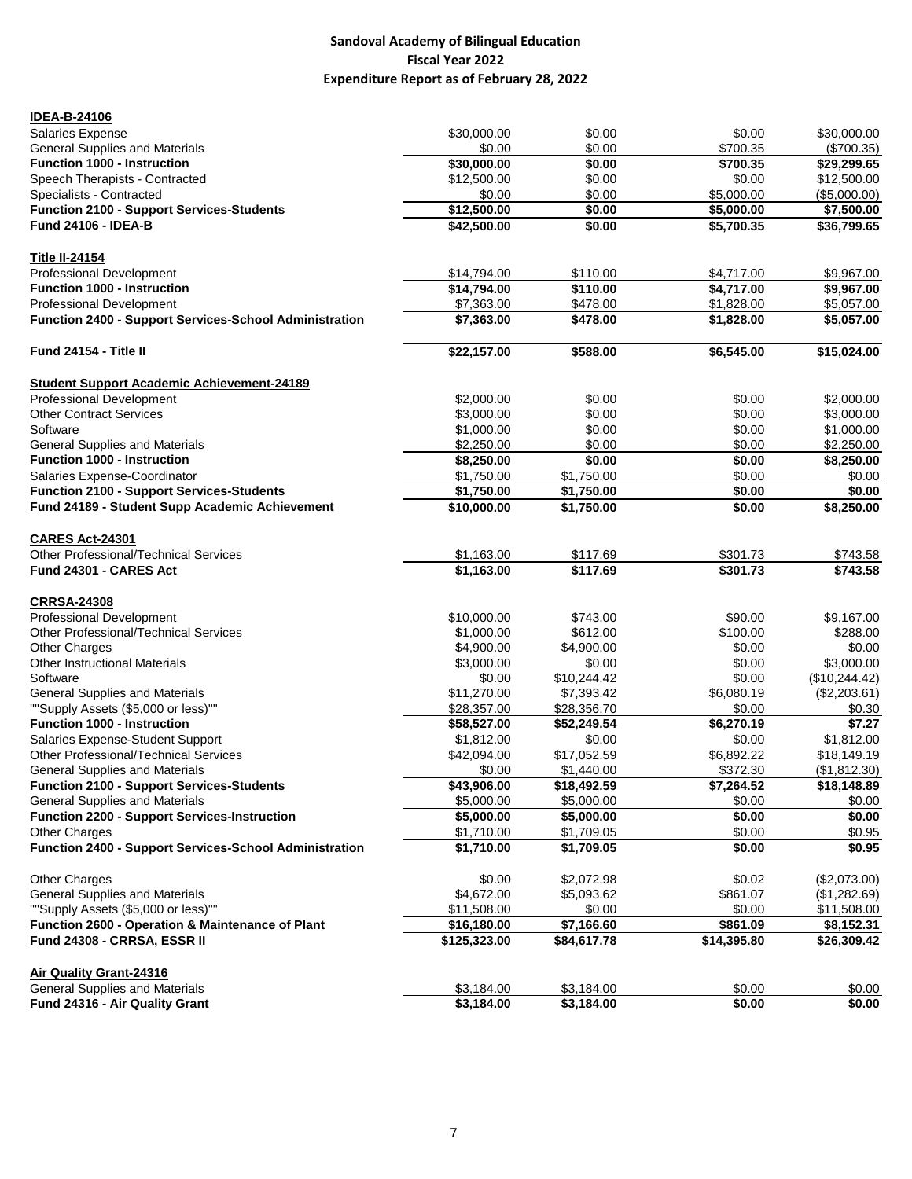# Sandoval Academy of Bilingual Education
## Fiscal Year 2022
## Expenditure Report as of February 28, 2022

| | | | | |
|---|---|---|---|---|
| **IDEA-B-24106** | | | | |
| Salaries Expense | $30,000.00 | $0.00 | $0.00 | $30,000.00 |
| General Supplies and Materials | $0.00 | $0.00 | $700.35 | ($700.35) |
| **Function 1000 - Instruction** | **$30,000.00** | **$0.00** | **$700.35** | **$29,299.65** |
| Speech Therapists - Contracted | $12,500.00 | $0.00 | $0.00 | $12,500.00 |
| Specialists - Contracted | $0.00 | $0.00 | $5,000.00 | ($5,000.00) |
| **Function 2100 - Support Services-Students** | **$12,500.00** | **$0.00** | **$5,000.00** | **$7,500.00** |
| **Fund 24106 - IDEA-B** | **$42,500.00** | **$0.00** | **$5,700.35** | **$36,799.65** |
| | | | | |
| **Title II-24154** | | | | |
| Professional Development | $14,794.00 | $110.00 | $4,717.00 | $9,967.00 |
| **Function 1000 - Instruction** | **$14,794.00** | **$110.00** | **$4,717.00** | **$9,967.00** |
| Professional Development | $7,363.00 | $478.00 | $1,828.00 | $5,057.00 |
| **Function 2400 - Support Services-School Administration** | **$7,363.00** | **$478.00** | **$1,828.00** | **$5,057.00** |
| | | | | |
| **Fund 24154 - Title II** | **$22,157.00** | **$588.00** | **$6,545.00** | **$15,024.00** |
| | | | | |
| **Student Support Academic Achievement-24189** | | | | |
| Professional Development | $2,000.00 | $0.00 | $0.00 | $2,000.00 |
| Other Contract Services | $3,000.00 | $0.00 | $0.00 | $3,000.00 |
| Software | $1,000.00 | $0.00 | $0.00 | $1,000.00 |
| General Supplies and Materials | $2,250.00 | $0.00 | $0.00 | $2,250.00 |
| **Function 1000 - Instruction** | **$8,250.00** | **$0.00** | **$0.00** | **$8,250.00** |
| Salaries Expense-Coordinator | $1,750.00 | $1,750.00 | $0.00 | $0.00 |
| **Function 2100 - Support Services-Students** | **$1,750.00** | **$1,750.00** | **$0.00** | **$0.00** |
| **Fund 24189 - Student Supp Academic Achievement** | **$10,000.00** | **$1,750.00** | **$0.00** | **$8,250.00** |
| | | | | |
| **CARES Act-24301** | | | | |
| Other Professional/Technical Services | $1,163.00 | $117.69 | $301.73 | $743.58 |
| **Fund 24301 - CARES Act** | **$1,163.00** | **$117.69** | **$301.73** | **$743.58** |
| | | | | |
| **CRRSA-24308** | | | | |
| Professional Development | $10,000.00 | $743.00 | $90.00 | $9,167.00 |
| Other Professional/Technical Services | $1,000.00 | $612.00 | $100.00 | $288.00 |
| Other Charges | $4,900.00 | $4,900.00 | $0.00 | $0.00 |
| Other Instructional Materials | $3,000.00 | $0.00 | $0.00 | $3,000.00 |
| Software | $0.00 | $10,244.42 | $0.00 | ($10,244.42) |
| General Supplies and Materials | $11,270.00 | $7,393.42 | $6,080.19 | ($2,203.61) |
| ""Supply Assets ($5,000 or less)"" | $28,357.00 | $28,356.70 | $0.00 | $0.30 |
| **Function 1000 - Instruction** | **$58,527.00** | **$52,249.54** | **$6,270.19** | **$7.27** |
| Salaries Expense-Student Support | $1,812.00 | $0.00 | $0.00 | $1,812.00 |
| Other Professional/Technical Services | $42,094.00 | $17,052.59 | $6,892.22 | $18,149.19 |
| General Supplies and Materials | $0.00 | $1,440.00 | $372.30 | ($1,812.30) |
| **Function 2100 - Support Services-Students** | **$43,906.00** | **$18,492.59** | **$7,264.52** | **$18,148.89** |
| General Supplies and Materials | $5,000.00 | $5,000.00 | $0.00 | $0.00 |
| **Function 2200 - Support Services-Instruction** | **$5,000.00** | **$5,000.00** | **$0.00** | **$0.00** |
| Other Charges | $1,710.00 | $1,709.05 | $0.00 | $0.95 |
| **Function 2400 - Support Services-School Administration** | **$1,710.00** | **$1,709.05** | **$0.00** | **$0.95** |
| | | | | |
| Other Charges | $0.00 | $2,072.98 | $0.02 | ($2,073.00) |
| General Supplies and Materials | $4,672.00 | $5,093.62 | $861.07 | ($1,282.69) |
| ""Supply Assets ($5,000 or less)"" | $11,508.00 | $0.00 | $0.00 | $11,508.00 |
| **Function 2600 - Operation & Maintenance of Plant** | **$16,180.00** | **$7,166.60** | **$861.09** | **$8,152.31** |
| **Fund 24308 - CRRSA, ESSR II** | **$125,323.00** | **$84,617.78** | **$14,395.80** | **$26,309.42** |
| | | | | |
| **Air Quality Grant-24316** | | | | |
| General Supplies and Materials | $3,184.00 | $3,184.00 | $0.00 | $0.00 |
| **Fund 24316 - Air Quality Grant** | **$3,184.00** | **$3,184.00** | **$0.00** | **$0.00** |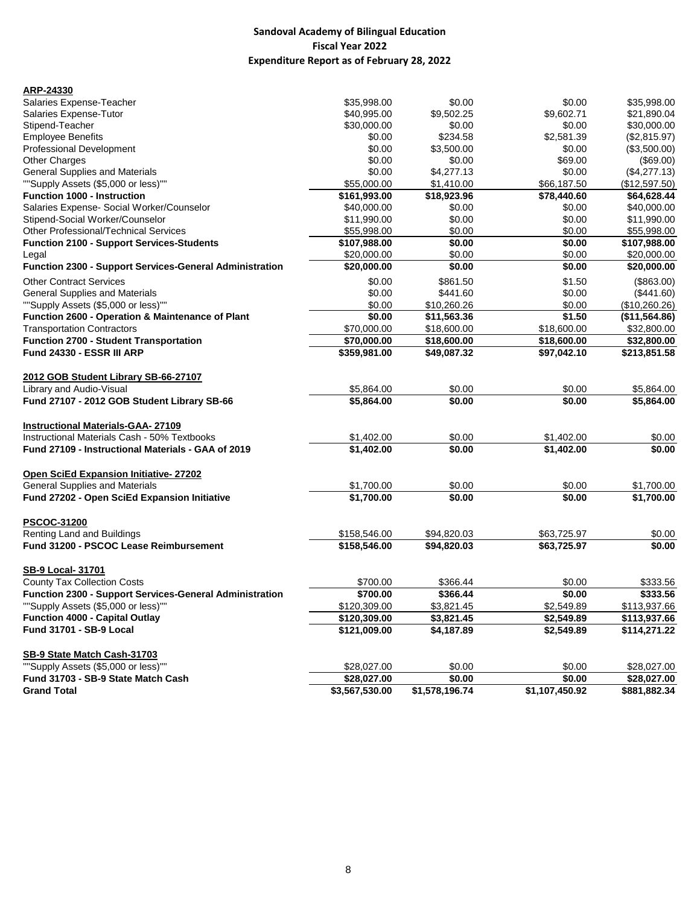**Sandoval Academy of Bilingual Education**
**Fiscal Year 2022**
**Expenditure Report as of February 28, 2022**

| | | | | |
|---|---|---|---|---|
| **ARP-24330** | | | | |
| Salaries Expense-Teacher | $35,998.00 | $0.00 | $0.00 | $35,998.00 |
| Salaries Expense-Tutor | $40,995.00 | $9,502.25 | $9,602.71 | $21,890.04 |
| Stipend-Teacher | $30,000.00 | $0.00 | $0.00 | $30,000.00 |
| Employee Benefits | $0.00 | $234.58 | $2,581.39 | ($2,815.97) |
| Professional Development | $0.00 | $3,500.00 | $0.00 | ($3,500.00) |
| Other Charges | $0.00 | $0.00 | $69.00 | ($69.00) |
| General Supplies and Materials | $0.00 | $4,277.13 | $0.00 | ($4,277.13) |
| ""Supply Assets ($5,000 or less)"" | $55,000.00 | $1,410.00 | $66,187.50 | ($12,597.50) |
| **Function 1000 - Instruction** | **$161,993.00** | **$18,923.96** | **$78,440.60** | **$64,628.44** |
| Salaries Expense- Social Worker/Counselor | $40,000.00 | $0.00 | $0.00 | $40,000.00 |
| Stipend-Social Worker/Counselor | $11,990.00 | $0.00 | $0.00 | $11,990.00 |
| Other Professional/Technical Services | $55,998.00 | $0.00 | $0.00 | $55,998.00 |
| **Function 2100 - Support Services-Students** | **$107,988.00** | **$0.00** | **$0.00** | **$107,988.00** |
| Legal | $20,000.00 | $0.00 | $0.00 | $20,000.00 |
| **Function 2300 - Support Services-General Administration** | **$20,000.00** | **$0.00** | **$0.00** | **$20,000.00** |
| Other Contract Services | $0.00 | $861.50 | $1.50 | ($863.00) |
| General Supplies and Materials | $0.00 | $441.60 | $0.00 | ($441.60) |
| ""Supply Assets ($5,000 or less)"" | $0.00 | $10,260.26 | $0.00 | ($10,260.26) |
| **Function 2600 - Operation & Maintenance of Plant** | **$0.00** | **$11,563.36** | **$1.50** | **($11,564.86)** |
| Transportation Contractors | $70,000.00 | $18,600.00 | $18,600.00 | $32,800.00 |
| **Function 2700 - Student Transportation** | **$70,000.00** | **$18,600.00** | **$18,600.00** | **$32,800.00** |
| **Fund 24330 - ESSR III ARP** | **$359,981.00** | **$49,087.32** | **$97,042.10** | **$213,851.58** |
| | | | | |
| **2012 GOB Student Library SB-66-27107** | | | | |
| Library and Audio-Visual | $5,864.00 | $0.00 | $0.00 | $5,864.00 |
| **Fund 27107 - 2012 GOB Student Library SB-66** | **$5,864.00** | **$0.00** | **$0.00** | **$5,864.00** |
| | | | | |
| **Instructional Materials-GAA- 27109** | | | | |
| Instructional Materials Cash - 50% Textbooks | $1,402.00 | $0.00 | $1,402.00 | $0.00 |
| **Fund 27109 - Instructional Materials - GAA of 2019** | **$1,402.00** | **$0.00** | **$1,402.00** | **$0.00** |
| | | | | |
| **Open SciEd Expansion Initiative- 27202** | | | | |
| General Supplies and Materials | $1,700.00 | $0.00 | $0.00 | $1,700.00 |
| **Fund 27202 - Open SciEd Expansion Initiative** | **$1,700.00** | **$0.00** | **$0.00** | **$1,700.00** |
| | | | | |
| **PSCOC-31200** | | | | |
| Renting Land and Buildings | $158,546.00 | $94,820.03 | $63,725.97 | $0.00 |
| **Fund 31200 - PSCOC Lease Reimbursement** | **$158,546.00** | **$94,820.03** | **$63,725.97** | **$0.00** |
| | | | | |
| **SB-9 Local- 31701** | | | | |
| County Tax Collection Costs | $700.00 | $366.44 | $0.00 | $333.56 |
| **Function 2300 - Support Services-General Administration** | **$700.00** | **$366.44** | **$0.00** | **$333.56** |
| ""Supply Assets ($5,000 or less)"" | $120,309.00 | $3,821.45 | $2,549.89 | $113,937.66 |
| **Function 4000 - Capital Outlay** | **$120,309.00** | **$3,821.45** | **$2,549.89** | **$113,937.66** |
| **Fund 31701 - SB-9 Local** | **$121,009.00** | **$4,187.89** | **$2,549.89** | **$114,271.22** |
| | | | | |
| **SB-9 State Match Cash-31703** | | | | |
| ""Supply Assets ($5,000 or less)"" | $28,027.00 | $0.00 | $0.00 | $28,027.00 |
| **Fund 31703 - SB-9 State Match Cash** | **$28,027.00** | **$0.00** | **$0.00** | **$28,027.00** |
| **Grand Total** | **$3,567,530.00** | **$1,578,196.74** | **$1,107,450.92** | **$881,882.34** |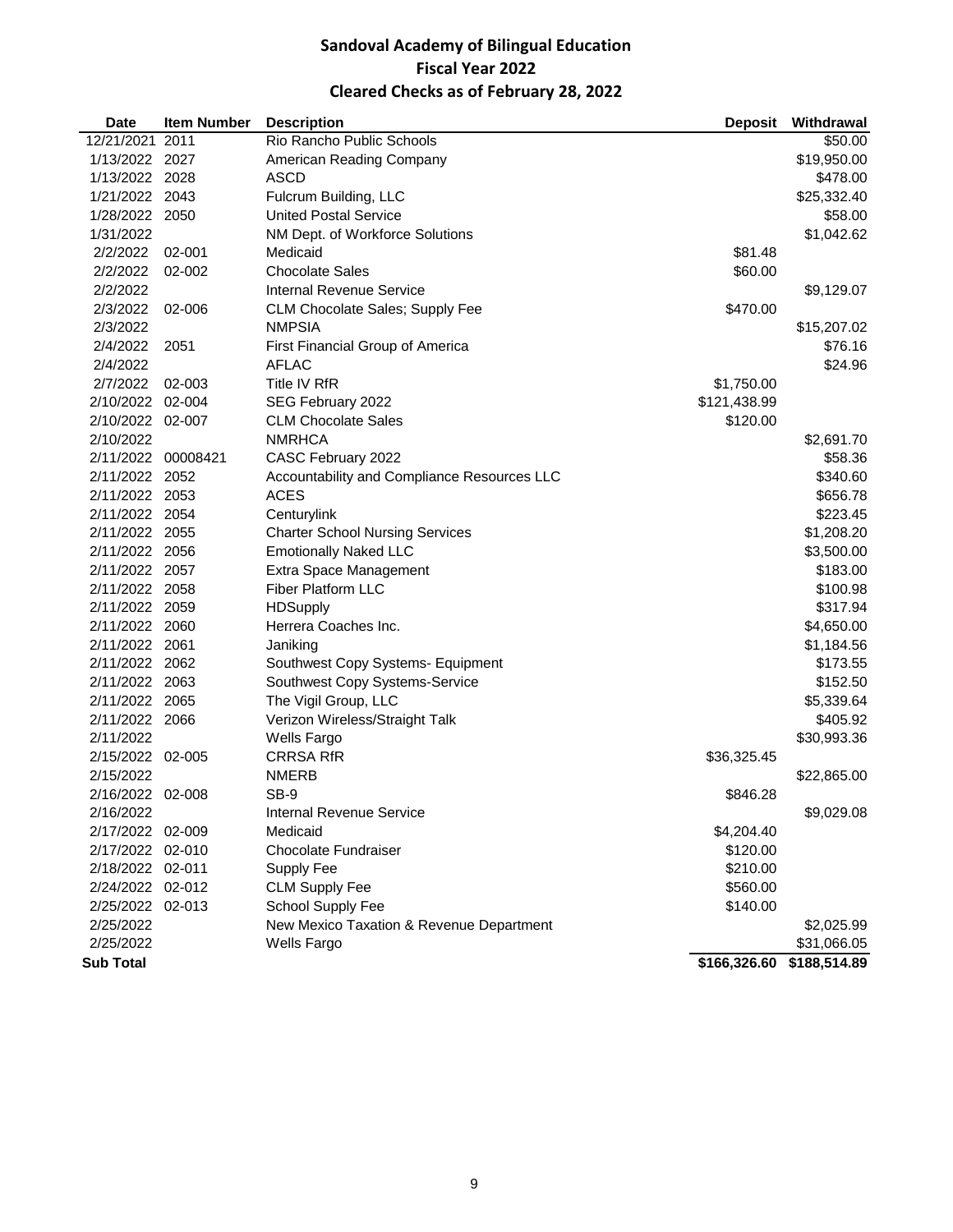# Sandoval Academy of Bilingual Education
## Fiscal Year 2022
## Cleared Checks as of February 28, 2022

| Date | Item Number | Description | Deposit | Withdrawal |
|---|---|---|---|---|
| 12/21/2021 | 2011 | Rio Rancho Public Schools | | $50.00 |
| 1/13/2022 | 2027 | American Reading Company | | $19,950.00 |
| 1/13/2022 | 2028 | ASCD | | $478.00 |
| 1/21/2022 | 2043 | Fulcrum Building, LLC | | $25,332.40 |
| 1/28/2022 | 2050 | United Postal Service | | $58.00 |
| 1/31/2022 | | NM Dept. of Workforce Solutions | | $1,042.62 |
| 2/2/2022 | 02-001 | Medicaid | $81.48 | |
| 2/2/2022 | 02-002 | Chocolate Sales | $60.00 | |
| 2/2/2022 | | Internal Revenue Service | | $9,129.07 |
| 2/3/2022 | 02-006 | CLM Chocolate Sales; Supply Fee | $470.00 | |
| 2/3/2022 | | NMPSIA | | $15,207.02 |
| 2/4/2022 | 2051 | First Financial Group of America | | $76.16 |
| 2/4/2022 | | AFLAC | | $24.96 |
| 2/7/2022 | 02-003 | Title IV RfR | $1,750.00 | |
| 2/10/2022 | 02-004 | SEG February 2022 | $121,438.99 | |
| 2/10/2022 | 02-007 | CLM Chocolate Sales | $120.00 | |
| 2/10/2022 | | NMRHCA | | $2,691.70 |
| 2/11/2022 | 00008421 | CASC February 2022 | | $58.36 |
| 2/11/2022 | 2052 | Accountability and Compliance Resources LLC | | $340.60 |
| 2/11/2022 | 2053 | ACES | | $656.78 |
| 2/11/2022 | 2054 | Centurylink | | $223.45 |
| 2/11/2022 | 2055 | Charter School Nursing Services | | $1,208.20 |
| 2/11/2022 | 2056 | Emotionally Naked LLC | | $3,500.00 |
| 2/11/2022 | 2057 | Extra Space Management | | $183.00 |
| 2/11/2022 | 2058 | Fiber Platform LLC | | $100.98 |
| 2/11/2022 | 2059 | HDSupply | | $317.94 |
| 2/11/2022 | 2060 | Herrera Coaches Inc. | | $4,650.00 |
| 2/11/2022 | 2061 | Janiking | | $1,184.56 |
| 2/11/2022 | 2062 | Southwest Copy Systems- Equipment | | $173.55 |
| 2/11/2022 | 2063 | Southwest Copy Systems-Service | | $152.50 |
| 2/11/2022 | 2065 | The Vigil Group, LLC | | $5,339.64 |
| 2/11/2022 | 2066 | Verizon Wireless/Straight Talk | | $405.92 |
| 2/11/2022 | | Wells Fargo | | $30,993.36 |
| 2/15/2022 | 02-005 | CRRSA RfR | $36,325.45 | |
| 2/15/2022 | | NMERB | | $22,865.00 |
| 2/16/2022 | 02-008 | SB-9 | $846.28 | |
| 2/16/2022 | | Internal Revenue Service | | $9,029.08 |
| 2/17/2022 | 02-009 | Medicaid | $4,204.40 | |
| 2/17/2022 | 02-010 | Chocolate Fundraiser | $120.00 | |
| 2/18/2022 | 02-011 | Supply Fee | $210.00 | |
| 2/24/2022 | 02-012 | CLM Supply Fee | $560.00 | |
| 2/25/2022 | 02-013 | School Supply Fee | $140.00 | |
| 2/25/2022 | | New Mexico Taxation & Revenue Department | | $2,025.99 |
| 2/25/2022 | | Wells Fargo | | $31,066.05 |
| **Sub Total** | | | **$166,326.60** | **$188,514.89** |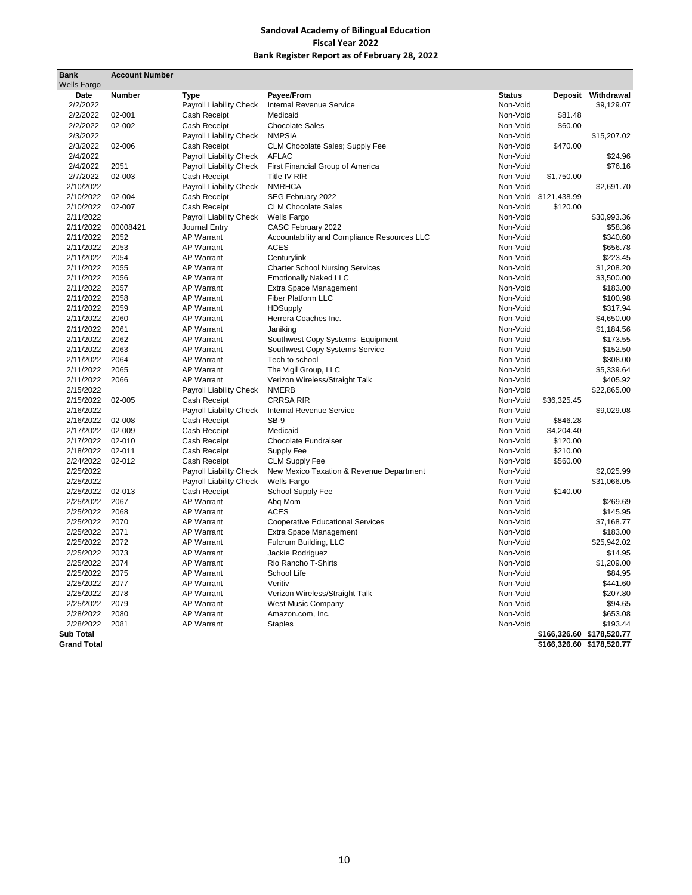**Sandoval Academy of Bilingual Education**
**Fiscal Year 2022**
**Bank Register Report as of February 28, 2022**

| Bank | Account Number | | | | | |
|---|---|---|---|---|---|---|
| Wells Fargo | | | | | | |
| **Date** | **Number** | **Type** | **Payee/From** | **Status** | **Deposit** | **Withdrawal** |
| 2/2/2022 | | Payroll Liability Check | Internal Revenue Service | Non-Void | | $9,129.07 |
| 2/2/2022 | 02-001 | Cash Receipt | Medicaid | Non-Void | $81.48 | |
| 2/2/2022 | 02-002 | Cash Receipt | Chocolate Sales | Non-Void | $60.00 | |
| 2/3/2022 | | Payroll Liability Check | NMPSIA | Non-Void | | $15,207.02 |
| 2/3/2022 | 02-006 | Cash Receipt | CLM Chocolate Sales; Supply Fee | Non-Void | $470.00 | |
| 2/4/2022 | | Payroll Liability Check | AFLAC | Non-Void | | $24.96 |
| 2/4/2022 | 2051 | Payroll Liability Check | First Financial Group of America | Non-Void | | $76.16 |
| 2/7/2022 | 02-003 | Cash Receipt | Title IV RfR | Non-Void | $1,750.00 | |
| 2/10/2022 | | Payroll Liability Check | NMRHCA | Non-Void | | $2,691.70 |
| 2/10/2022 | 02-004 | Cash Receipt | SEG February 2022 | Non-Void | $121,438.99 | |
| 2/10/2022 | 02-007 | Cash Receipt | CLM Chocolate Sales | Non-Void | $120.00 | |
| 2/11/2022 | | Payroll Liability Check | Wells Fargo | Non-Void | | $30,993.36 |
| 2/11/2022 | 00008421 | Journal Entry | CASC February 2022 | Non-Void | | $58.36 |
| 2/11/2022 | 2052 | AP Warrant | Accountability and Compliance Resources LLC | Non-Void | | $340.60 |
| 2/11/2022 | 2053 | AP Warrant | ACES | Non-Void | | $656.78 |
| 2/11/2022 | 2054 | AP Warrant | Centurylink | Non-Void | | $223.45 |
| 2/11/2022 | 2055 | AP Warrant | Charter School Nursing Services | Non-Void | | $1,208.20 |
| 2/11/2022 | 2056 | AP Warrant | Emotionally Naked LLC | Non-Void | | $3,500.00 |
| 2/11/2022 | 2057 | AP Warrant | Extra Space Management | Non-Void | | $183.00 |
| 2/11/2022 | 2058 | AP Warrant | Fiber Platform LLC | Non-Void | | $100.98 |
| 2/11/2022 | 2059 | AP Warrant | HDSupply | Non-Void | | $317.94 |
| 2/11/2022 | 2060 | AP Warrant | Herrera Coaches Inc. | Non-Void | | $4,650.00 |
| 2/11/2022 | 2061 | AP Warrant | Janiking | Non-Void | | $1,184.56 |
| 2/11/2022 | 2062 | AP Warrant | Southwest Copy Systems- Equipment | Non-Void | | $173.55 |
| 2/11/2022 | 2063 | AP Warrant | Southwest Copy Systems-Service | Non-Void | | $152.50 |
| 2/11/2022 | 2064 | AP Warrant | Tech to school | Non-Void | | $308.00 |
| 2/11/2022 | 2065 | AP Warrant | The Vigil Group, LLC | Non-Void | | $5,339.64 |
| 2/11/2022 | 2066 | AP Warrant | Verizon Wireless/Straight Talk | Non-Void | | $405.92 |
| 2/15/2022 | | Payroll Liability Check | NMERB | Non-Void | | $22,865.00 |
| 2/15/2022 | 02-005 | Cash Receipt | CRRSA RfR | Non-Void | $36,325.45 | |
| 2/16/2022 | | Payroll Liability Check | Internal Revenue Service | Non-Void | | $9,029.08 |
| 2/16/2022 | 02-008 | Cash Receipt | SB-9 | Non-Void | $846.28 | |
| 2/17/2022 | 02-009 | Cash Receipt | Medicaid | Non-Void | $4,204.40 | |
| 2/17/2022 | 02-010 | Cash Receipt | Chocolate Fundraiser | Non-Void | $120.00 | |
| 2/18/2022 | 02-011 | Cash Receipt | Supply Fee | Non-Void | $210.00 | |
| 2/24/2022 | 02-012 | Cash Receipt | CLM Supply Fee | Non-Void | $560.00 | |
| 2/25/2022 | | Payroll Liability Check | New Mexico Taxation & Revenue Department | Non-Void | | $2,025.99 |
| 2/25/2022 | | Payroll Liability Check | Wells Fargo | Non-Void | | $31,066.05 |
| 2/25/2022 | 02-013 | Cash Receipt | School Supply Fee | Non-Void | $140.00 | |
| 2/25/2022 | 2067 | AP Warrant | Abq Mom | Non-Void | | $269.69 |
| 2/25/2022 | 2068 | AP Warrant | ACES | Non-Void | | $145.95 |
| 2/25/2022 | 2070 | AP Warrant | Cooperative Educational Services | Non-Void | | $7,168.77 |
| 2/25/2022 | 2071 | AP Warrant | Extra Space Management | Non-Void | | $183.00 |
| 2/25/2022 | 2072 | AP Warrant | Fulcrum Building, LLC | Non-Void | | $25,942.02 |
| 2/25/2022 | 2073 | AP Warrant | Jackie Rodriguez | Non-Void | | $14.95 |
| 2/25/2022 | 2074 | AP Warrant | Rio Rancho T-Shirts | Non-Void | | $1,209.00 |
| 2/25/2022 | 2075 | AP Warrant | School Life | Non-Void | | $84.95 |
| 2/25/2022 | 2077 | AP Warrant | Veritiv | Non-Void | | $441.60 |
| 2/25/2022 | 2078 | AP Warrant | Verizon Wireless/Straight Talk | Non-Void | | $207.80 |
| 2/25/2022 | 2079 | AP Warrant | West Music Company | Non-Void | | $94.65 |
| 2/28/2022 | 2080 | AP Warrant | Amazon.com, Inc. | Non-Void | | $653.08 |
| 2/28/2022 | 2081 | AP Warrant | Staples | Non-Void | | $193.44 |
| **Sub Total** | | | | | **$166,326.60** | **$178,520.77** |
| **Grand Total** | | | | | **$166,326.60** | **$178,520.77** |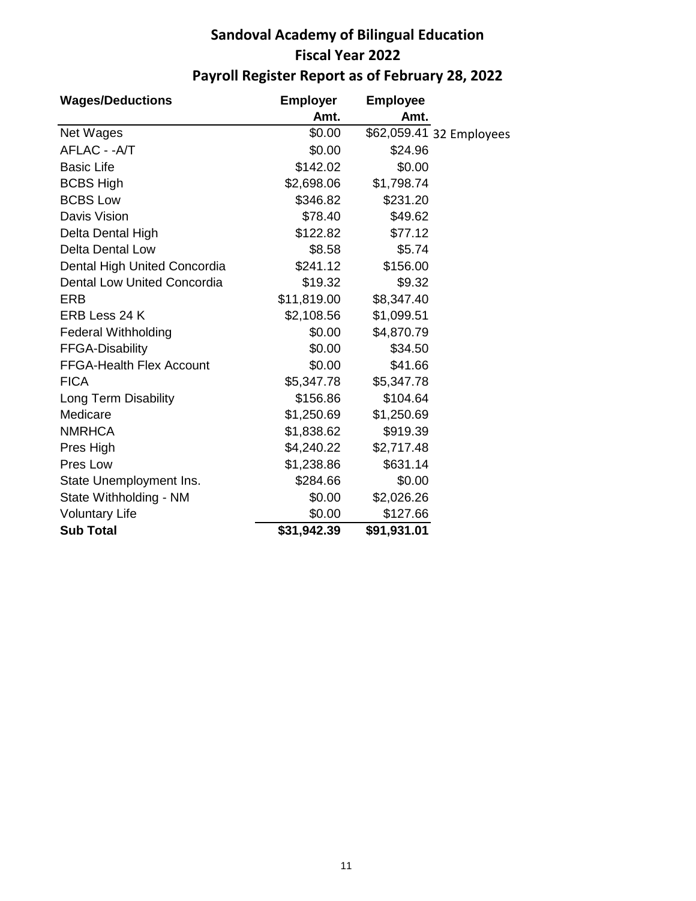# Sandoval Academy of Bilingual Education

## Fiscal Year 2022

## Payroll Register Report as of February 28, 2022

| Wages/Deductions | Employer Amt. | Employee Amt. | |
|---|---|---|---|
| Net Wages | $0.00 | $62,059.41 | 32 Employees |
| AFLAC - -A/T | $0.00 | $24.96 | |
| Basic Life | $142.02 | $0.00 | |
| BCBS High | $2,698.06 | $1,798.74 | |
| BCBS Low | $346.82 | $231.20 | |
| Davis Vision | $78.40 | $49.62 | |
| Delta Dental High | $122.82 | $77.12 | |
| Delta Dental Low | $8.58 | $5.74 | |
| Dental High United Concordia | $241.12 | $156.00 | |
| Dental Low United Concordia | $19.32 | $9.32 | |
| ERB | $11,819.00 | $8,347.40 | |
| ERB Less 24 K | $2,108.56 | $1,099.51 | |
| Federal Withholding | $0.00 | $4,870.79 | |
| FFGA-Disability | $0.00 | $34.50 | |
| FFGA-Health Flex Account | $0.00 | $41.66 | |
| FICA | $5,347.78 | $5,347.78 | |
| Long Term Disability | $156.86 | $104.64 | |
| Medicare | $1,250.69 | $1,250.69 | |
| NMRHCA | $1,838.62 | $919.39 | |
| Pres High | $4,240.22 | $2,717.48 | |
| Pres Low | $1,238.86 | $631.14 | |
| State Unemployment Ins. | $284.66 | $0.00 | |
| State Withholding - NM | $0.00 | $2,026.26 | |
| Voluntary Life | $0.00 | $127.66 | |
| **Sub Total** | **$31,942.39** | **$91,931.01** | |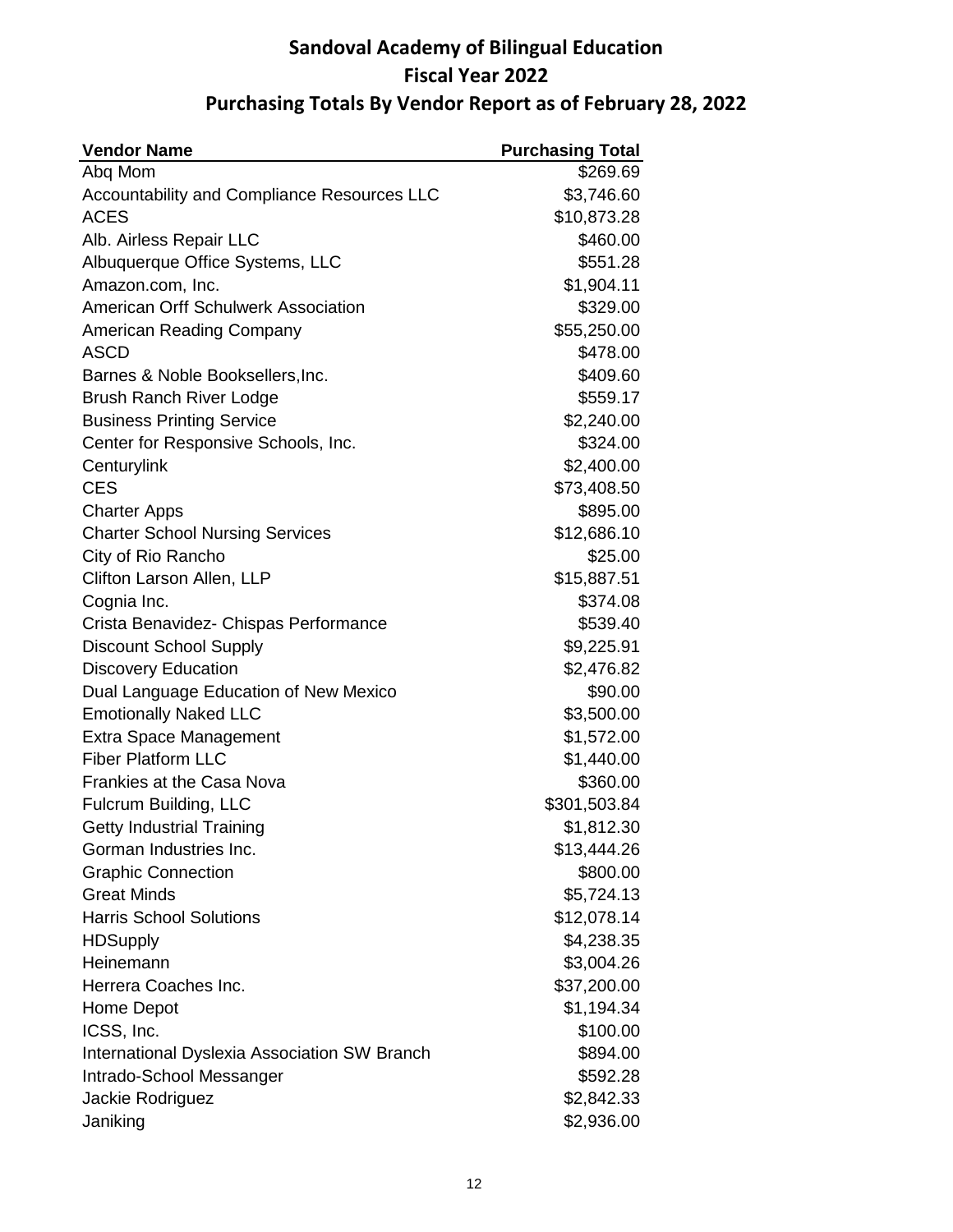# Sandoval Academy of Bilingual Education
## Fiscal Year 2022
## Purchasing Totals By Vendor Report as of February 28, 2022

| Vendor Name | Purchasing Total |
|---|---:|
| Abq Mom | $269.69 |
| Accountability and Compliance Resources LLC | $3,746.60 |
| ACES | $10,873.28 |
| Alb. Airless Repair LLC | $460.00 |
| Albuquerque Office Systems, LLC | $551.28 |
| Amazon.com, Inc. | $1,904.11 |
| American Orff Schulwerk Association | $329.00 |
| American Reading Company | $55,250.00 |
| ASCD | $478.00 |
| Barnes & Noble Booksellers,Inc. | $409.60 |
| Brush Ranch River Lodge | $559.17 |
| Business Printing Service | $2,240.00 |
| Center for Responsive Schools, Inc. | $324.00 |
| Centurylink | $2,400.00 |
| CES | $73,408.50 |
| Charter Apps | $895.00 |
| Charter School Nursing Services | $12,686.10 |
| City of Rio Rancho | $25.00 |
| Clifton Larson Allen, LLP | $15,887.51 |
| Cognia Inc. | $374.08 |
| Crista Benavidez- Chispas Performance | $539.40 |
| Discount School Supply | $9,225.91 |
| Discovery Education | $2,476.82 |
| Dual Language Education of New Mexico | $90.00 |
| Emotionally Naked LLC | $3,500.00 |
| Extra Space Management | $1,572.00 |
| Fiber Platform LLC | $1,440.00 |
| Frankies at the Casa Nova | $360.00 |
| Fulcrum Building, LLC | $301,503.84 |
| Getty Industrial Training | $1,812.30 |
| Gorman Industries Inc. | $13,444.26 |
| Graphic Connection | $800.00 |
| Great Minds | $5,724.13 |
| Harris School Solutions | $12,078.14 |
| HDSupply | $4,238.35 |
| Heinemann | $3,004.26 |
| Herrera Coaches Inc. | $37,200.00 |
| Home Depot | $1,194.34 |
| ICSS, Inc. | $100.00 |
| International Dyslexia Association SW Branch | $894.00 |
| Intrado-School Messanger | $592.28 |
| Jackie Rodriguez | $2,842.33 |
| Janiking | $2,936.00 |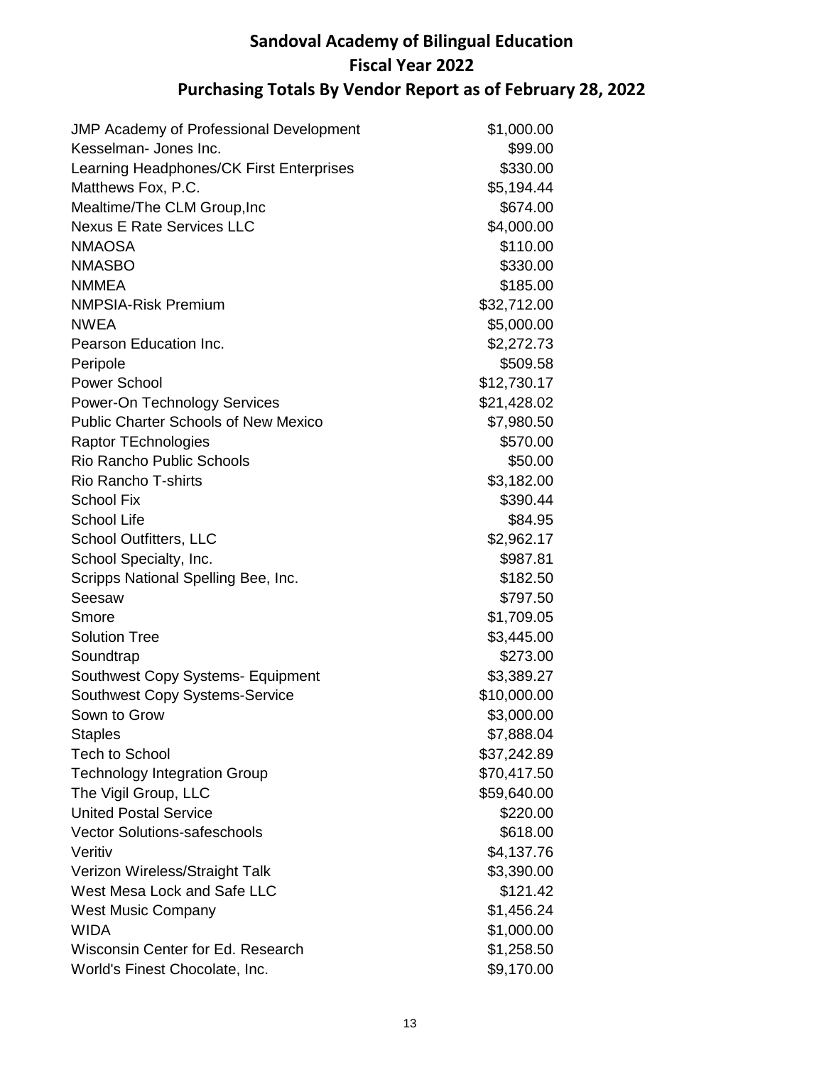# Sandoval Academy of Bilingual Education
## Fiscal Year 2022
## Purchasing Totals By Vendor Report as of February 28, 2022

| Vendor | Amount |
|---|---|
| JMP Academy of Professional Development | $1,000.00 |
| Kesselman- Jones Inc. | $99.00 |
| Learning Headphones/CK First Enterprises | $330.00 |
| Matthews Fox, P.C. | $5,194.44 |
| Mealtime/The CLM Group,Inc | $674.00 |
| Nexus E Rate Services LLC | $4,000.00 |
| NMAOSA | $110.00 |
| NMASBO | $330.00 |
| NMMEA | $185.00 |
| NMPSIA-Risk Premium | $32,712.00 |
| NWEA | $5,000.00 |
| Pearson Education Inc. | $2,272.73 |
| Peripole | $509.58 |
| Power School | $12,730.17 |
| Power-On Technology Services | $21,428.02 |
| Public Charter Schools of New Mexico | $7,980.50 |
| Raptor TEchnologies | $570.00 |
| Rio Rancho Public Schools | $50.00 |
| Rio Rancho T-shirts | $3,182.00 |
| School Fix | $390.44 |
| School Life | $84.95 |
| School Outfitters, LLC | $2,962.17 |
| School Specialty, Inc. | $987.81 |
| Scripps National Spelling Bee, Inc. | $182.50 |
| Seesaw | $797.50 |
| Smore | $1,709.05 |
| Solution Tree | $3,445.00 |
| Soundtrap | $273.00 |
| Southwest Copy Systems- Equipment | $3,389.27 |
| Southwest Copy Systems-Service | $10,000.00 |
| Sown to Grow | $3,000.00 |
| Staples | $7,888.04 |
| Tech to School | $37,242.89 |
| Technology Integration Group | $70,417.50 |
| The Vigil Group, LLC | $59,640.00 |
| United Postal Service | $220.00 |
| Vector Solutions-safeschools | $618.00 |
| Veritiv | $4,137.76 |
| Verizon Wireless/Straight Talk | $3,390.00 |
| West Mesa Lock and Safe LLC | $121.42 |
| West Music Company | $1,456.24 |
| WIDA | $1,000.00 |
| Wisconsin Center for Ed. Research | $1,258.50 |
| World's Finest Chocolate, Inc. | $9,170.00 |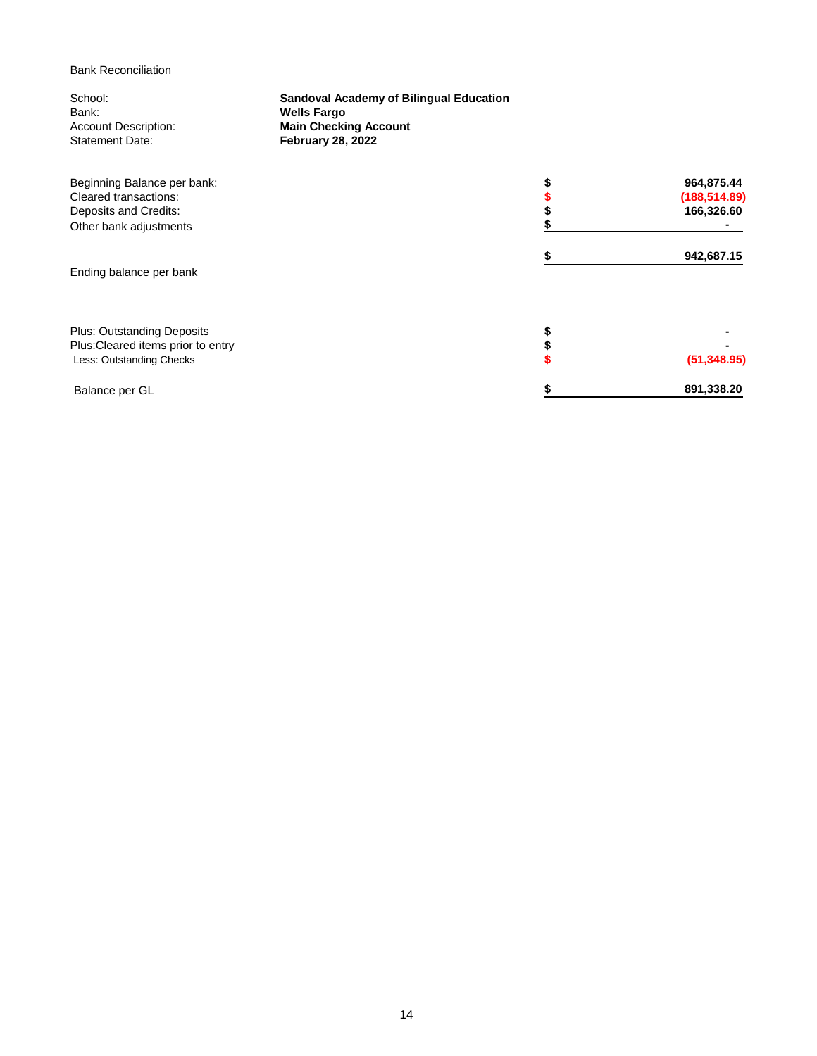Bank Reconciliation

| | |
|---|---|
| School: | **Sandoval Academy of Bilingual Education** |
| Bank: | **Wells Fargo** |
| Account Description: | **Main Checking Account** |
| Statement Date: | **February 28, 2022** |

| | | |
|---|---|---|
| Beginning Balance per bank: | $ | **964,875.44** |
| Cleared transactions: | $ | **(188,514.89)** |
| Deposits and Credits: | $ | **166,326.60** |
| Other bank adjustments | $ | **-** |
| Ending balance per bank | $ | **942,687.15** |
| Plus: Outstanding Deposits | $ | **-** |
| Plus:Cleared items prior to entry | $ | **-** |
| Less: Outstanding Checks | $ | **(51,348.95)** |
| Balance per GL | $ | **891,338.20** |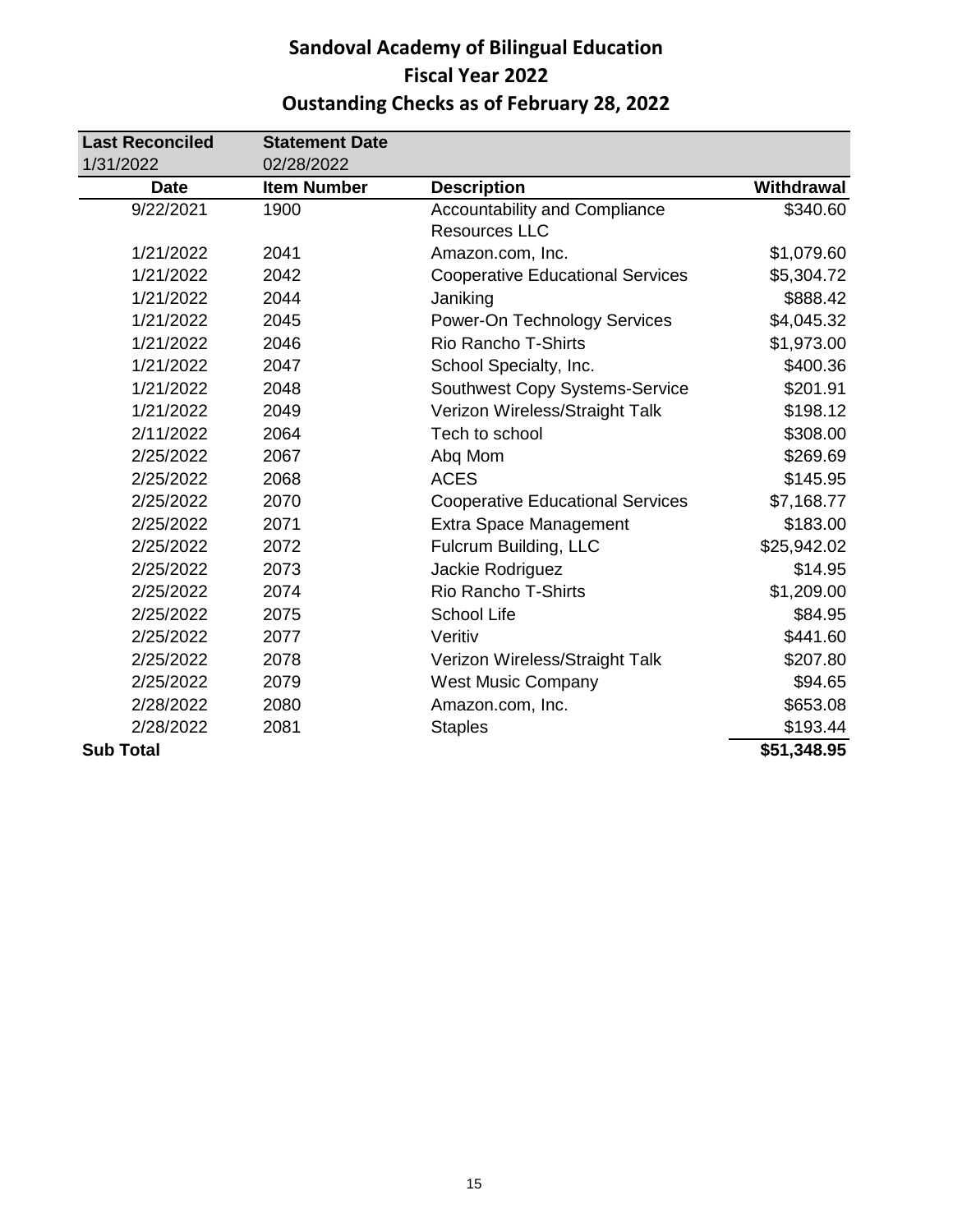# Sandoval Academy of Bilingual Education
## Fiscal Year 2022
## Oustanding Checks as of February 28, 2022

| Last Reconciled | Statement Date | | |
|---|---|---|---|
| 1/31/2022 | 02/28/2022 | | |
| **Date** | **Item Number** | **Description** | **Withdrawal** |
| 9/22/2021 | 1900 | Accountability and Compliance Resources LLC | $340.60 |
| 1/21/2022 | 2041 | Amazon.com, Inc. | $1,079.60 |
| 1/21/2022 | 2042 | Cooperative Educational Services | $5,304.72 |
| 1/21/2022 | 2044 | Janiking | $888.42 |
| 1/21/2022 | 2045 | Power-On Technology Services | $4,045.32 |
| 1/21/2022 | 2046 | Rio Rancho T-Shirts | $1,973.00 |
| 1/21/2022 | 2047 | School Specialty, Inc. | $400.36 |
| 1/21/2022 | 2048 | Southwest Copy Systems-Service | $201.91 |
| 1/21/2022 | 2049 | Verizon Wireless/Straight Talk | $198.12 |
| 2/11/2022 | 2064 | Tech to school | $308.00 |
| 2/25/2022 | 2067 | Abq Mom | $269.69 |
| 2/25/2022 | 2068 | ACES | $145.95 |
| 2/25/2022 | 2070 | Cooperative Educational Services | $7,168.77 |
| 2/25/2022 | 2071 | Extra Space Management | $183.00 |
| 2/25/2022 | 2072 | Fulcrum Building, LLC | $25,942.02 |
| 2/25/2022 | 2073 | Jackie Rodriguez | $14.95 |
| 2/25/2022 | 2074 | Rio Rancho T-Shirts | $1,209.00 |
| 2/25/2022 | 2075 | School Life | $84.95 |
| 2/25/2022 | 2077 | Veritiv | $441.60 |
| 2/25/2022 | 2078 | Verizon Wireless/Straight Talk | $207.80 |
| 2/25/2022 | 2079 | West Music Company | $94.65 |
| 2/28/2022 | 2080 | Amazon.com, Inc. | $653.08 |
| 2/28/2022 | 2081 | Staples | $193.44 |
| **Sub Total** | | | **$51,348.95** |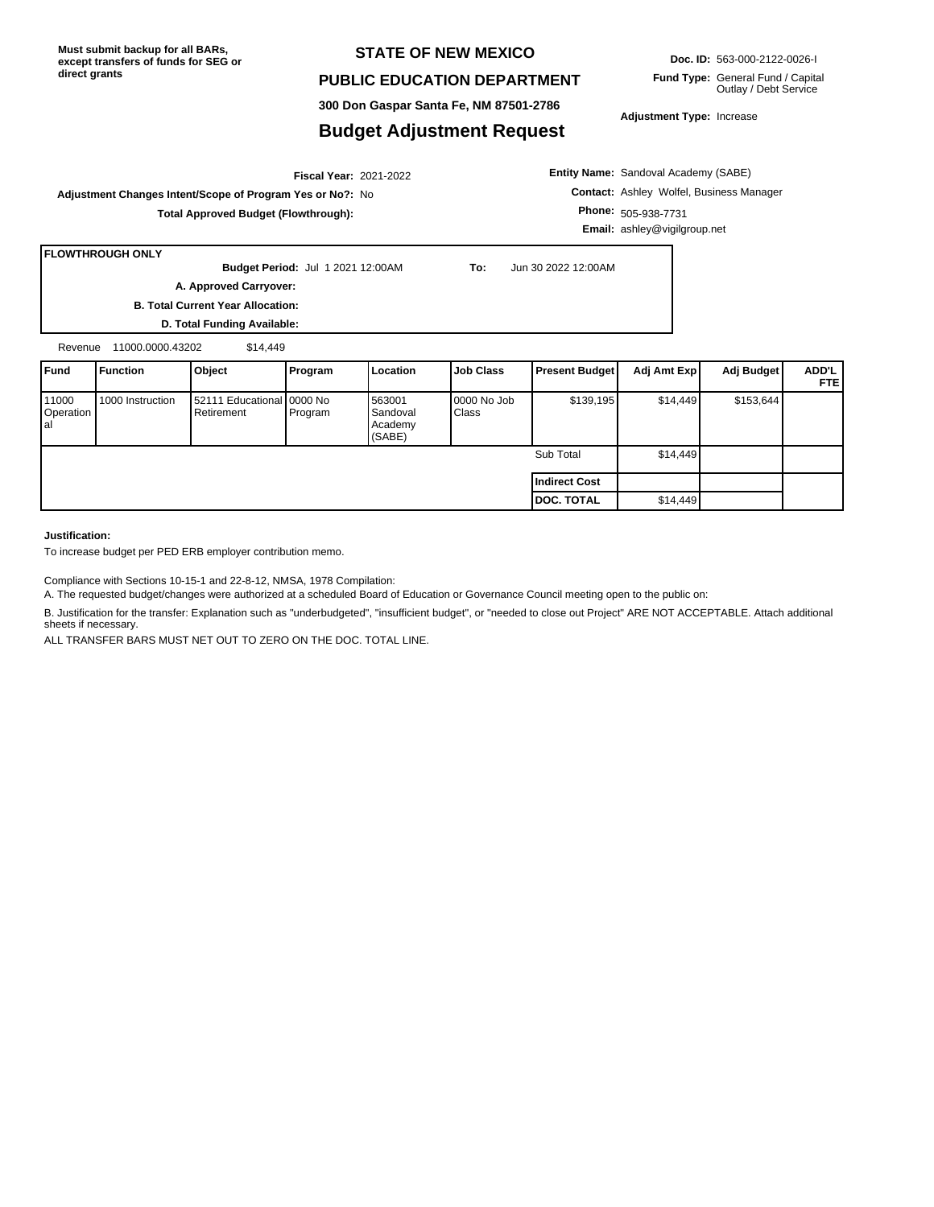**Must submit backup for all BARs, except transfers of funds for SEG or direct grants**

# STATE OF NEW MEXICO

## PUBLIC EDUCATION DEPARTMENT

**300 Don Gaspar Santa Fe, NM 87501-2786**

## Budget Adjustment Request

**Doc. ID:** 563-000-2122-0026-I

**Fund Type:** General Fund / Capital Outlay / Debt Service

**Adjustment Type:** Increase

**Fiscal Year:** 2021-2022

**Adjustment Changes Intent/Scope of Program Yes or No?:** No

**Total Approved Budget (Flowthrough):**

**Entity Name:** Sandoval Academy (SABE)

**Contact:** Ashley Wolfel, Business Manager

**Phone:** 505-938-7731

**Email:** ashley@vigilgroup.net

**FLOWTHROUGH ONLY**

**Budget Period:** Jul 1 2021 12:00AM **To:** Jun 30 2022 12:00AM

**A. Approved Carryover:**

**B. Total Current Year Allocation:**

**D. Total Funding Available:**

Revenue 11000.0000.43202 $14,449

| Fund | Function | Object | Program | Location | Job Class | Present Budget | Adj Amt Exp | Adj Budget | ADD'L FTE |
|---|---|---|---|---|---|---|---|---|---|
| 11000 Operational | 1000 Instruction | 52111 Educational Retirement | 0000 No Program | 563001 Sandoval Academy (SABE) | 0000 No Job Class | $139,195 | $14,449 | $153,644 | |
| | | | | | | Sub Total | $14,449 | | |
| | | | | | | **Indirect Cost** | | | |
| | | | | | | **DOC. TOTAL** | $14,449 | | |

**Justification:**

To increase budget per PED ERB employer contribution memo.

Compliance with Sections 10-15-1 and 22-8-12, NMSA, 1978 Compilation:

A. The requested budget/changes were authorized at a scheduled Board of Education or Governance Council meeting open to the public on:

B. Justification for the transfer: Explanation such as "underbudgeted", "insufficient budget", or "needed to close out Project" ARE NOT ACCEPTABLE. Attach additional sheets if necessary.

ALL TRANSFER BARS MUST NET OUT TO ZERO ON THE DOC. TOTAL LINE.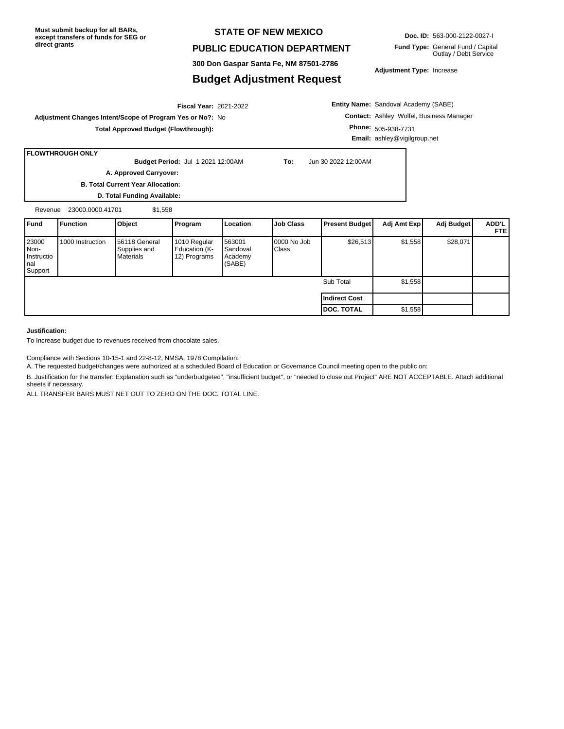**Must submit backup for all BARs, except transfers of funds for SEG or direct grants**

# STATE OF NEW MEXICO

## PUBLIC EDUCATION DEPARTMENT

**300 Don Gaspar Santa Fe, NM 87501-2786**

## Budget Adjustment Request

**Doc. ID:** 563-000-2122-0027-I

**Fund Type:** General Fund / Capital Outlay / Debt Service

**Adjustment Type:** Increase

**Fiscal Year:** 2021-2022

**Adjustment Changes Intent/Scope of Program Yes or No?:** No

**Total Approved Budget (Flowthrough):**

**Entity Name:** Sandoval Academy (SABE)

**Contact:** Ashley Wolfel, Business Manager

**Phone:** 505-938-7731

**Email:** ashley@vigilgroup.net

**FLOWTHROUGH ONLY**

**Budget Period:** Jul 1 2021 12:00AM **To:** Jun 30 2022 12:00AM

**A. Approved Carryover:**

**B. Total Current Year Allocation:**

**D. Total Funding Available:**

Revenue 23000.0000.41701 $1,558

| Fund | Function | Object | Program | Location | Job Class | Present Budget | Adj Amt Exp | Adj Budget | ADD'L FTE |
|---|---|---|---|---|---|---|---|---|---|
| 23000 Non-Instructional Support | 1000 Instruction | 56118 General Supplies and Materials | 1010 Regular Education (K-12) Programs | 563001 Sandoval Academy (SABE) | 0000 No Job Class | $26,513 | $1,558 | $28,071 | |
| | | | | | | Sub Total | $1,558 | | |
| | | | | | | **Indirect Cost** | | | |
| | | | | | | **DOC. TOTAL** | $1,558 | | |

**Justification:**

To Increase budget due to revenues received from chocolate sales.

Compliance with Sections 10-15-1 and 22-8-12, NMSA, 1978 Compilation:

A. The requested budget/changes were authorized at a scheduled Board of Education or Governance Council meeting open to the public on:

B. Justification for the transfer: Explanation such as "underbudgeted", "insufficient budget", or "needed to close out Project" ARE NOT ACCEPTABLE. Attach additional sheets if necessary.

ALL TRANSFER BARS MUST NET OUT TO ZERO ON THE DOC. TOTAL LINE.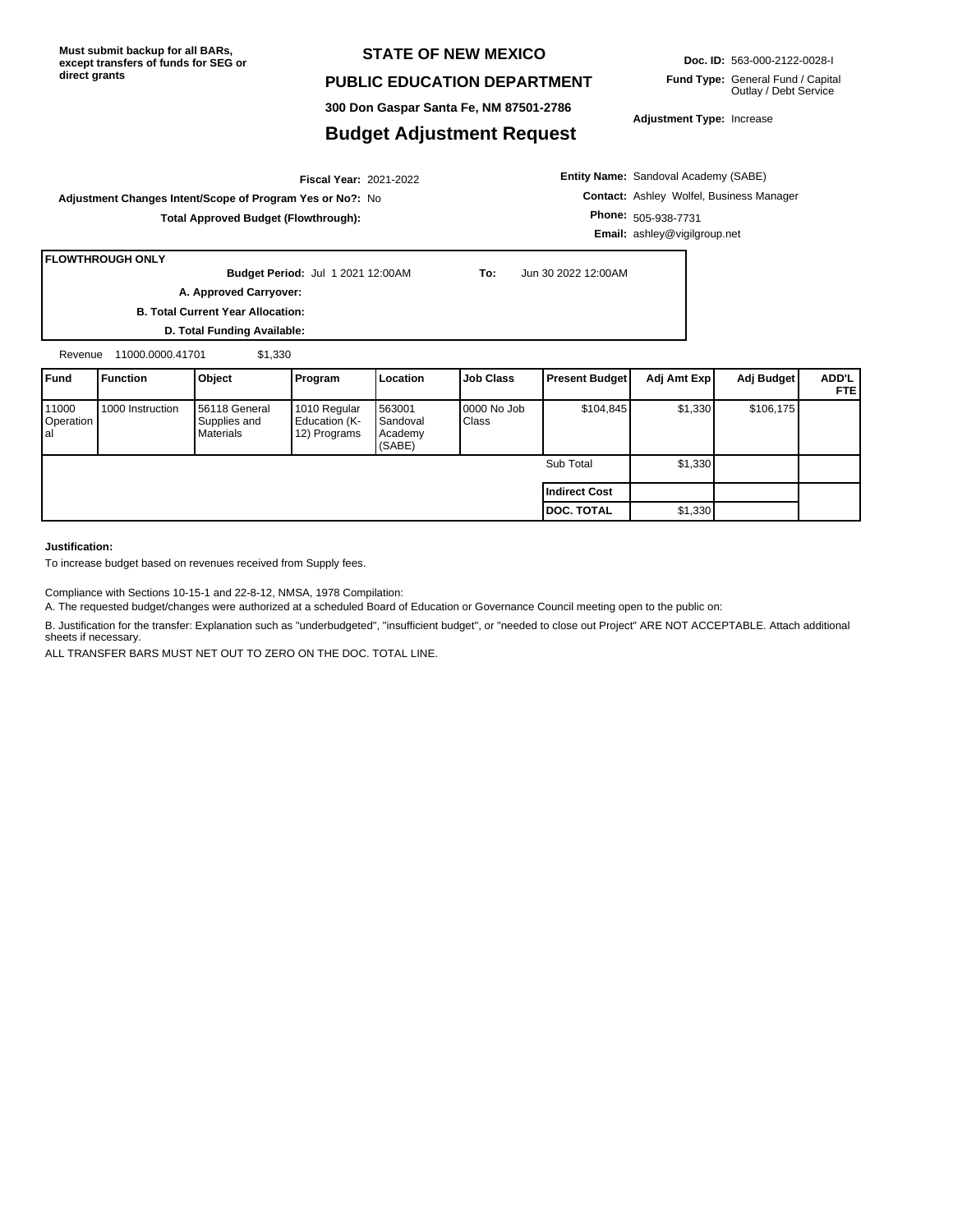**Must submit backup for all BARs, except transfers of funds for SEG or direct grants**

# STATE OF NEW MEXICO

## PUBLIC EDUCATION DEPARTMENT

**300 Don Gaspar Santa Fe, NM 87501-2786**

## Budget Adjustment Request

**Doc. ID:** 563-000-2122-0028-I

**Fund Type:** General Fund / Capital Outlay / Debt Service

**Adjustment Type:** Increase

**Fiscal Year:** 2021-2022

**Adjustment Changes Intent/Scope of Program Yes or No?:** No

**Total Approved Budget (Flowthrough):**

**Entity Name:** Sandoval Academy (SABE)

**Contact:** Ashley Wolfel, Business Manager

**Phone:** 505-938-7731

**Email:** ashley@vigilgroup.net

**FLOWTHROUGH ONLY**

**Budget Period:** Jul 1 2021 12:00AM **To:** Jun 30 2022 12:00AM

**A. Approved Carryover:**

**B. Total Current Year Allocation:**

**D. Total Funding Available:**

Revenue 11000.0000.41701 $1,330

| Fund | Function | Object | Program | Location | Job Class | Present Budget | Adj Amt Exp | Adj Budget | ADD'L FTE |
|---|---|---|---|---|---|---|---|---|---|
| 11000 Operational | 1000 Instruction | 56118 General Supplies and Materials | 1010 Regular Education (K-12) Programs | 563001 Sandoval Academy (SABE) | 0000 No Job Class | $104,845 | $1,330 | $106,175 | |
| | | | | | | Sub Total | $1,330 | | |
| | | | | | | **Indirect Cost** | | | |
| | | | | | | **DOC. TOTAL** | $1,330 | | |

**Justification:**

To increase budget based on revenues received from Supply fees.

Compliance with Sections 10-15-1 and 22-8-12, NMSA, 1978 Compilation:

A. The requested budget/changes were authorized at a scheduled Board of Education or Governance Council meeting open to the public on:

B. Justification for the transfer: Explanation such as "underbudgeted", "insufficient budget", or "needed to close out Project" ARE NOT ACCEPTABLE. Attach additional sheets if necessary.

ALL TRANSFER BARS MUST NET OUT TO ZERO ON THE DOC. TOTAL LINE.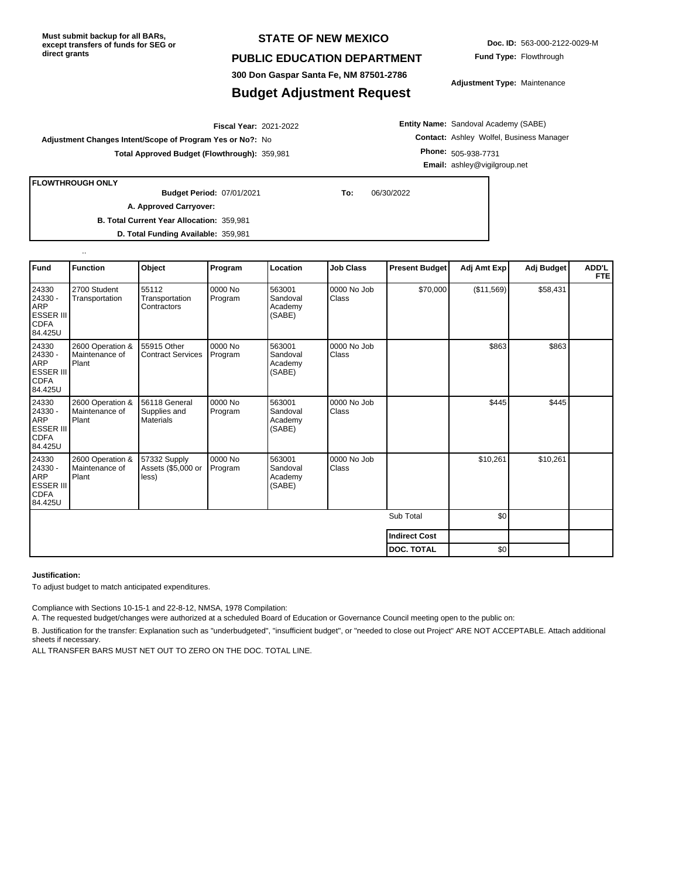**Must submit backup for all BARs, except transfers of funds for SEG or direct grants**

# STATE OF NEW MEXICO

## PUBLIC EDUCATION DEPARTMENT

**300 Don Gaspar Santa Fe, NM 87501-2786**

## Budget Adjustment Request

**Doc. ID:** 563-000-2122-0029-M

**Fund Type:** Flowthrough

**Adjustment Type:** Maintenance

**Fiscal Year:** 2021-2022

**Adjustment Changes Intent/Scope of Program Yes or No?:** No

**Total Approved Budget (Flowthrough):** 359,981

**Entity Name:** Sandoval Academy (SABE)

**Contact:** Ashley Wolfel, Business Manager

**Phone:** 505-938-7731

**Email:** ashley@vigilgroup.net

**FLOWTHROUGH ONLY**

**Budget Period:** 07/01/2021 **To:** 06/30/2022

**A. Approved Carryover:**

**B. Total Current Year Allocation:** 359,981

**D. Total Funding Available:** 359,981

..

| Fund | Function | Object | Program | Location | Job Class | Present Budget | Adj Amt Exp | Adj Budget | ADD'L FTE |
|---|---|---|---|---|---|---|---|---|---|
| 24330 24330 - ARP ESSER III CDFA 84.425U | 2700 Student Transportation | 55112 Transportation Contractors | 0000 No Program | 563001 Sandoval Academy (SABE) | 0000 No Job Class | $70,000 | ($11,569) | $58,431 | |
| 24330 24330 - ARP ESSER III CDFA 84.425U | 2600 Operation & Maintenance of Plant | 55915 Other Contract Services | 0000 No Program | 563001 Sandoval Academy (SABE) | 0000 No Job Class | | $863 | $863 | |
| 24330 24330 - ARP ESSER III CDFA 84.425U | 2600 Operation & Maintenance of Plant | 56118 General Supplies and Materials | 0000 No Program | 563001 Sandoval Academy (SABE) | 0000 No Job Class | | $445 | $445 | |
| 24330 24330 - ARP ESSER III CDFA 84.425U | 2600 Operation & Maintenance of Plant | 57332 Supply Assets ($5,000 or less) | 0000 No Program | 563001 Sandoval Academy (SABE) | 0000 No Job Class | | $10,261 | $10,261 | |
| | | | | | | Sub Total | $0 | | |
| | | | | | | **Indirect Cost** | | | |
| | | | | | | **DOC. TOTAL** | $0 | | |

**Justification:**

To adjust budget to match anticipated expenditures.

Compliance with Sections 10-15-1 and 22-8-12, NMSA, 1978 Compilation:

A. The requested budget/changes were authorized at a scheduled Board of Education or Governance Council meeting open to the public on:

B. Justification for the transfer: Explanation such as "underbudgeted", "insufficient budget", or "needed to close out Project" ARE NOT ACCEPTABLE. Attach additional sheets if necessary.

ALL TRANSFER BARS MUST NET OUT TO ZERO ON THE DOC. TOTAL LINE.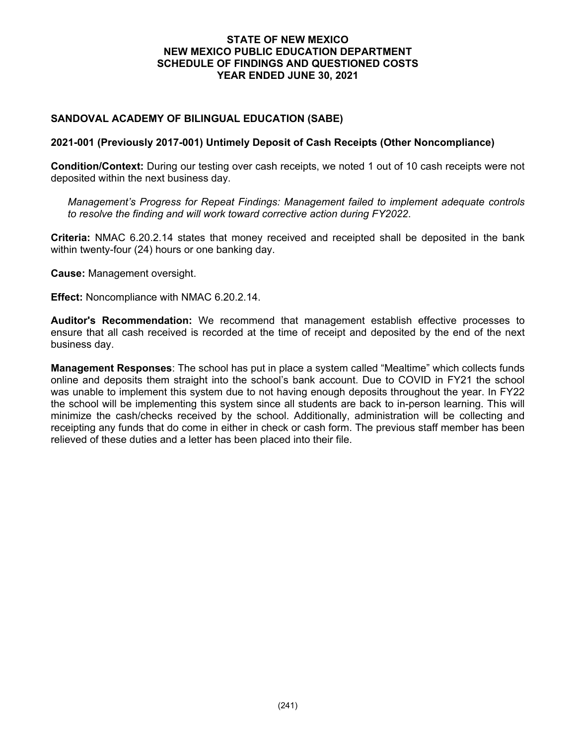# STATE OF NEW MEXICO
# NEW MEXICO PUBLIC EDUCATION DEPARTMENT
# SCHEDULE OF FINDINGS AND QUESTIONED COSTS
# YEAR ENDED JUNE 30, 2021

## SANDOVAL ACADEMY OF BILINGUAL EDUCATION (SABE)

### 2021-001 (Previously 2017-001) Untimely Deposit of Cash Receipts (Other Noncompliance)

**Condition/Context:** During our testing over cash receipts, we noted 1 out of 10 cash receipts were not deposited within the next business day.

*Management's Progress for Repeat Findings: Management failed to implement adequate controls to resolve the finding and will work toward corrective action during FY2022*.

**Criteria:** NMAC 6.20.2.14 states that money received and receipted shall be deposited in the bank within twenty-four (24) hours or one banking day.

**Cause:** Management oversight.

**Effect:** Noncompliance with NMAC 6.20.2.14.

**Auditor's Recommendation:** We recommend that management establish effective processes to ensure that all cash received is recorded at the time of receipt and deposited by the end of the next business day.

**Management Responses**: The school has put in place a system called "Mealtime" which collects funds online and deposits them straight into the school's bank account. Due to COVID in FY21 the school was unable to implement this system due to not having enough deposits throughout the year. In FY22 the school will be implementing this system since all students are back to in-person learning. This will minimize the cash/checks received by the school. Additionally, administration will be collecting and receipting any funds that do come in either in check or cash form. The previous staff member has been relieved of these duties and a letter has been placed into their file.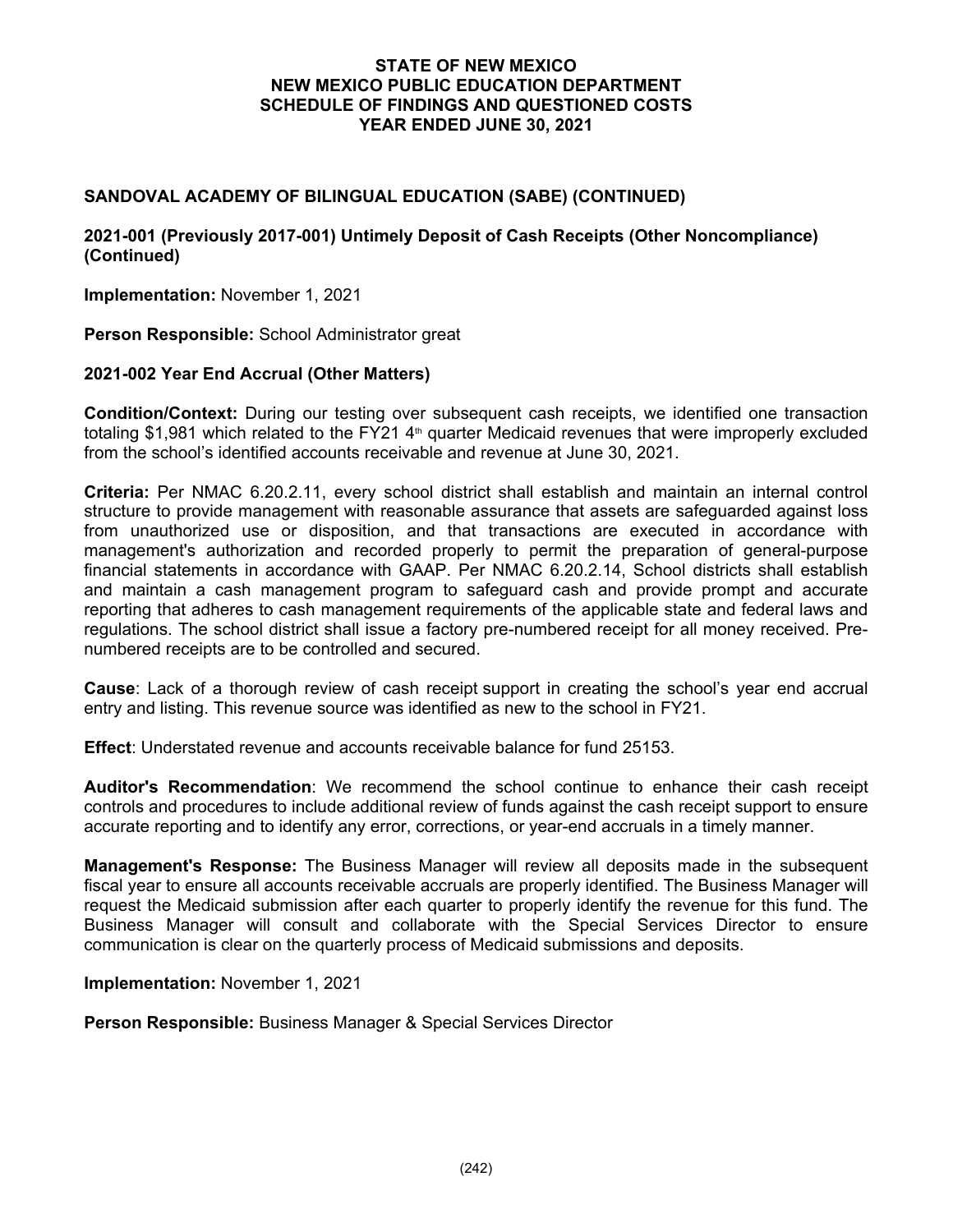# STATE OF NEW MEXICO
# NEW MEXICO PUBLIC EDUCATION DEPARTMENT
# SCHEDULE OF FINDINGS AND QUESTIONED COSTS
# YEAR ENDED JUNE 30, 2021

## SANDOVAL ACADEMY OF BILINGUAL EDUCATION (SABE) (CONTINUED)

### 2021-001 (Previously 2017-001) Untimely Deposit of Cash Receipts (Other Noncompliance) (Continued)

**Implementation:** November 1, 2021

**Person Responsible:** School Administrator great

### 2021-002 Year End Accrual (Other Matters)

**Condition/Context:** During our testing over subsequent cash receipts, we identified one transaction totaling $1,981 which related to the FY21 4th quarter Medicaid revenues that were improperly excluded from the school's identified accounts receivable and revenue at June 30, 2021.

**Criteria:** Per NMAC 6.20.2.11, every school district shall establish and maintain an internal control structure to provide management with reasonable assurance that assets are safeguarded against loss from unauthorized use or disposition, and that transactions are executed in accordance with management's authorization and recorded properly to permit the preparation of general-purpose financial statements in accordance with GAAP. Per NMAC 6.20.2.14, School districts shall establish and maintain a cash management program to safeguard cash and provide prompt and accurate reporting that adheres to cash management requirements of the applicable state and federal laws and regulations. The school district shall issue a factory pre-numbered receipt for all money received. Pre-numbered receipts are to be controlled and secured.

**Cause**: Lack of a thorough review of cash receipt support in creating the school's year end accrual entry and listing. This revenue source was identified as new to the school in FY21.

**Effect**: Understated revenue and accounts receivable balance for fund 25153.

**Auditor's Recommendation**: We recommend the school continue to enhance their cash receipt controls and procedures to include additional review of funds against the cash receipt support to ensure accurate reporting and to identify any error, corrections, or year-end accruals in a timely manner.

**Management's Response:** The Business Manager will review all deposits made in the subsequent fiscal year to ensure all accounts receivable accruals are properly identified. The Business Manager will request the Medicaid submission after each quarter to properly identify the revenue for this fund. The Business Manager will consult and collaborate with the Special Services Director to ensure communication is clear on the quarterly process of Medicaid submissions and deposits.

**Implementation:** November 1, 2021

**Person Responsible:** Business Manager & Special Services Director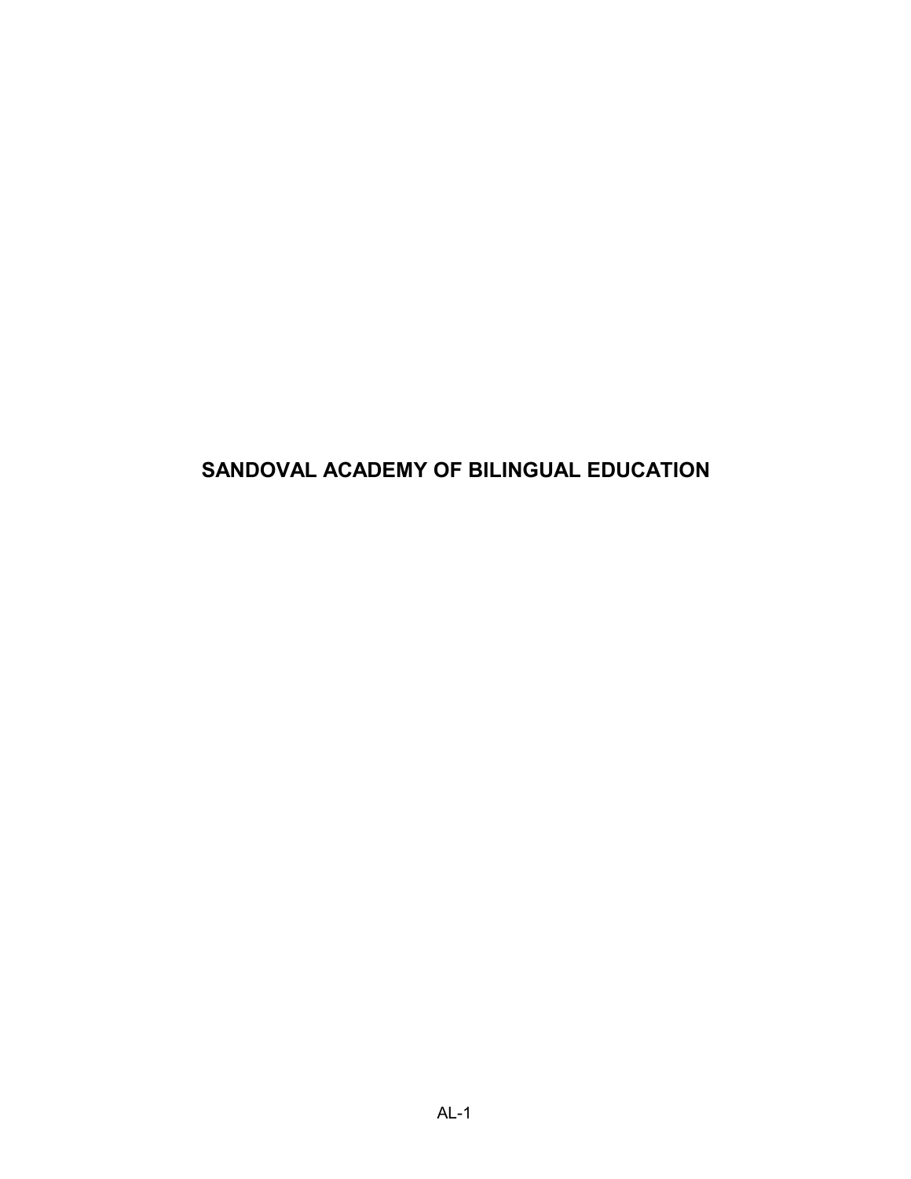# SANDOVAL ACADEMY OF BILINGUAL EDUCATION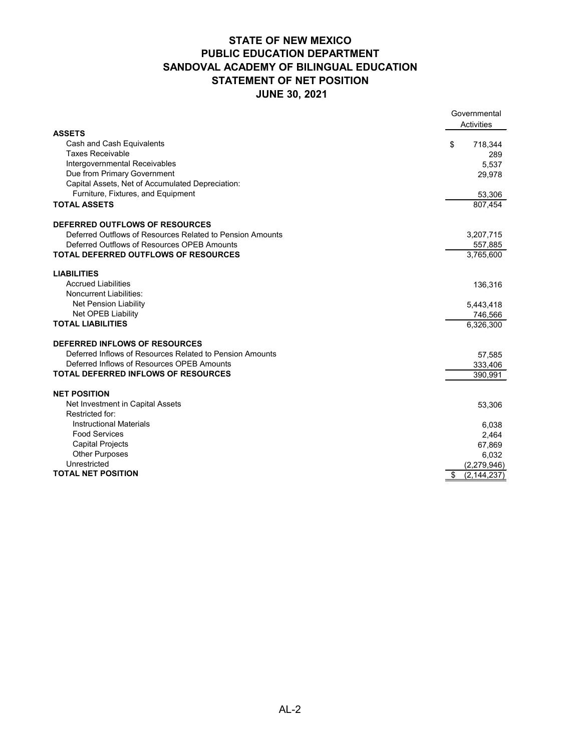# STATE OF NEW MEXICO
# PUBLIC EDUCATION DEPARTMENT
# SANDOVAL ACADEMY OF BILINGUAL EDUCATION
# STATEMENT OF NET POSITION
# JUNE 30, 2021

| | Governmental Activities |
|---|---|
| **ASSETS** | |
| Cash and Cash Equivalents | $ 718,344 |
| Taxes Receivable | 289 |
| Intergovernmental Receivables | 5,537 |
| Due from Primary Government | 29,978 |
| Capital Assets, Net of Accumulated Depreciation: | |
| Furniture, Fixtures, and Equipment | 53,306 |
| **TOTAL ASSETS** | 807,454 |
| | |
| **DEFERRED OUTFLOWS OF RESOURCES** | |
| Deferred Outflows of Resources Related to Pension Amounts | 3,207,715 |
| Deferred Outflows of Resources OPEB Amounts | 557,885 |
| **TOTAL DEFERRED OUTFLOWS OF RESOURCES** | 3,765,600 |
| | |
| **LIABILITIES** | |
| Accrued Liabilities | 136,316 |
| Noncurrent Liabilities: | |
| Net Pension Liability | 5,443,418 |
| Net OPEB Liability | 746,566 |
| **TOTAL LIABILITIES** | 6,326,300 |
| | |
| **DEFERRED INFLOWS OF RESOURCES** | |
| Deferred Inflows of Resources Related to Pension Amounts | 57,585 |
| Deferred Inflows of Resources OPEB Amounts | 333,406 |
| **TOTAL DEFERRED INFLOWS OF RESOURCES** | 390,991 |
| | |
| **NET POSITION** | |
| Net Investment in Capital Assets | 53,306 |
| Restricted for: | |
| Instructional Materials | 6,038 |
| Food Services | 2,464 |
| Capital Projects | 67,869 |
| Other Purposes | 6,032 |
| Unrestricted | (2,279,946) |
| **TOTAL NET POSITION** | $ (2,144,237) |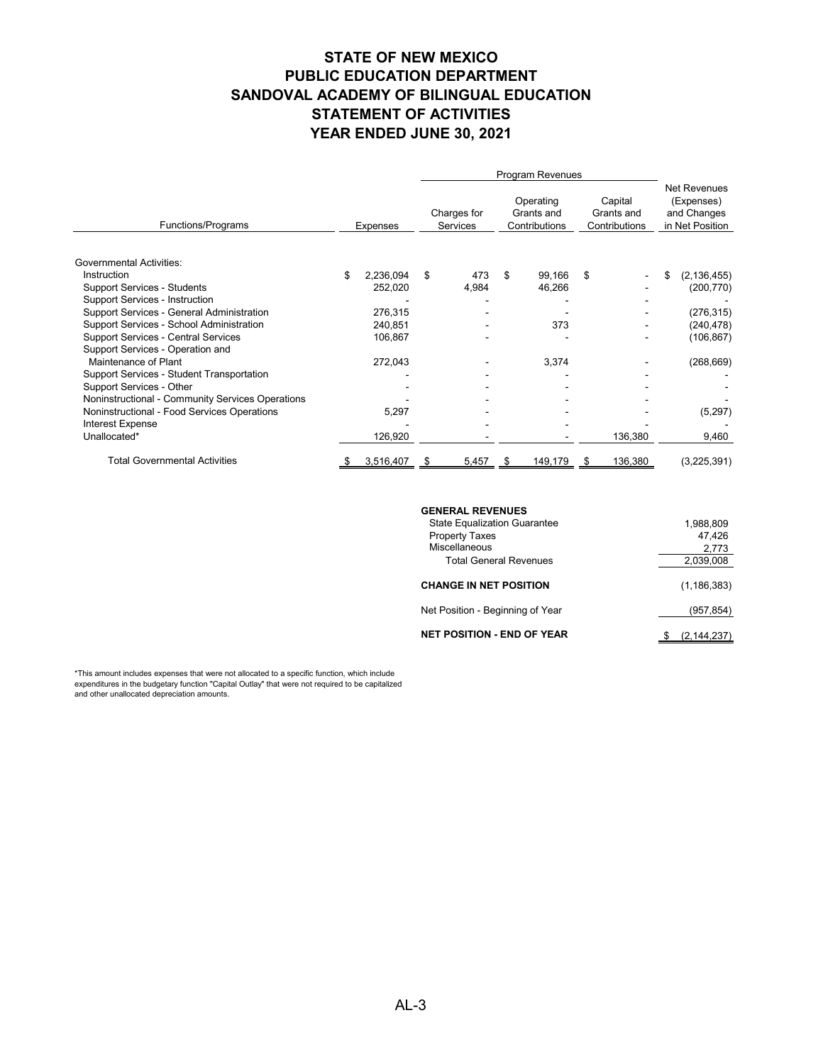# STATE OF NEW MEXICO
# PUBLIC EDUCATION DEPARTMENT
# SANDOVAL ACADEMY OF BILINGUAL EDUCATION
# STATEMENT OF ACTIVITIES
# YEAR ENDED JUNE 30, 2021

| Functions/Programs | Expenses | Program Revenues | | | Net Revenues (Expenses) and Changes in Net Position |
|---|---|---|---|---|---|
| | | Charges for Services | Operating Grants and Contributions | Capital Grants and Contributions | |
| **Governmental Activities:** | | | | | |
| Instruction | $ 2,236,094 | $ 473 | $ 99,166 | $ - | $ (2,136,455) |
| Support Services - Students | 252,020 | 4,984 | 46,266 | - | (200,770) |
| Support Services - Instruction | - | - | - | - | - |
| Support Services - General Administration | 276,315 | - | - | - | (276,315) |
| Support Services - School Administration | 240,851 | - | 373 | - | (240,478) |
| Support Services - Central Services | 106,867 | - | - | - | (106,867) |
| Support Services - Operation and Maintenance of Plant | 272,043 | - | 3,374 | - | (268,669) |
| Support Services - Student Transportation | - | - | - | - | - |
| Support Services - Other | - | - | - | - | - |
| Noninstructional - Community Services Operations | - | - | - | - | - |
| Noninstructional - Food Services Operations | 5,297 | - | - | - | (5,297) |
| Interest Expense | - | - | - | - | - |
| Unallocated* | 126,920 | - | - | 136,380 | 9,460 |
| Total Governmental Activities | $ 3,516,407 | $ 5,457 | $ 149,179 | $ 136,380 | (3,225,391) |

| | |
|---|---|
| **GENERAL REVENUES** | |
| State Equalization Guarantee | 1,988,809 |
| Property Taxes | 47,426 |
| Miscellaneous | 2,773 |
| Total General Revenues | 2,039,008 |
| **CHANGE IN NET POSITION** | (1,186,383) |
| Net Position - Beginning of Year | (957,854) |
| **NET POSITION - END OF YEAR** | $ (2,144,237) |

*This amount includes expenses that were not allocated to a specific function, which include expenditures in the budgetary function "Capital Outlay" that were not required to be capitalized and other unallocated depreciation amounts.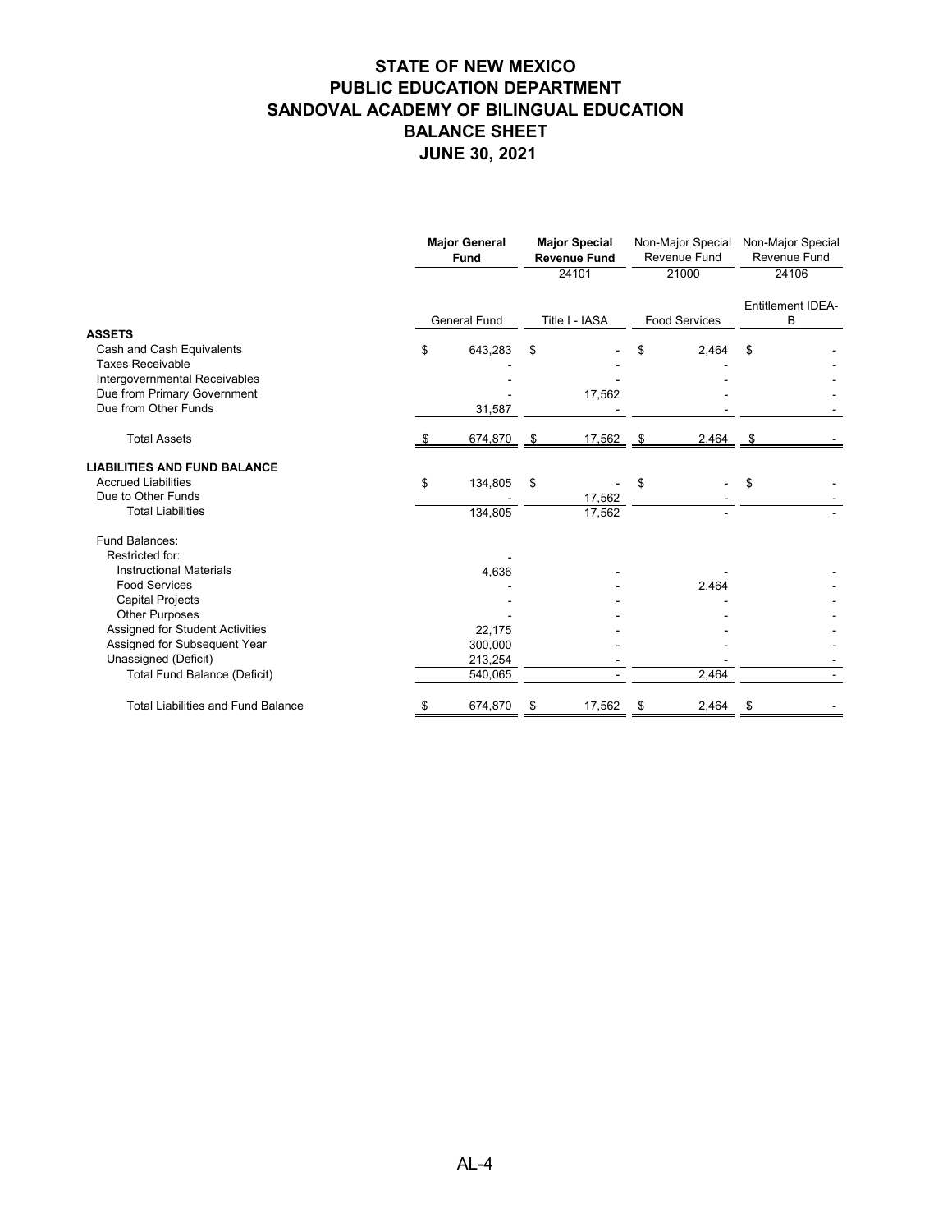# STATE OF NEW MEXICO
# PUBLIC EDUCATION DEPARTMENT
# SANDOVAL ACADEMY OF BILINGUAL EDUCATION
# BALANCE SHEET
# JUNE 30, 2021

| | **Major General Fund** | **Major Special Revenue Fund** | Non-Major Special Revenue Fund | Non-Major Special Revenue Fund |
|---|---|---|---|---|
| | | 24101 | 21000 | 24106 |
| | General Fund | Title I - IASA | Food Services | Entitlement IDEA-B |
| **ASSETS** | | | | |
| Cash and Cash Equivalents | $ 643,283 | $ - | $ 2,464 | $ - |
| Taxes Receivable | - | - | - | - |
| Intergovernmental Receivables | - | - | - | - |
| Due from Primary Government | - | 17,562 | - | - |
| Due from Other Funds | 31,587 | - | - | - |
| Total Assets | $ 674,870 | $ 17,562 | $ 2,464 | $ - |
| **LIABILITIES AND FUND BALANCE** | | | | |
| Accrued Liabilities | $ 134,805 | $ - | $ - | $ - |
| Due to Other Funds | - | 17,562 | - | - |
| Total Liabilities | 134,805 | 17,562 | - | - |
| Fund Balances: | | | | |
| Restricted for: | - | | | |
| Instructional Materials | 4,636 | - | - | - |
| Food Services | - | - | 2,464 | - |
| Capital Projects | - | - | - | - |
| Other Purposes | - | - | - | - |
| Assigned for Student Activities | 22,175 | - | - | - |
| Assigned for Subsequent Year | 300,000 | - | - | - |
| Unassigned (Deficit) | 213,254 | - | - | - |
| Total Fund Balance (Deficit) | 540,065 | - | 2,464 | - |
| Total Liabilities and Fund Balance | $ 674,870 | $ 17,562 | $ 2,464 | $ - |

AL-4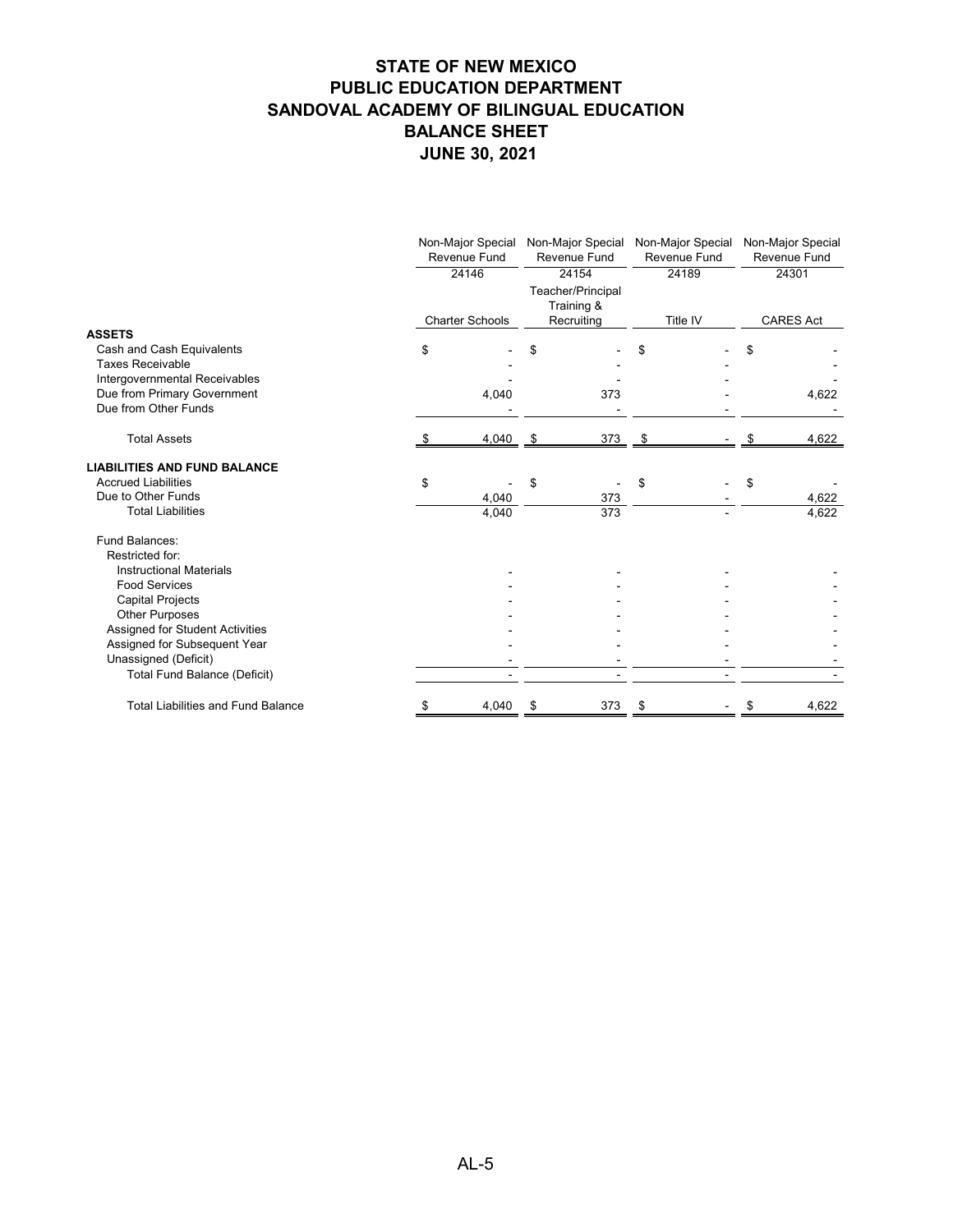# STATE OF NEW MEXICO
# PUBLIC EDUCATION DEPARTMENT
# SANDOVAL ACADEMY OF BILINGUAL EDUCATION
# BALANCE SHEET
# JUNE 30, 2021

| | Non-Major Special Revenue Fund | Non-Major Special Revenue Fund | Non-Major Special Revenue Fund | Non-Major Special Revenue Fund |
|---|---|---|---|---|
| | 24146 | 24154 | 24189 | 24301 |
| | Charter Schools | Teacher/Principal Training & Recruiting | Title IV | CARES Act |
| **ASSETS** | | | | |
| Cash and Cash Equivalents | $ - | $ - | $ - | $ - |
| Taxes Receivable | - | - | - | - |
| Intergovernmental Receivables | - | - | - | - |
| Due from Primary Government | 4,040 | 373 | - | 4,622 |
| Due from Other Funds | - | - | - | - |
| Total Assets | $ 4,040 | $ 373 | $ - | $ 4,622 |
| **LIABILITIES AND FUND BALANCE** | | | | |
| Accrued Liabilities | $ - | $ - | $ - | $ - |
| Due to Other Funds | 4,040 | 373 | - | 4,622 |
| Total Liabilities | 4,040 | 373 | - | 4,622 |
| Fund Balances: | | | | |
| Restricted for: | | | | |
| Instructional Materials | - | - | - | - |
| Food Services | - | - | - | - |
| Capital Projects | - | - | - | - |
| Other Purposes | - | - | - | - |
| Assigned for Student Activities | - | - | - | - |
| Assigned for Subsequent Year | - | - | - | - |
| Unassigned (Deficit) | - | - | - | - |
| Total Fund Balance (Deficit) | - | - | - | - |
| Total Liabilities and Fund Balance | $ 4,040 | $ 373 | $ - | $ 4,622 |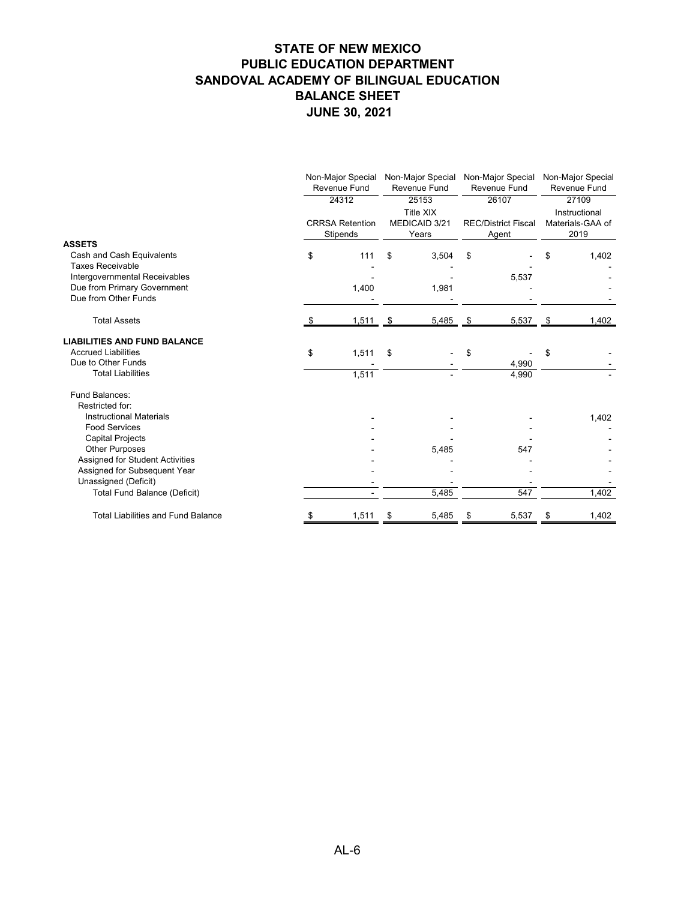# STATE OF NEW MEXICO
# PUBLIC EDUCATION DEPARTMENT
# SANDOVAL ACADEMY OF BILINGUAL EDUCATION
# BALANCE SHEET
# JUNE 30, 2021

| | Non-Major Special Revenue Fund | Non-Major Special Revenue Fund | Non-Major Special Revenue Fund | Non-Major Special Revenue Fund |
|---|---|---|---|---|
| | 24312 | 25153 | 26107 | 27109 |
| | CRRSA Retention Stipends | Title XIX MEDICAID 3/21 Years | REC/District Fiscal Agent | Instructional Materials-GAA of 2019 |
| **ASSETS** | | | | |
| Cash and Cash Equivalents | $ 111 | $ 3,504 | $ - | $ 1,402 |
| Taxes Receivable | - | - | - | - |
| Intergovernmental Receivables | - | - | 5,537 | - |
| Due from Primary Government | 1,400 | 1,981 | - | - |
| Due from Other Funds | - | - | - | - |
| Total Assets | $ 1,511 | $ 5,485 | $ 5,537 | $ 1,402 |
| **LIABILITIES AND FUND BALANCE** | | | | |
| Accrued Liabilities | $ 1,511 | $ - | $ - | $ - |
| Due to Other Funds | - | - | 4,990 | - |
| Total Liabilities | 1,511 | - | 4,990 | - |
| Fund Balances: | | | | |
| Restricted for: | | | | |
| Instructional Materials | - | - | - | 1,402 |
| Food Services | - | - | - | - |
| Capital Projects | - | - | - | - |
| Other Purposes | - | 5,485 | 547 | - |
| Assigned for Student Activities | - | - | - | - |
| Assigned for Subsequent Year | - | - | - | - |
| Unassigned (Deficit) | - | - | - | - |
| Total Fund Balance (Deficit) | - | 5,485 | 547 | 1,402 |
| Total Liabilities and Fund Balance | $ 1,511 | $ 5,485 | $ 5,537 | $ 1,402 |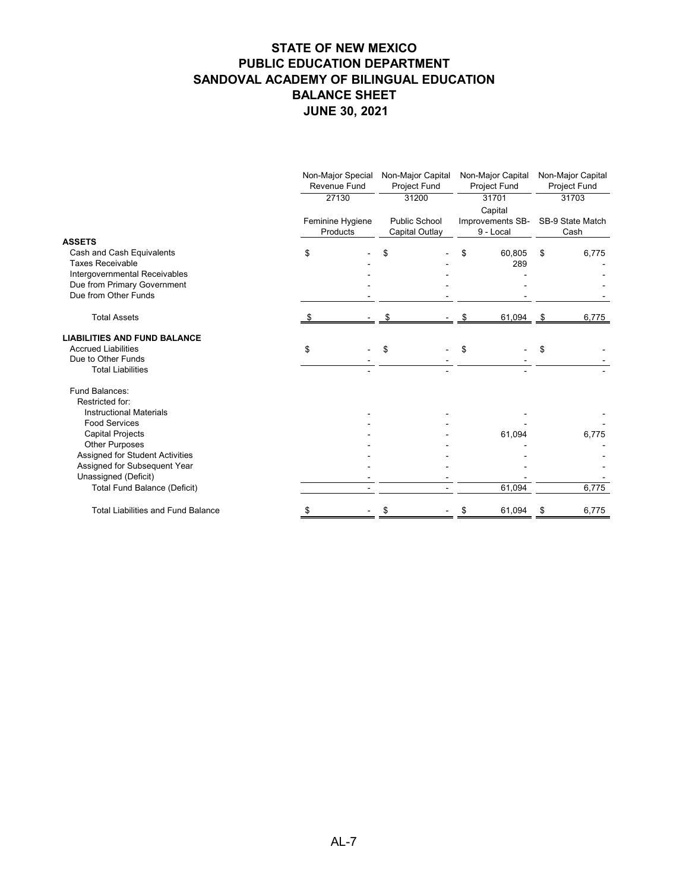# STATE OF NEW MEXICO
# PUBLIC EDUCATION DEPARTMENT
# SANDOVAL ACADEMY OF BILINGUAL EDUCATION
# BALANCE SHEET
# JUNE 30, 2021

| | Non-Major Special Revenue Fund | Non-Major Capital Project Fund | Non-Major Capital Project Fund | Non-Major Capital Project Fund |
|---|---|---|---|---|
| | 27130 | 31200 | 31701 | 31703 |
| | Feminine Hygiene Products | Public School Capital Outlay | Capital Improvements SB-9 - Local | SB-9 State Match Cash |
| **ASSETS** | | | | |
| Cash and Cash Equivalents | $ - | $ - | $ 60,805 | $ 6,775 |
| Taxes Receivable | - | - | 289 | - |
| Intergovernmental Receivables | - | - | - | - |
| Due from Primary Government | - | - | - | - |
| Due from Other Funds | - | - | - | - |
| Total Assets | $ - | $ - | $ 61,094 | $ 6,775 |
| **LIABILITIES AND FUND BALANCE** | | | | |
| Accrued Liabilities | $ - | $ - | $ - | $ - |
| Due to Other Funds | - | - | - | - |
| Total Liabilities | - | - | - | - |
| Fund Balances: | | | | |
| Restricted for: | | | | |
| Instructional Materials | - | - | - | - |
| Food Services | - | - | - | - |
| Capital Projects | - | - | 61,094 | 6,775 |
| Other Purposes | - | - | - | - |
| Assigned for Student Activities | - | - | - | - |
| Assigned for Subsequent Year | - | - | - | - |
| Unassigned (Deficit) | - | - | - | - |
| Total Fund Balance (Deficit) | - | - | 61,094 | 6,775 |
| Total Liabilities and Fund Balance | $ - | $ - | $ 61,094 | $ 6,775 |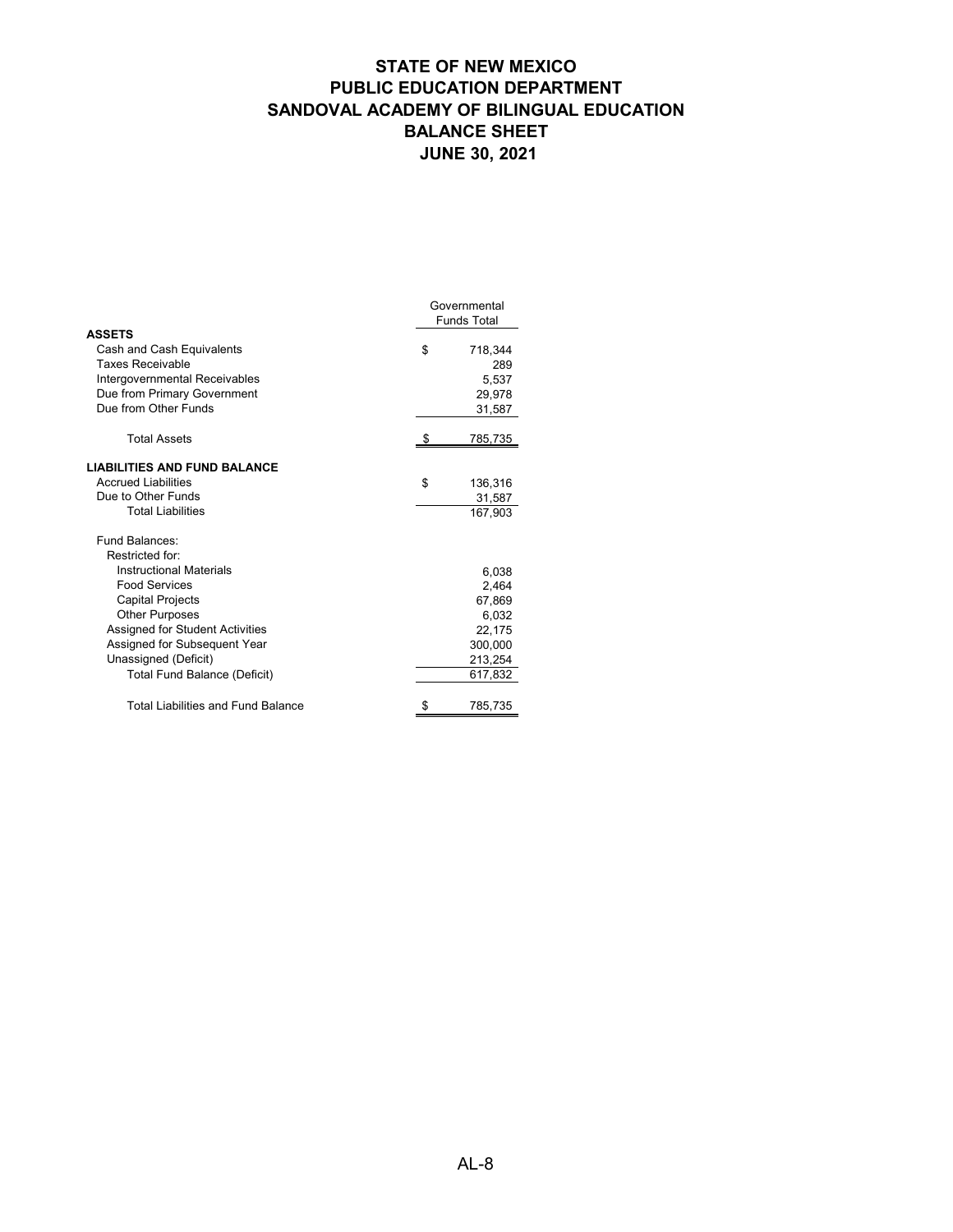# STATE OF NEW MEXICO
# PUBLIC EDUCATION DEPARTMENT
# SANDOVAL ACADEMY OF BILINGUAL EDUCATION
# BALANCE SHEET
# JUNE 30, 2021

| | Governmental Funds Total |
|---|---|
| **ASSETS** | |
| Cash and Cash Equivalents | $ 718,344 |
| Taxes Receivable | 289 |
| Intergovernmental Receivables | 5,537 |
| Due from Primary Government | 29,978 |
| Due from Other Funds | 31,587 |
| Total Assets | $ 785,735 |
| **LIABILITIES AND FUND BALANCE** | |
| Accrued Liabilities | $ 136,316 |
| Due to Other Funds | 31,587 |
| Total Liabilities | 167,903 |
| Fund Balances: | |
| Restricted for: | |
| Instructional Materials | 6,038 |
| Food Services | 2,464 |
| Capital Projects | 67,869 |
| Other Purposes | 6,032 |
| Assigned for Student Activities | 22,175 |
| Assigned for Subsequent Year | 300,000 |
| Unassigned (Deficit) | 213,254 |
| Total Fund Balance (Deficit) | 617,832 |
| Total Liabilities and Fund Balance | $ 785,735 |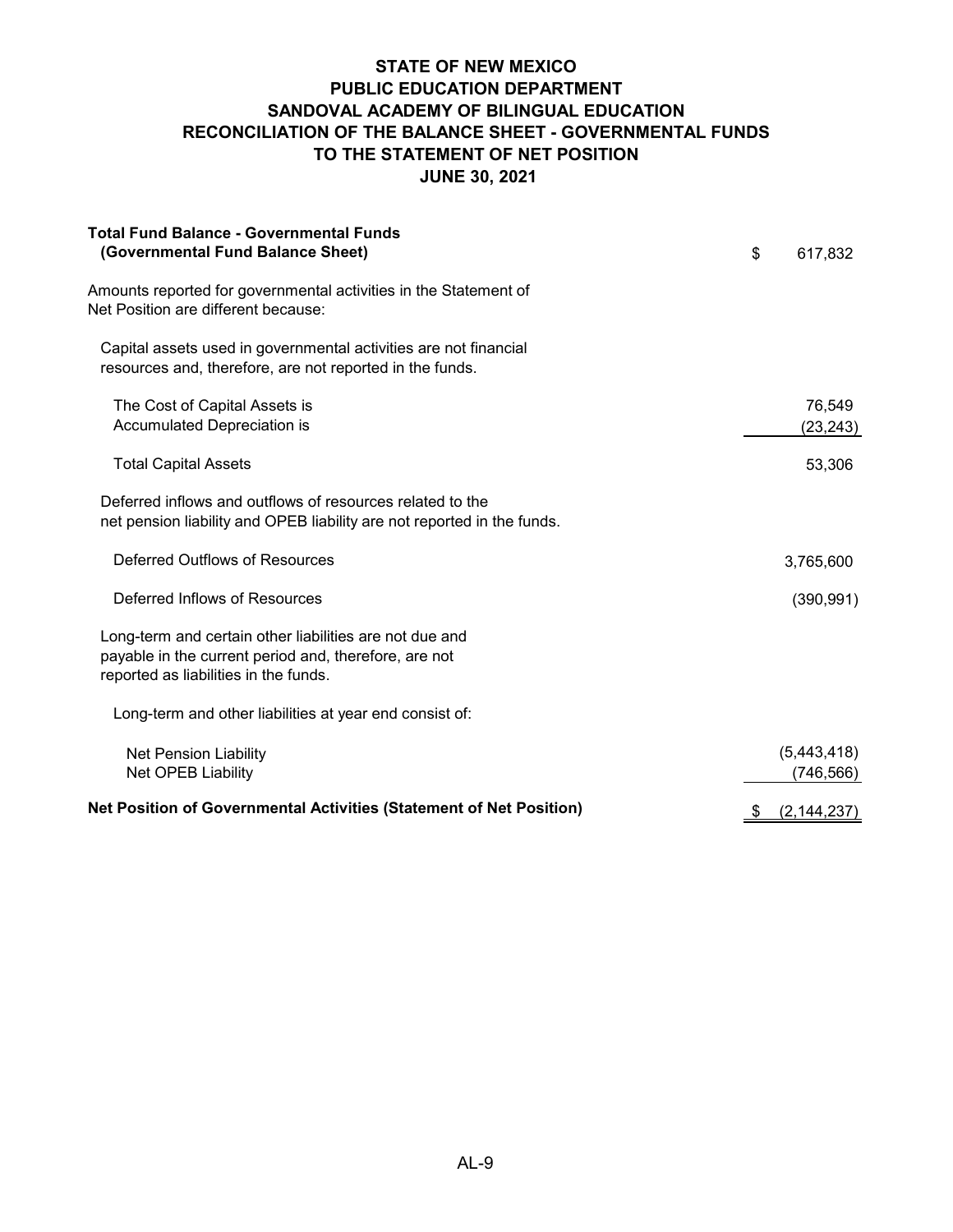# STATE OF NEW MEXICO
## PUBLIC EDUCATION DEPARTMENT
## SANDOVAL ACADEMY OF BILINGUAL EDUCATION
## RECONCILIATION OF THE BALANCE SHEET - GOVERNMENTAL FUNDS TO THE STATEMENT OF NET POSITION
## JUNE 30, 2021

| | |
|---|---|
| **Total Fund Balance - Governmental Funds (Governmental Fund Balance Sheet)** | $ 617,832 |
| Amounts reported for governmental activities in the Statement of Net Position are different because: | |
| Capital assets used in governmental activities are not financial resources and, therefore, are not reported in the funds. | |
| The Cost of Capital Assets is | 76,549 |
| Accumulated Depreciation is | (23,243) |
| Total Capital Assets | 53,306 |
| Deferred inflows and outflows of resources related to the net pension liability and OPEB liability are not reported in the funds. | |
| Deferred Outflows of Resources | 3,765,600 |
| Deferred Inflows of Resources | (390,991) |
| Long-term and certain other liabilities are not due and payable in the current period and, therefore, are not reported as liabilities in the funds. | |
| Long-term and other liabilities at year end consist of: | |
| Net Pension Liability | (5,443,418) |
| Net OPEB Liability | (746,566) |
| **Net Position of Governmental Activities (Statement of Net Position)** | $ (2,144,237) |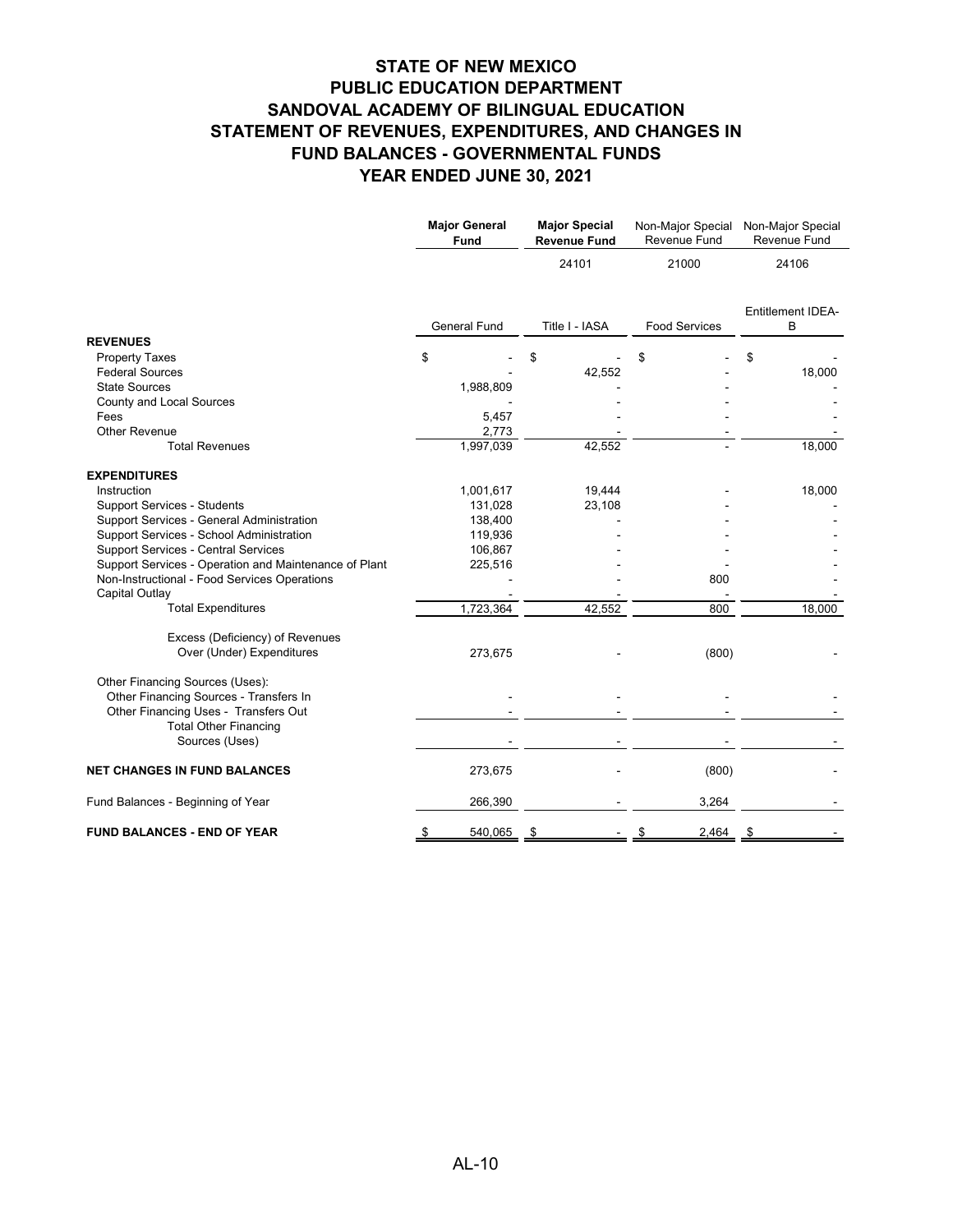# STATE OF NEW MEXICO
# PUBLIC EDUCATION DEPARTMENT
# SANDOVAL ACADEMY OF BILINGUAL EDUCATION
# STATEMENT OF REVENUES, EXPENDITURES, AND CHANGES IN FUND BALANCES - GOVERNMENTAL FUNDS
# YEAR ENDED JUNE 30, 2021

| | Major General Fund | Major Special Revenue Fund | Non-Major Special Revenue Fund | Non-Major Special Revenue Fund |
|---|---|---|---|---|
| | | 24101 | 21000 | 24106 |
| | General Fund | Title I - IASA | Food Services | Entitlement IDEA-B |
| **REVENUES** | | | | |
| Property Taxes | $ - | $ - | $ - | $ - |
| Federal Sources | - | 42,552 | - | 18,000 |
| State Sources | 1,988,809 | - | - | - |
| County and Local Sources | - | - | - | - |
| Fees | 5,457 | - | - | - |
| Other Revenue | 2,773 | - | - | - |
| Total Revenues | 1,997,039 | 42,552 | - | 18,000 |
| **EXPENDITURES** | | | | |
| Instruction | 1,001,617 | 19,444 | - | 18,000 |
| Support Services - Students | 131,028 | 23,108 | - | - |
| Support Services - General Administration | 138,400 | - | - | - |
| Support Services - School Administration | 119,936 | - | - | - |
| Support Services - Central Services | 106,867 | - | - | - |
| Support Services - Operation and Maintenance of Plant | 225,516 | - | - | - |
| Non-Instructional - Food Services Operations | - | - | 800 | - |
| Capital Outlay | - | - | - | - |
| Total Expenditures | 1,723,364 | 42,552 | 800 | 18,000 |
| Excess (Deficiency) of Revenues Over (Under) Expenditures | 273,675 | - | (800) | - |
| Other Financing Sources (Uses): | | | | |
| Other Financing Sources - Transfers In | - | - | - | - |
| Other Financing Uses - Transfers Out | - | - | - | - |
| Total Other Financing Sources (Uses) | - | - | - | - |
| **NET CHANGES IN FUND BALANCES** | 273,675 | - | (800) | - |
| Fund Balances - Beginning of Year | 266,390 | - | 3,264 | - |
| **FUND BALANCES - END OF YEAR** | $ 540,065 | $ - | $ 2,464 | $ - |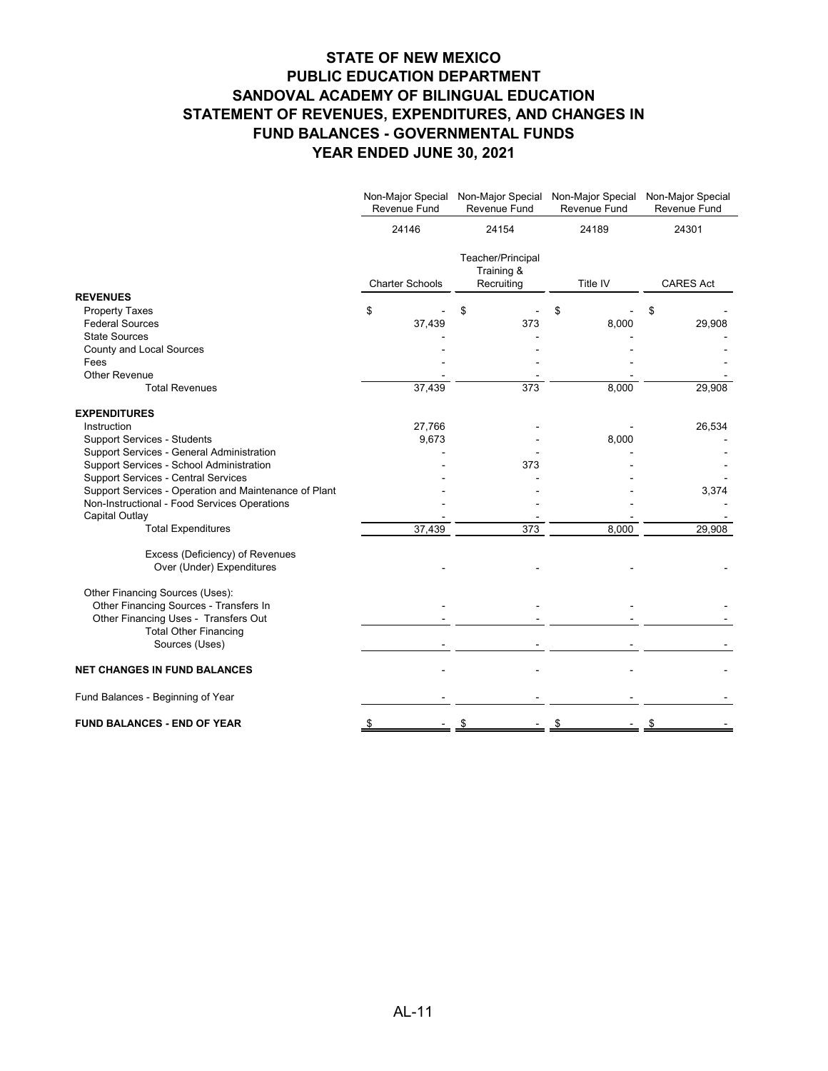# STATE OF NEW MEXICO
# PUBLIC EDUCATION DEPARTMENT
# SANDOVAL ACADEMY OF BILINGUAL EDUCATION
# STATEMENT OF REVENUES, EXPENDITURES, AND CHANGES IN FUND BALANCES - GOVERNMENTAL FUNDS
# YEAR ENDED JUNE 30, 2021

| | Non-Major Special Revenue Fund | Non-Major Special Revenue Fund | Non-Major Special Revenue Fund | Non-Major Special Revenue Fund |
|---|---|---|---|---|
| | 24146 | 24154 | 24189 | 24301 |
| | Charter Schools | Teacher/Principal Training & Recruiting | Title IV | CARES Act |
| **REVENUES** | | | | |
| Property Taxes | $ - | $ - | $ - | $ - |
| Federal Sources | 37,439 | 373 | 8,000 | 29,908 |
| State Sources | - | - | - | - |
| County and Local Sources | - | - | - | - |
| Fees | - | - | - | - |
| Other Revenue | - | - | - | - |
| Total Revenues | 37,439 | 373 | 8,000 | 29,908 |
| **EXPENDITURES** | | | | |
| Instruction | 27,766 | - | - | 26,534 |
| Support Services - Students | 9,673 | - | 8,000 | - |
| Support Services - General Administration | - | - | - | - |
| Support Services - School Administration | - | 373 | - | - |
| Support Services - Central Services | - | - | - | - |
| Support Services - Operation and Maintenance of Plant | - | - | - | 3,374 |
| Non-Instructional - Food Services Operations | - | - | - | - |
| Capital Outlay | - | - | - | - |
| Total Expenditures | 37,439 | 373 | 8,000 | 29,908 |
| Excess (Deficiency) of Revenues Over (Under) Expenditures | - | - | - | - |
| Other Financing Sources (Uses): | | | | |
| Other Financing Sources - Transfers In | - | - | - | - |
| Other Financing Uses - Transfers Out | - | - | - | - |
| Total Other Financing Sources (Uses) | - | - | - | - |
| **NET CHANGES IN FUND BALANCES** | - | - | - | - |
| Fund Balances - Beginning of Year | - | - | - | - |
| **FUND BALANCES - END OF YEAR** | $ - | $ - | $ - | $ - |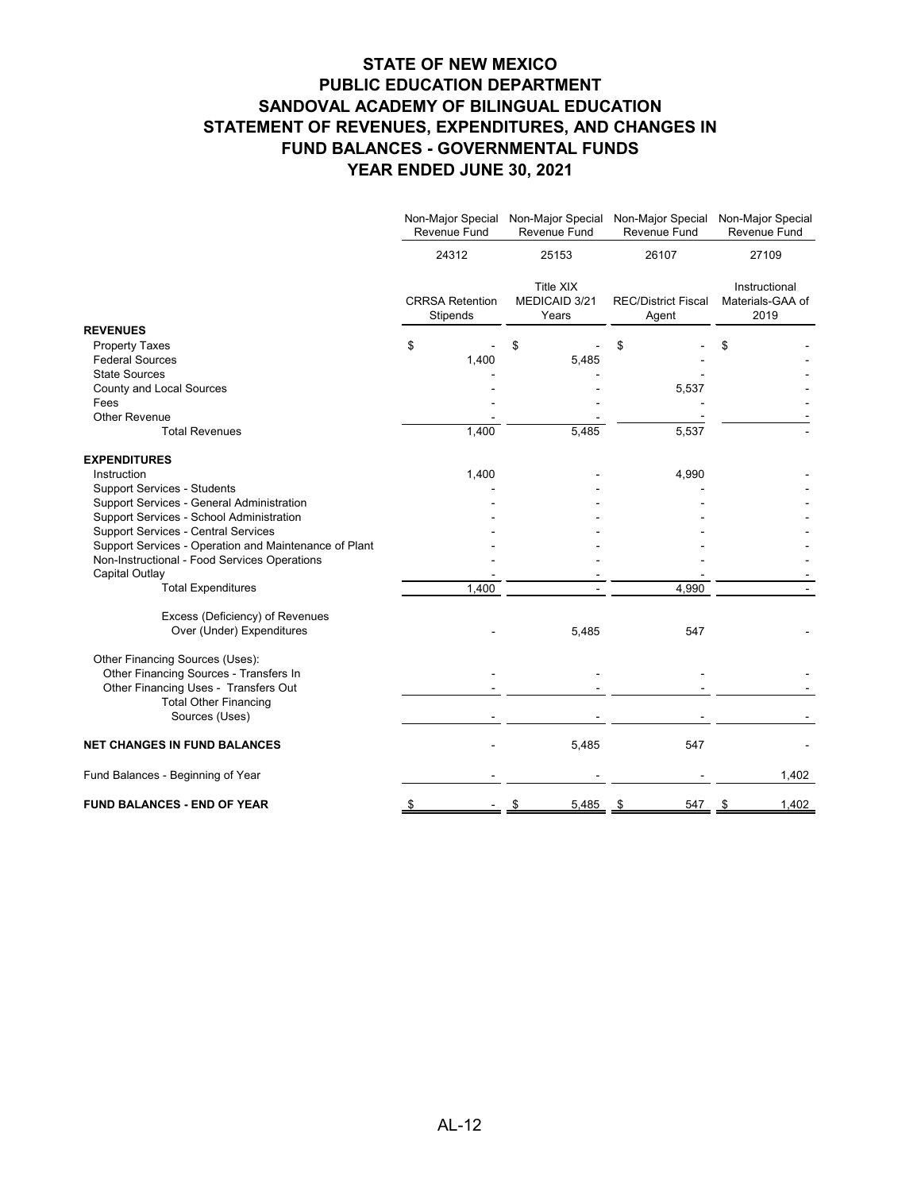# STATE OF NEW MEXICO
# PUBLIC EDUCATION DEPARTMENT
# SANDOVAL ACADEMY OF BILINGUAL EDUCATION
# STATEMENT OF REVENUES, EXPENDITURES, AND CHANGES IN FUND BALANCES - GOVERNMENTAL FUNDS
# YEAR ENDED JUNE 30, 2021

| | Non-Major Special Revenue Fund | Non-Major Special Revenue Fund | Non-Major Special Revenue Fund | Non-Major Special Revenue Fund |
|---|---|---|---|---|
| | 24312 | 25153 | 26107 | 27109 |
| | CRRSA Retention Stipends | Title XIX MEDICAID 3/21 Years | REC/District Fiscal Agent | Instructional Materials-GAA of 2019 |
| **REVENUES** | | | | |
| Property Taxes | $ - | $ - | $ - | $ - |
| Federal Sources | 1,400 | 5,485 | - | - |
| State Sources | - | - | - | - |
| County and Local Sources | - | - | 5,537 | - |
| Fees | - | - | - | - |
| Other Revenue | - | - | - | - |
| Total Revenues | 1,400 | 5,485 | 5,537 | - |
| **EXPENDITURES** | | | | |
| Instruction | 1,400 | - | 4,990 | - |
| Support Services - Students | - | - | - | - |
| Support Services - General Administration | - | - | - | - |
| Support Services - School Administration | - | - | - | - |
| Support Services - Central Services | - | - | - | - |
| Support Services - Operation and Maintenance of Plant | - | - | - | - |
| Non-Instructional - Food Services Operations | - | - | - | - |
| Capital Outlay | - | - | - | - |
| Total Expenditures | 1,400 | - | 4,990 | - |
| Excess (Deficiency) of Revenues Over (Under) Expenditures | - | 5,485 | 547 | - |
| Other Financing Sources (Uses): | | | | |
| Other Financing Sources - Transfers In | - | - | - | - |
| Other Financing Uses - Transfers Out | - | - | - | - |
| Total Other Financing Sources (Uses) | - | - | - | - |
| **NET CHANGES IN FUND BALANCES** | - | 5,485 | 547 | - |
| Fund Balances - Beginning of Year | - | - | - | 1,402 |
| **FUND BALANCES - END OF YEAR** | $ - | $ 5,485 | $ 547 | $ 1,402 |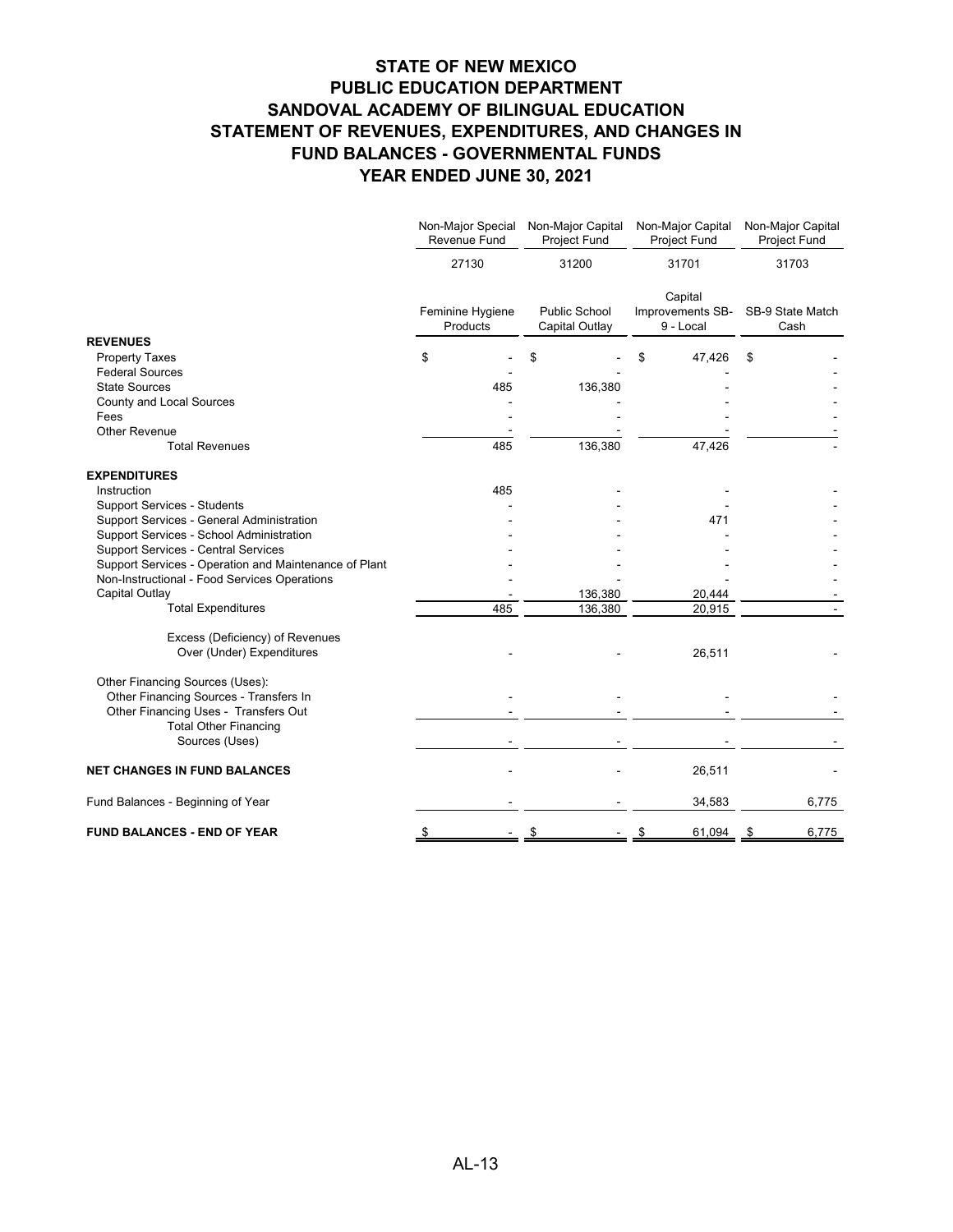# STATE OF NEW MEXICO
# PUBLIC EDUCATION DEPARTMENT
# SANDOVAL ACADEMY OF BILINGUAL EDUCATION
# STATEMENT OF REVENUES, EXPENDITURES, AND CHANGES IN FUND BALANCES - GOVERNMENTAL FUNDS
# YEAR ENDED JUNE 30, 2021

| | Non-Major Special Revenue Fund | Non-Major Capital Project Fund | Non-Major Capital Project Fund | Non-Major Capital Project Fund |
|---|---|---|---|---|
| | 27130 | 31200 | 31701 | 31703 |
| | Feminine Hygiene Products | Public School Capital Outlay | Capital Improvements SB-9 - Local | SB-9 State Match Cash |
| **REVENUES** | | | | |
| Property Taxes | $ - | $ - | $ 47,426 | $ - |
| Federal Sources | - | - | - | - |
| State Sources | 485 | 136,380 | - | - |
| County and Local Sources | - | - | - | - |
| Fees | - | - | - | - |
| Other Revenue | - | - | - | - |
| Total Revenues | 485 | 136,380 | 47,426 | - |
| **EXPENDITURES** | | | | |
| Instruction | 485 | - | - | - |
| Support Services - Students | - | - | - | - |
| Support Services - General Administration | - | - | 471 | - |
| Support Services - School Administration | - | - | - | - |
| Support Services - Central Services | - | - | - | - |
| Support Services - Operation and Maintenance of Plant | - | - | - | - |
| Non-Instructional - Food Services Operations | - | - | - | - |
| Capital Outlay | - | 136,380 | 20,444 | - |
| Total Expenditures | 485 | 136,380 | 20,915 | - |
| Excess (Deficiency) of Revenues Over (Under) Expenditures | - | - | 26,511 | - |
| Other Financing Sources (Uses): | | | | |
| Other Financing Sources - Transfers In | - | - | - | - |
| Other Financing Uses - Transfers Out | - | - | - | - |
| Total Other Financing Sources (Uses) | - | - | - | - |
| **NET CHANGES IN FUND BALANCES** | - | - | 26,511 | - |
| Fund Balances - Beginning of Year | - | - | 34,583 | 6,775 |
| **FUND BALANCES - END OF YEAR** | $ - | $ - | $ 61,094 | $ 6,775 |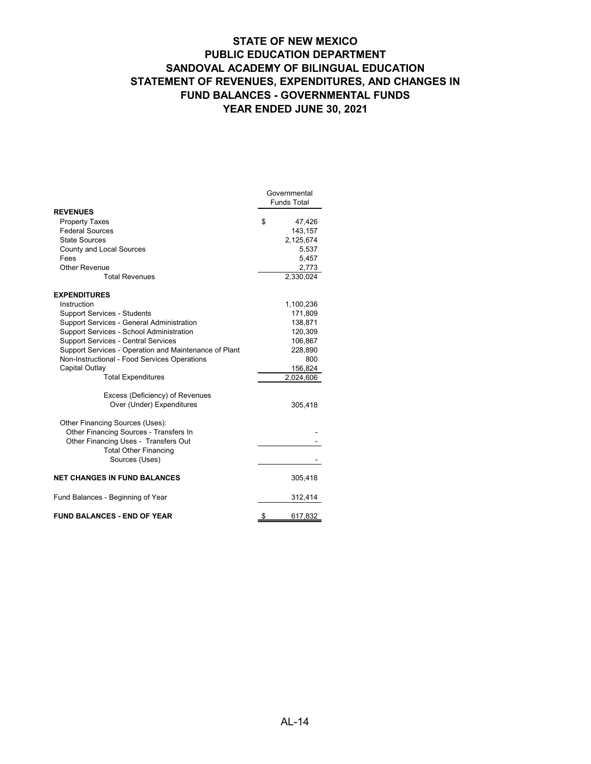# STATE OF NEW MEXICO
# PUBLIC EDUCATION DEPARTMENT
# SANDOVAL ACADEMY OF BILINGUAL EDUCATION
# STATEMENT OF REVENUES, EXPENDITURES, AND CHANGES IN FUND BALANCES - GOVERNMENTAL FUNDS
# YEAR ENDED JUNE 30, 2021

| | Governmental Funds Total |
|---|---|
| **REVENUES** | |
| Property Taxes | $ 47,426 |
| Federal Sources | 143,157 |
| State Sources | 2,125,674 |
| County and Local Sources | 5,537 |
| Fees | 5,457 |
| Other Revenue | 2,773 |
| Total Revenues | 2,330,024 |
| **EXPENDITURES** | |
| Instruction | 1,100,236 |
| Support Services - Students | 171,809 |
| Support Services - General Administration | 138,871 |
| Support Services - School Administration | 120,309 |
| Support Services - Central Services | 106,867 |
| Support Services - Operation and Maintenance of Plant | 228,890 |
| Non-Instructional - Food Services Operations | 800 |
| Capital Outlay | 156,824 |
| Total Expenditures | 2,024,606 |
| Excess (Deficiency) of Revenues Over (Under) Expenditures | 305,418 |
| Other Financing Sources (Uses): | |
| Other Financing Sources - Transfers In | - |
| Other Financing Uses - Transfers Out | - |
| Total Other Financing Sources (Uses) | - |
| **NET CHANGES IN FUND BALANCES** | 305,418 |
| Fund Balances - Beginning of Year | 312,414 |
| **FUND BALANCES - END OF YEAR** | $ 617,832 |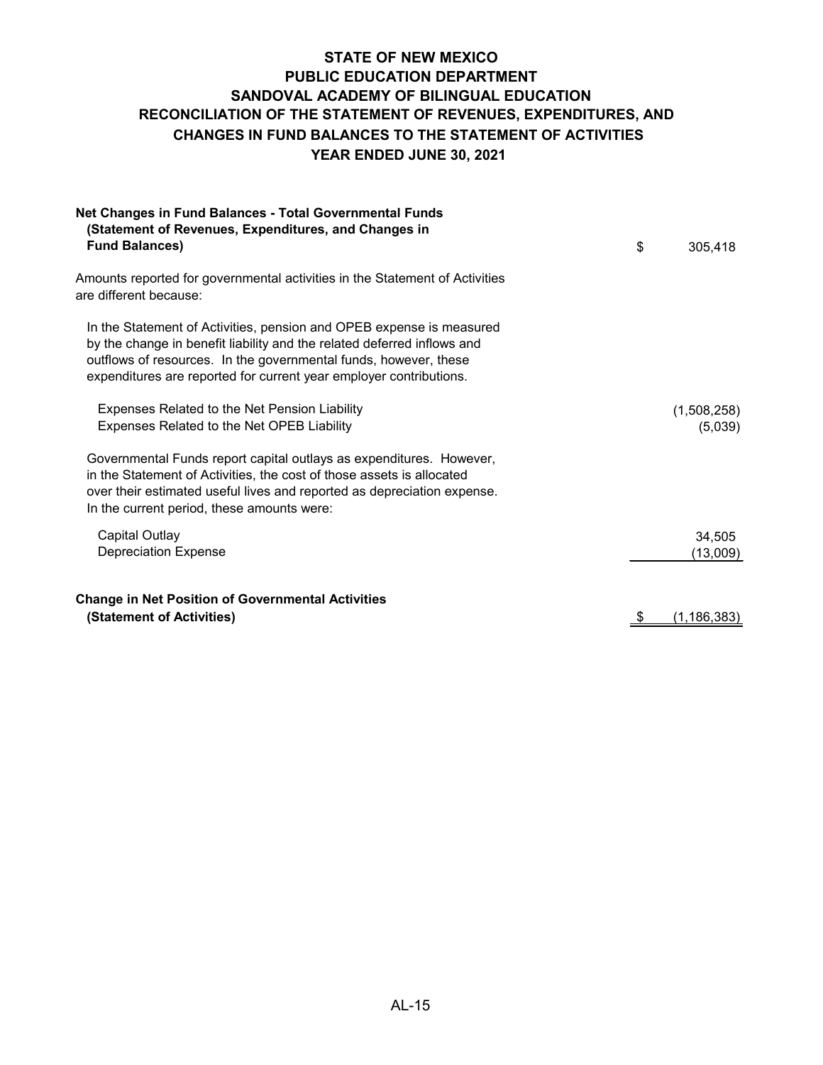# STATE OF NEW MEXICO
## PUBLIC EDUCATION DEPARTMENT
## SANDOVAL ACADEMY OF BILINGUAL EDUCATION
## RECONCILIATION OF THE STATEMENT OF REVENUES, EXPENDITURES, AND CHANGES IN FUND BALANCES TO THE STATEMENT OF ACTIVITIES
## YEAR ENDED JUNE 30, 2021

| | |
|---|---|
| **Net Changes in Fund Balances - Total Governmental Funds (Statement of Revenues, Expenditures, and Changes in Fund Balances)** | $ 305,418 |
| Amounts reported for governmental activities in the Statement of Activities are different because: | |
| In the Statement of Activities, pension and OPEB expense is measured by the change in benefit liability and the related deferred inflows and outflows of resources. In the governmental funds, however, these expenditures are reported for current year employer contributions. | |
| Expenses Related to the Net Pension Liability | (1,508,258) |
| Expenses Related to the Net OPEB Liability | (5,039) |
| Governmental Funds report capital outlays as expenditures. However, in the Statement of Activities, the cost of those assets is allocated over their estimated useful lives and reported as depreciation expense. In the current period, these amounts were: | |
| Capital Outlay | 34,505 |
| Depreciation Expense | (13,009) |
| **Change in Net Position of Governmental Activities (Statement of Activities)** | $ (1,186,383) |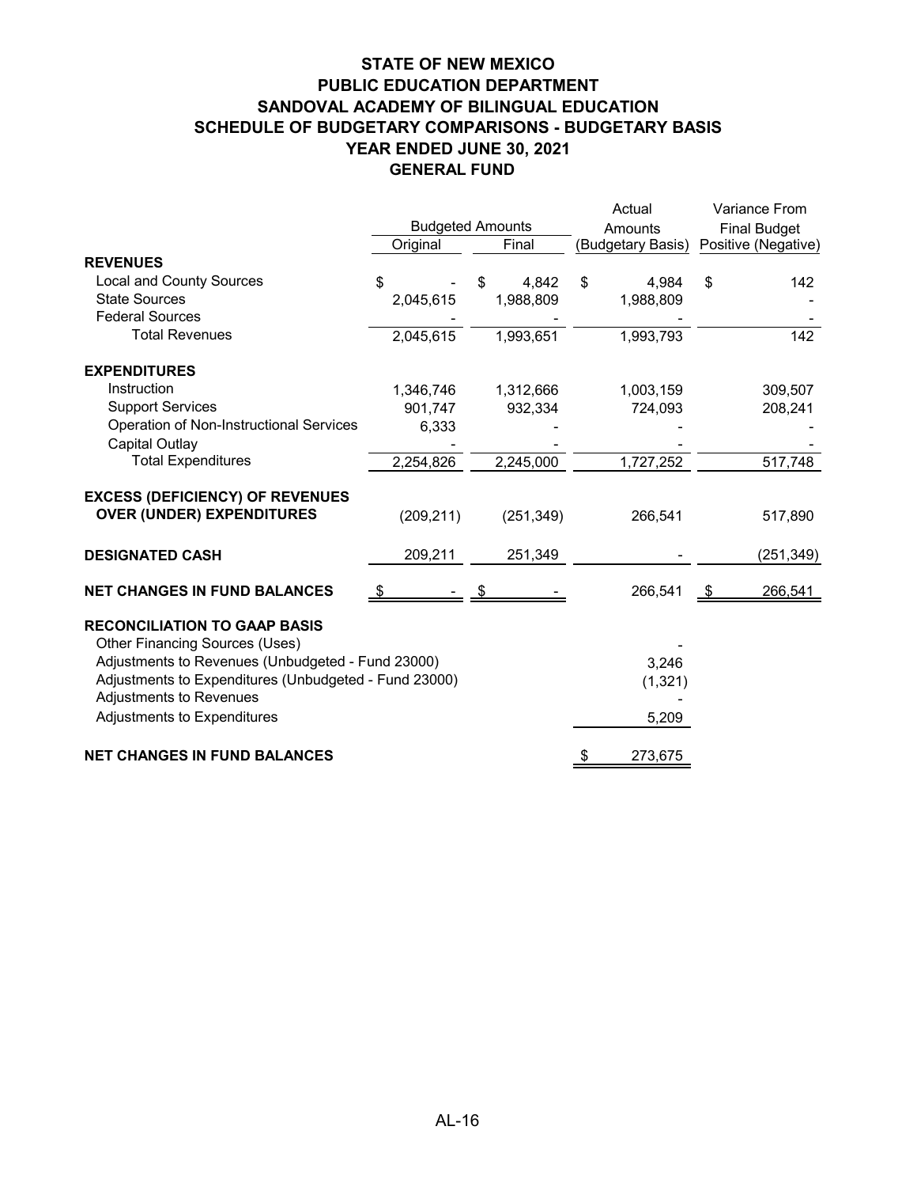# STATE OF NEW MEXICO
## PUBLIC EDUCATION DEPARTMENT
## SANDOVAL ACADEMY OF BILINGUAL EDUCATION
## SCHEDULE OF BUDGETARY COMPARISONS - BUDGETARY BASIS
## YEAR ENDED JUNE 30, 2021
## GENERAL FUND

| | Budgeted Amounts | | Actual Amounts | Variance From Final Budget |
|---|---|---|---|---|
| | Original | Final | (Budgetary Basis) | Positive (Negative) |
| **REVENUES** | | | | |
| Local and County Sources | $ - | $ 4,842 | $ 4,984 | $ 142 |
| State Sources | 2,045,615 | 1,988,809 | 1,988,809 | - |
| Federal Sources | - | - | - | - |
| Total Revenues | 2,045,615 | 1,993,651 | 1,993,793 | 142 |
| **EXPENDITURES** | | | | |
| Instruction | 1,346,746 | 1,312,666 | 1,003,159 | 309,507 |
| Support Services | 901,747 | 932,334 | 724,093 | 208,241 |
| Operation of Non-Instructional Services | 6,333 | - | - | - |
| Capital Outlay | - | - | - | - |
| Total Expenditures | 2,254,826 | 2,245,000 | 1,727,252 | 517,748 |
| **EXCESS (DEFICIENCY) OF REVENUES OVER (UNDER) EXPENDITURES** | (209,211) | (251,349) | 266,541 | 517,890 |
| **DESIGNATED CASH** | 209,211 | 251,349 | - | (251,349) |
| **NET CHANGES IN FUND BALANCES** | $ - | $ - | 266,541 | $ 266,541 |
| **RECONCILIATION TO GAAP BASIS** | | | | |
| Other Financing Sources (Uses) | | | - | |
| Adjustments to Revenues (Unbudgeted - Fund 23000) | | | 3,246 | |
| Adjustments to Expenditures (Unbudgeted - Fund 23000) | | | (1,321) | |
| Adjustments to Revenues | | | - | |
| Adjustments to Expenditures | | | 5,209 | |
| **NET CHANGES IN FUND BALANCES** | | | $ 273,675 | |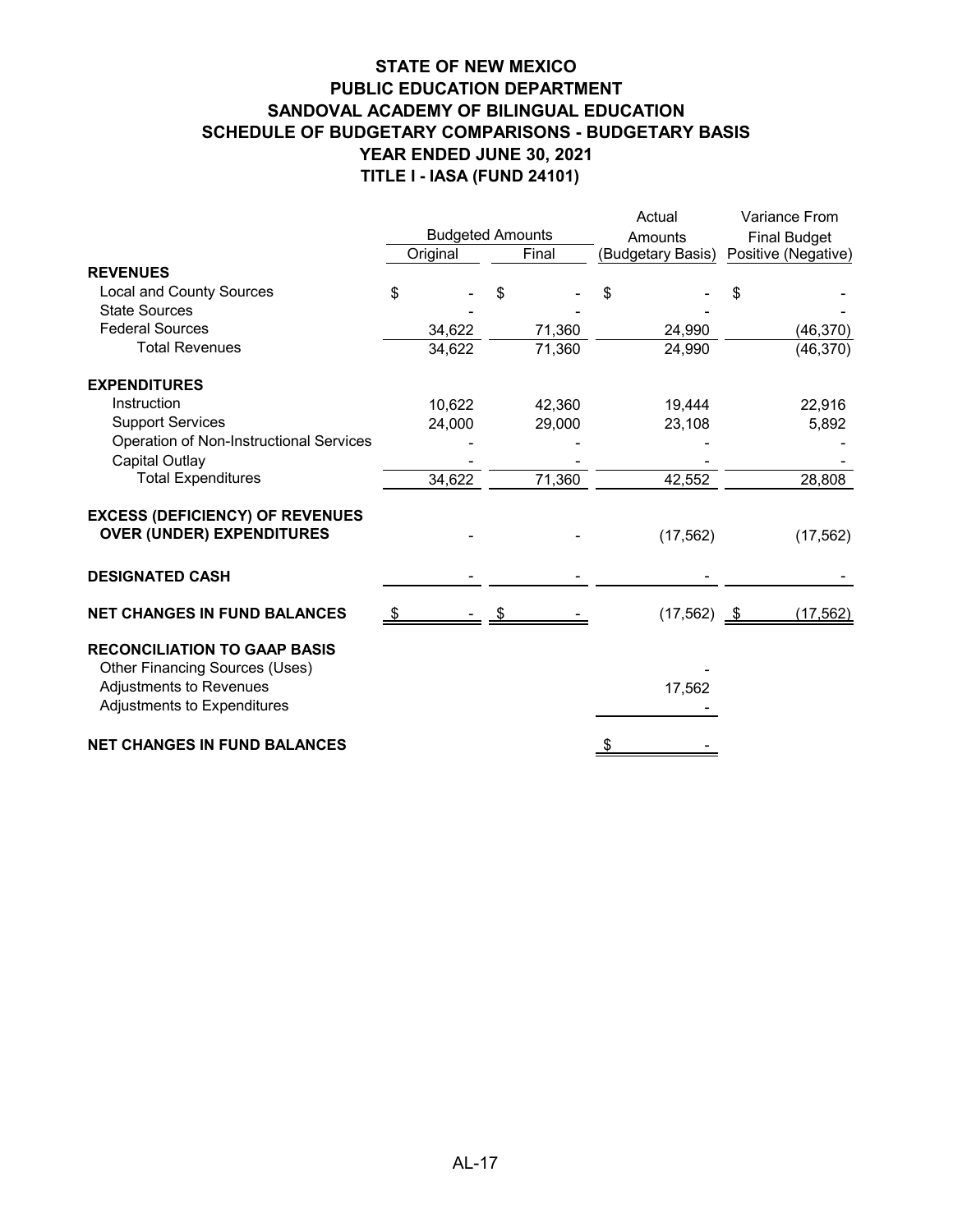# STATE OF NEW MEXICO
## PUBLIC EDUCATION DEPARTMENT
## SANDOVAL ACADEMY OF BILINGUAL EDUCATION
## SCHEDULE OF BUDGETARY COMPARISONS - BUDGETARY BASIS
## YEAR ENDED JUNE 30, 2021
## TITLE I - IASA (FUND 24101)

| | Budgeted Amounts | | Actual Amounts | Variance From Final Budget |
|---|---|---|---|---|
| | Original | Final | (Budgetary Basis) | Positive (Negative) |
| **REVENUES** | | | | |
| Local and County Sources | $ - | $ - | $ - | $ - |
| State Sources | - | - | - | - |
| Federal Sources | 34,622 | 71,360 | 24,990 | (46,370) |
| Total Revenues | 34,622 | 71,360 | 24,990 | (46,370) |
| **EXPENDITURES** | | | | |
| Instruction | 10,622 | 42,360 | 19,444 | 22,916 |
| Support Services | 24,000 | 29,000 | 23,108 | 5,892 |
| Operation of Non-Instructional Services | - | - | - | - |
| Capital Outlay | - | - | - | - |
| Total Expenditures | 34,622 | 71,360 | 42,552 | 28,808 |
| **EXCESS (DEFICIENCY) OF REVENUES OVER (UNDER) EXPENDITURES** | - | - | (17,562) | (17,562) |
| **DESIGNATED CASH** | - | - | - | - |
| **NET CHANGES IN FUND BALANCES** | $ - | $ - | (17,562) | $ (17,562) |
| **RECONCILIATION TO GAAP BASIS** | | | | |
| Other Financing Sources (Uses) | | | - | |
| Adjustments to Revenues | | | 17,562 | |
| Adjustments to Expenditures | | | - | |
| **NET CHANGES IN FUND BALANCES** | | | $ - | |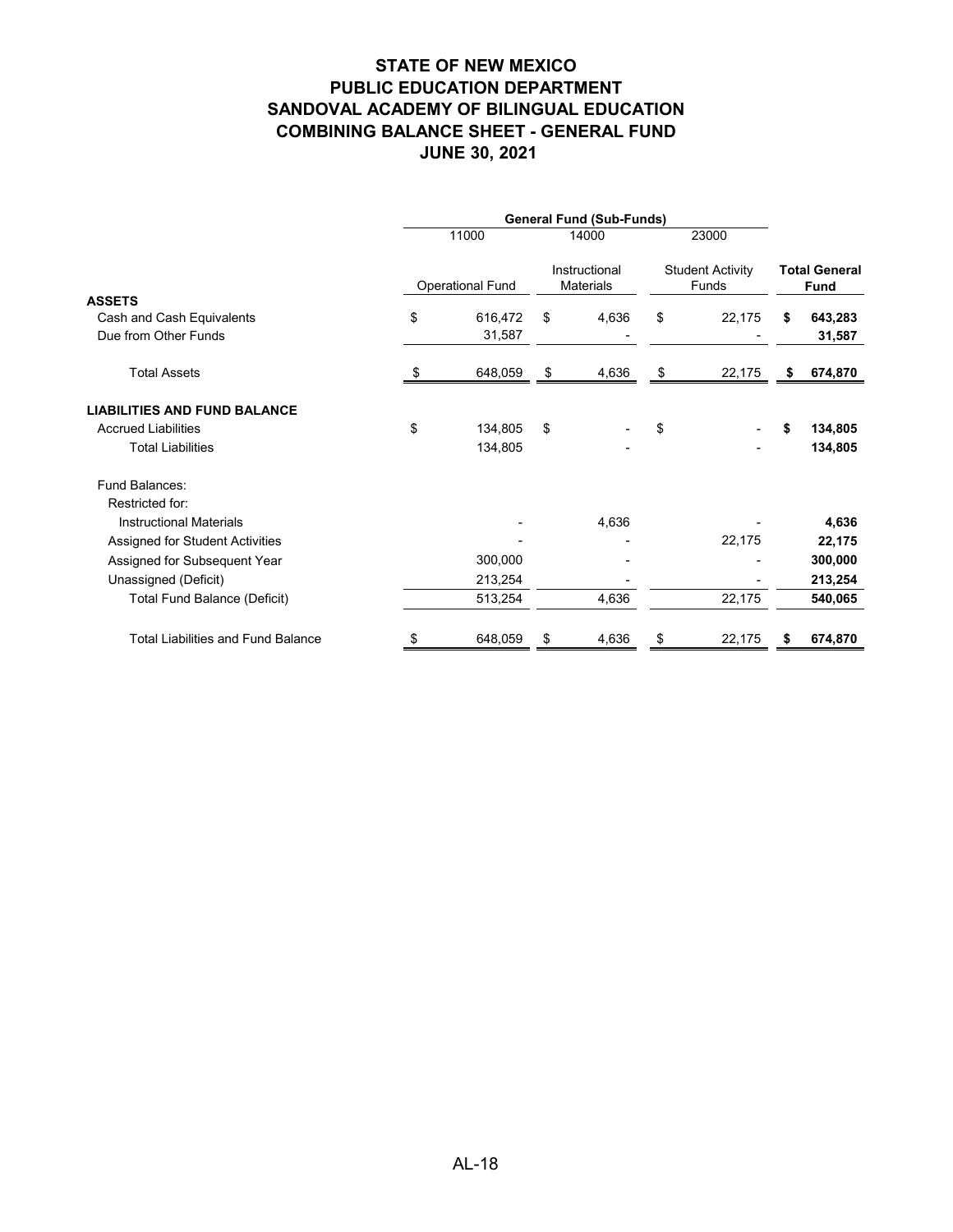# STATE OF NEW MEXICO
# PUBLIC EDUCATION DEPARTMENT
# SANDOVAL ACADEMY OF BILINGUAL EDUCATION
# COMBINING BALANCE SHEET - GENERAL FUND
# JUNE 30, 2021

| | General Fund (Sub-Funds) | | | |
|---|---|---|---|---|
| | 11000 | 14000 | 23000 | |
| | Operational Fund | Instructional Materials | Student Activity Funds | **Total General Fund** |
| **ASSETS** | | | | |
| Cash and Cash Equivalents | $ 616,472 | $ 4,636 | $ 22,175 | **$ 643,283** |
| Due from Other Funds | 31,587 | - | - | **31,587** |
| Total Assets | $ 648,059 | $ 4,636 | $ 22,175 | **$ 674,870** |
| **LIABILITIES AND FUND BALANCE** | | | | |
| Accrued Liabilities | $ 134,805 | $ - | $ - | **$ 134,805** |
| Total Liabilities | 134,805 | - | - | **134,805** |
| Fund Balances: | | | | |
| Restricted for: | | | | |
| Instructional Materials | - | 4,636 | - | **4,636** |
| Assigned for Student Activities | - | - | 22,175 | **22,175** |
| Assigned for Subsequent Year | 300,000 | - | - | **300,000** |
| Unassigned (Deficit) | 213,254 | - | - | **213,254** |
| Total Fund Balance (Deficit) | 513,254 | 4,636 | 22,175 | **540,065** |
| Total Liabilities and Fund Balance | $ 648,059 | $ 4,636 | $ 22,175 | **$ 674,870** |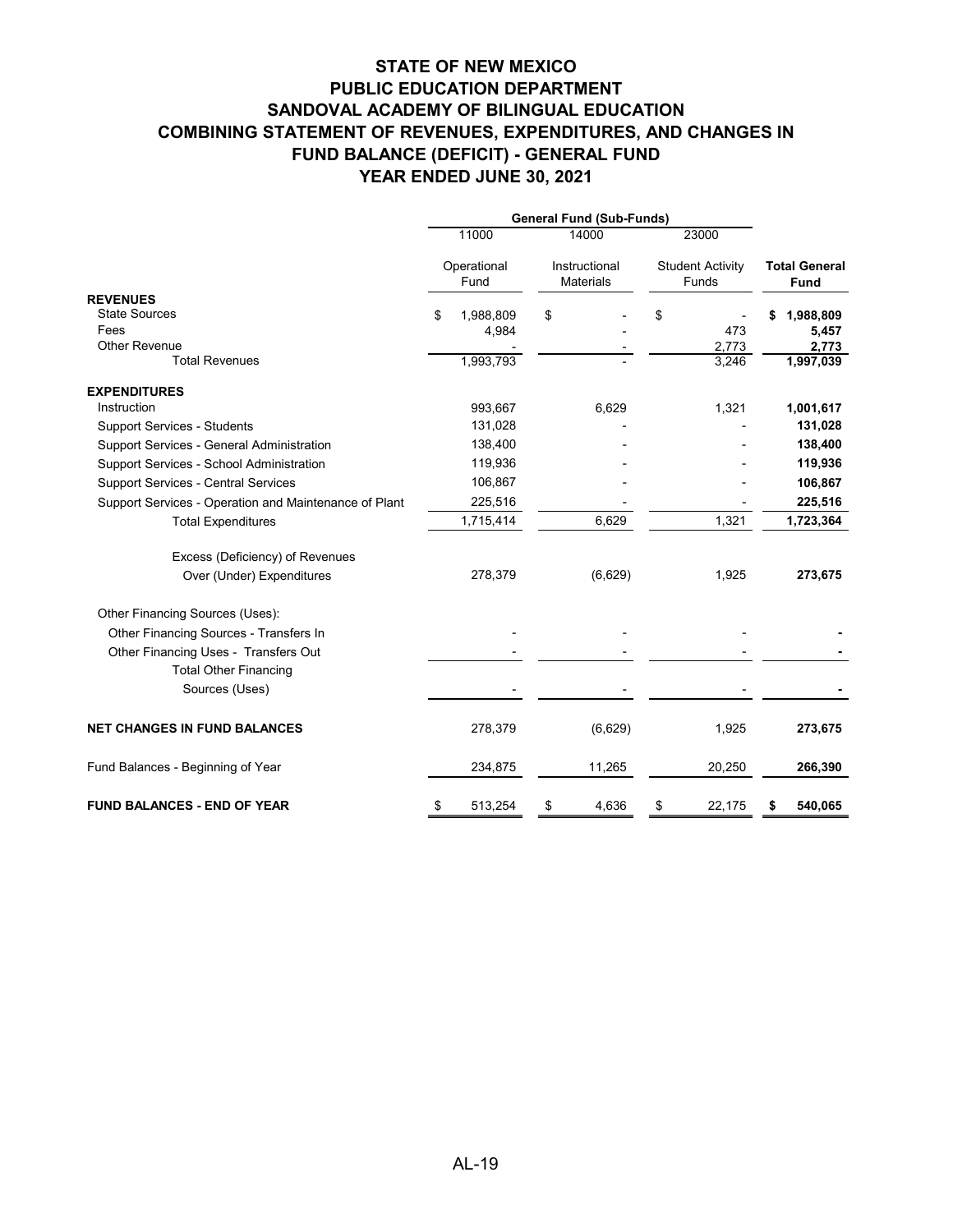# STATE OF NEW MEXICO
# PUBLIC EDUCATION DEPARTMENT
# SANDOVAL ACADEMY OF BILINGUAL EDUCATION
# COMBINING STATEMENT OF REVENUES, EXPENDITURES, AND CHANGES IN FUND BALANCE (DEFICIT) - GENERAL FUND
# YEAR ENDED JUNE 30, 2021

| | General Fund (Sub-Funds) | | | |
|---|---|---|---|---|
| | 11000 | 14000 | 23000 | |
| | Operational Fund | Instructional Materials | Student Activity Funds | **Total General Fund** |
| **REVENUES** | | | | |
| State Sources | $ 1,988,809 | $ - | $ - | **$ 1,988,809** |
| Fees | 4,984 | - | 473 | **5,457** |
| Other Revenue | - | - | 2,773 | **2,773** |
| Total Revenues | 1,993,793 | - | 3,246 | **1,997,039** |
| **EXPENDITURES** | | | | |
| Instruction | 993,667 | 6,629 | 1,321 | **1,001,617** |
| Support Services - Students | 131,028 | - | - | **131,028** |
| Support Services - General Administration | 138,400 | - | - | **138,400** |
| Support Services - School Administration | 119,936 | - | - | **119,936** |
| Support Services - Central Services | 106,867 | - | - | **106,867** |
| Support Services - Operation and Maintenance of Plant | 225,516 | - | - | **225,516** |
| Total Expenditures | 1,715,414 | 6,629 | 1,321 | **1,723,364** |
| Excess (Deficiency) of Revenues Over (Under) Expenditures | 278,379 | (6,629) | 1,925 | **273,675** |
| Other Financing Sources (Uses): | | | | |
| Other Financing Sources - Transfers In | - | - | - | **-** |
| Other Financing Uses - Transfers Out | - | - | - | **-** |
| Total Other Financing Sources (Uses) | - | - | - | **-** |
| **NET CHANGES IN FUND BALANCES** | 278,379 | (6,629) | 1,925 | **273,675** |
| Fund Balances - Beginning of Year | 234,875 | 11,265 | 20,250 | **266,390** |
| **FUND BALANCES - END OF YEAR** | $ 513,254 | $ 4,636 | $ 22,175 | **$ 540,065** |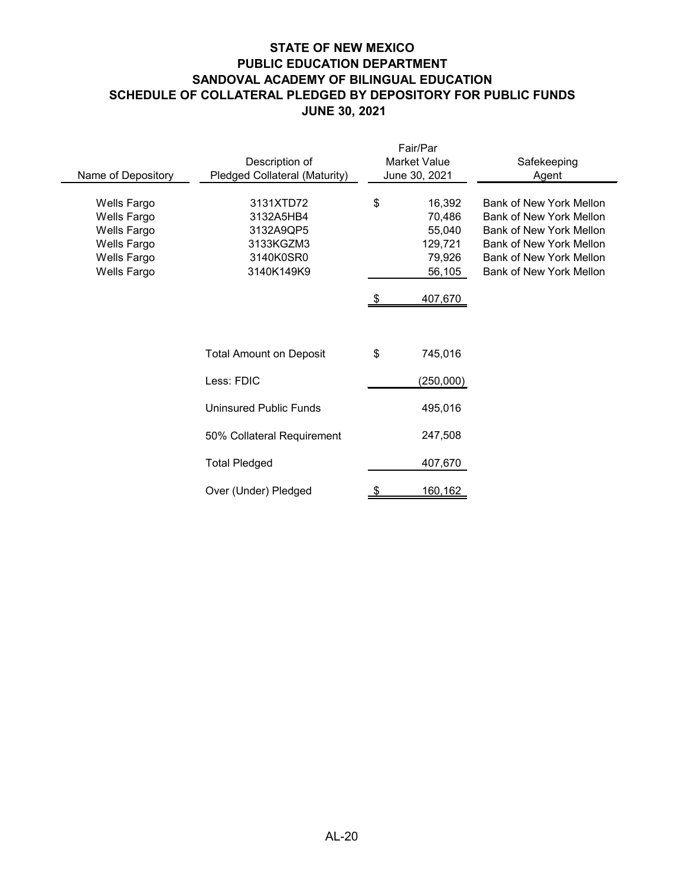# STATE OF NEW MEXICO
## PUBLIC EDUCATION DEPARTMENT
## SANDOVAL ACADEMY OF BILINGUAL EDUCATION
## SCHEDULE OF COLLATERAL PLEDGED BY DEPOSITORY FOR PUBLIC FUNDS
## JUNE 30, 2021

| Name of Depository | Description of Pledged Collateral (Maturity) | Fair/Par Market Value June 30, 2021 | Safekeeping Agent |
|---|---|---|---|
| Wells Fargo | 3131XTD72 | $ 16,392 | Bank of New York Mellon |
| Wells Fargo | 3132A5HB4 | 70,486 | Bank of New York Mellon |
| Wells Fargo | 3132A9QP5 | 55,040 | Bank of New York Mellon |
| Wells Fargo | 3133KGZM3 | 129,721 | Bank of New York Mellon |
| Wells Fargo | 3140K0SR0 | 79,926 | Bank of New York Mellon |
| Wells Fargo | 3140K149K9 | 56,105 | Bank of New York Mellon |
| | | $ 407,670 | |

| | |
|---|---|
| Total Amount on Deposit | $ 745,016 |
| Less: FDIC | (250,000) |
| Uninsured Public Funds | 495,016 |
| 50% Collateral Requirement | 247,508 |
| Total Pledged | 407,670 |
| Over (Under) Pledged | $ 160,162 |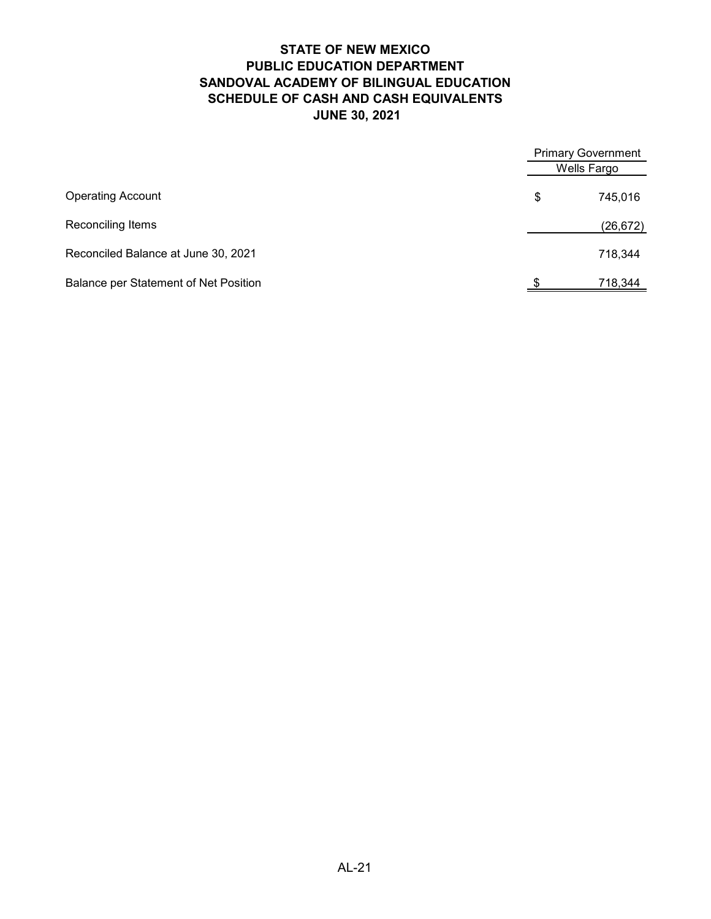# STATE OF NEW MEXICO
# PUBLIC EDUCATION DEPARTMENT
# SANDOVAL ACADEMY OF BILINGUAL EDUCATION
# SCHEDULE OF CASH AND CASH EQUIVALENTS
# JUNE 30, 2021

| | Primary Government |
|---|---|
| | Wells Fargo |
| Operating Account | $ 745,016 |
| Reconciling Items | (26,672) |
| Reconciled Balance at June 30, 2021 | 718,344 |
| Balance per Statement of Net Position | $ 718,344 |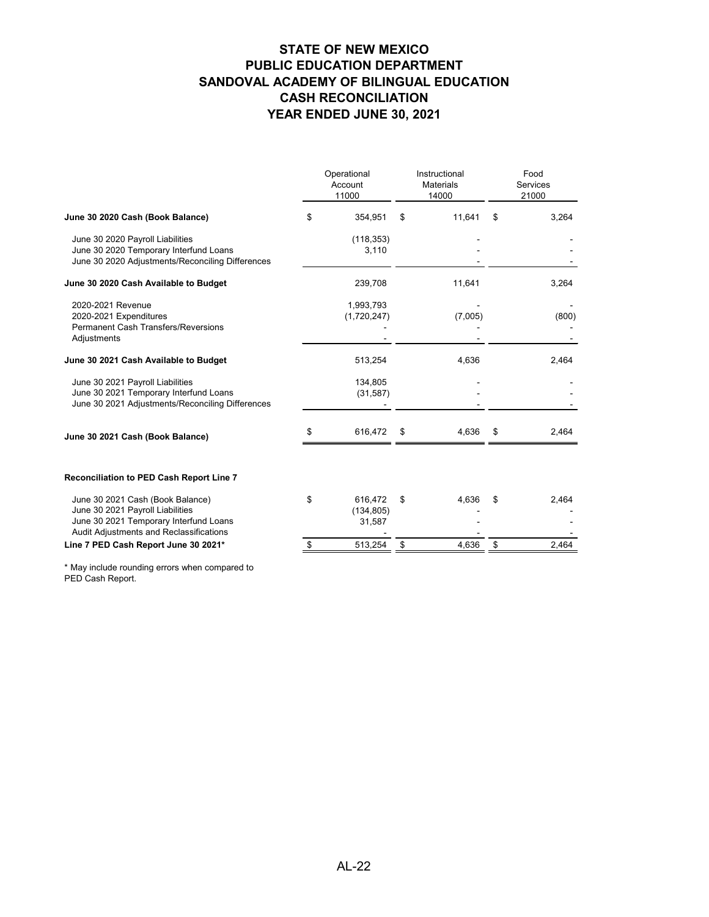# STATE OF NEW MEXICO
# PUBLIC EDUCATION DEPARTMENT
# SANDOVAL ACADEMY OF BILINGUAL EDUCATION
# CASH RECONCILIATION
# YEAR ENDED JUNE 30, 2021

| | Operational Account 11000 | Instructional Materials 14000 | Food Services 21000 |
|---|---|---|---|
| **June 30 2020 Cash (Book Balance)** | $ 354,951 | $ 11,641 | $ 3,264 |
| June 30 2020 Payroll Liabilities | (118,353) | - | - |
| June 30 2020 Temporary Interfund Loans | 3,110 | - | - |
| June 30 2020 Adjustments/Reconciling Differences | - | - | - |
| **June 30 2020 Cash Available to Budget** | 239,708 | 11,641 | 3,264 |
| 2020-2021 Revenue | 1,993,793 | - | - |
| 2020-2021 Expenditures | (1,720,247) | (7,005) | (800) |
| Permanent Cash Transfers/Reversions | - | - | - |
| Adjustments | - | - | - |
| **June 30 2021 Cash Available to Budget** | 513,254 | 4,636 | 2,464 |
| June 30 2021 Payroll Liabilities | 134,805 | - | - |
| June 30 2021 Temporary Interfund Loans | (31,587) | - | - |
| June 30 2021 Adjustments/Reconciling Differences | - | - | - |
| **June 30 2021 Cash (Book Balance)** | $ 616,472 | $ 4,636 | $ 2,464 |

**Reconciliation to PED Cash Report Line 7**

| | Operational Account 11000 | Instructional Materials 14000 | Food Services 21000 |
|---|---|---|---|
| June 30 2021 Cash (Book Balance) | $ 616,472 | $ 4,636 | $ 2,464 |
| June 30 2021 Payroll Liabilities | (134,805) | - | - |
| June 30 2021 Temporary Interfund Loans | 31,587 | - | - |
| Audit Adjustments and Reclassifications | - | - | - |
| **Line 7 PED Cash Report June 30 2021*** | $ 513,254 | $ 4,636 | $ 2,464 |

* May include rounding errors when compared to PED Cash Report.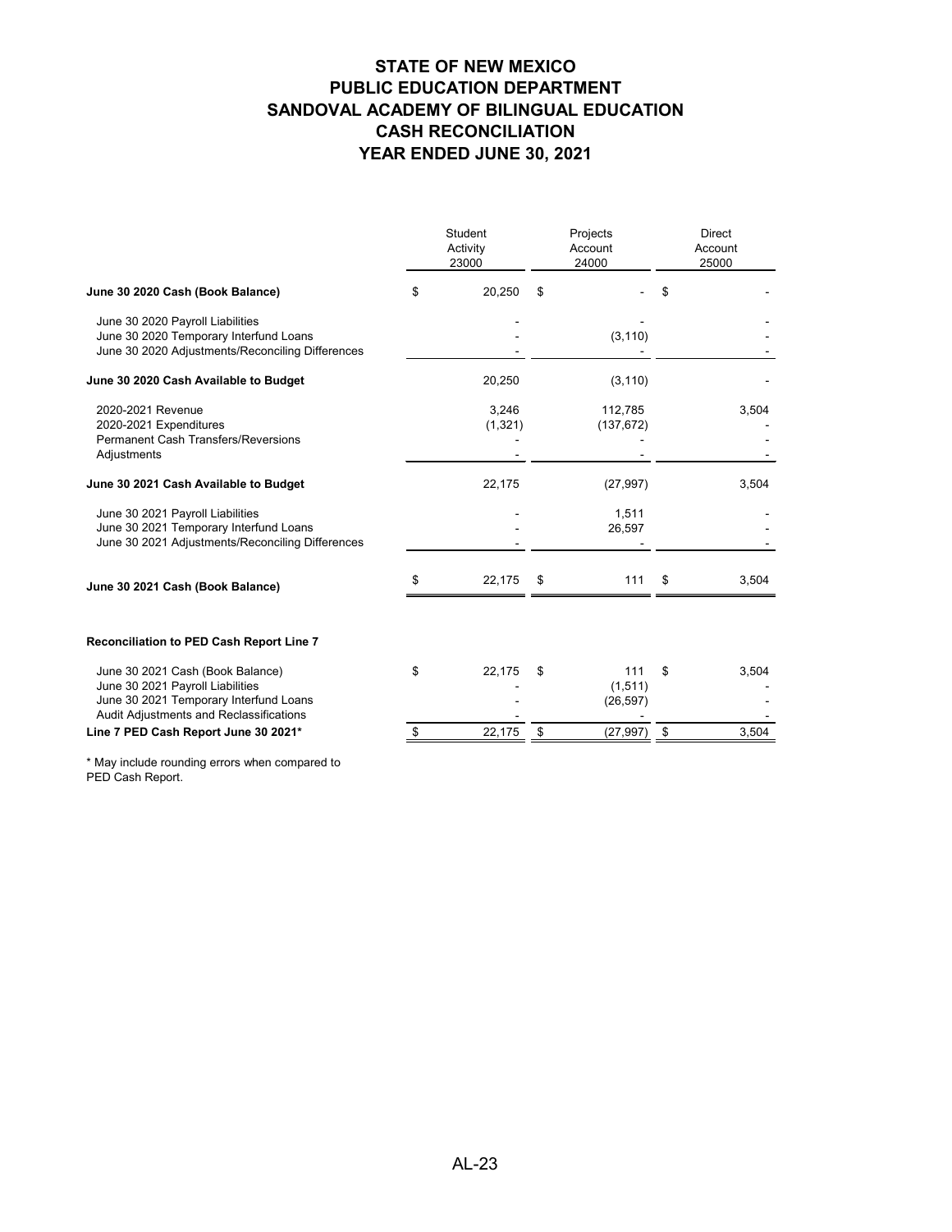# STATE OF NEW MEXICO
# PUBLIC EDUCATION DEPARTMENT
# SANDOVAL ACADEMY OF BILINGUAL EDUCATION
# CASH RECONCILIATION
# YEAR ENDED JUNE 30, 2021

| | Student Activity 23000 | Projects Account 24000 | Direct Account 25000 |
|---|---|---|---|
| **June 30 2020 Cash (Book Balance)** | $ 20,250 | $ - | $ - |
| June 30 2020 Payroll Liabilities | - | - | - |
| June 30 2020 Temporary Interfund Loans | - | (3,110) | - |
| June 30 2020 Adjustments/Reconciling Differences | - | - | - |
| **June 30 2020 Cash Available to Budget** | 20,250 | (3,110) | - |
| 2020-2021 Revenue | 3,246 | 112,785 | 3,504 |
| 2020-2021 Expenditures | (1,321) | (137,672) | - |
| Permanent Cash Transfers/Reversions | - | - | - |
| Adjustments | - | - | - |
| **June 30 2021 Cash Available to Budget** | 22,175 | (27,997) | 3,504 |
| June 30 2021 Payroll Liabilities | - | 1,511 | - |
| June 30 2021 Temporary Interfund Loans | - | 26,597 | - |
| June 30 2021 Adjustments/Reconciling Differences | - | - | - |
| **June 30 2021 Cash (Book Balance)** | $ 22,175 | $ 111 | $ 3,504 |

**Reconciliation to PED Cash Report Line 7**

| | Student Activity 23000 | Projects Account 24000 | Direct Account 25000 |
|---|---|---|---|
| June 30 2021 Cash (Book Balance) | $ 22,175 | $ 111 | $ 3,504 |
| June 30 2021 Payroll Liabilities | - | (1,511) | - |
| June 30 2021 Temporary Interfund Loans | - | (26,597) | - |
| Audit Adjustments and Reclassifications | - | - | - |
| **Line 7 PED Cash Report June 30 2021*** | $ 22,175 | $ (27,997) | $ 3,504 |

\* May include rounding errors when compared to PED Cash Report.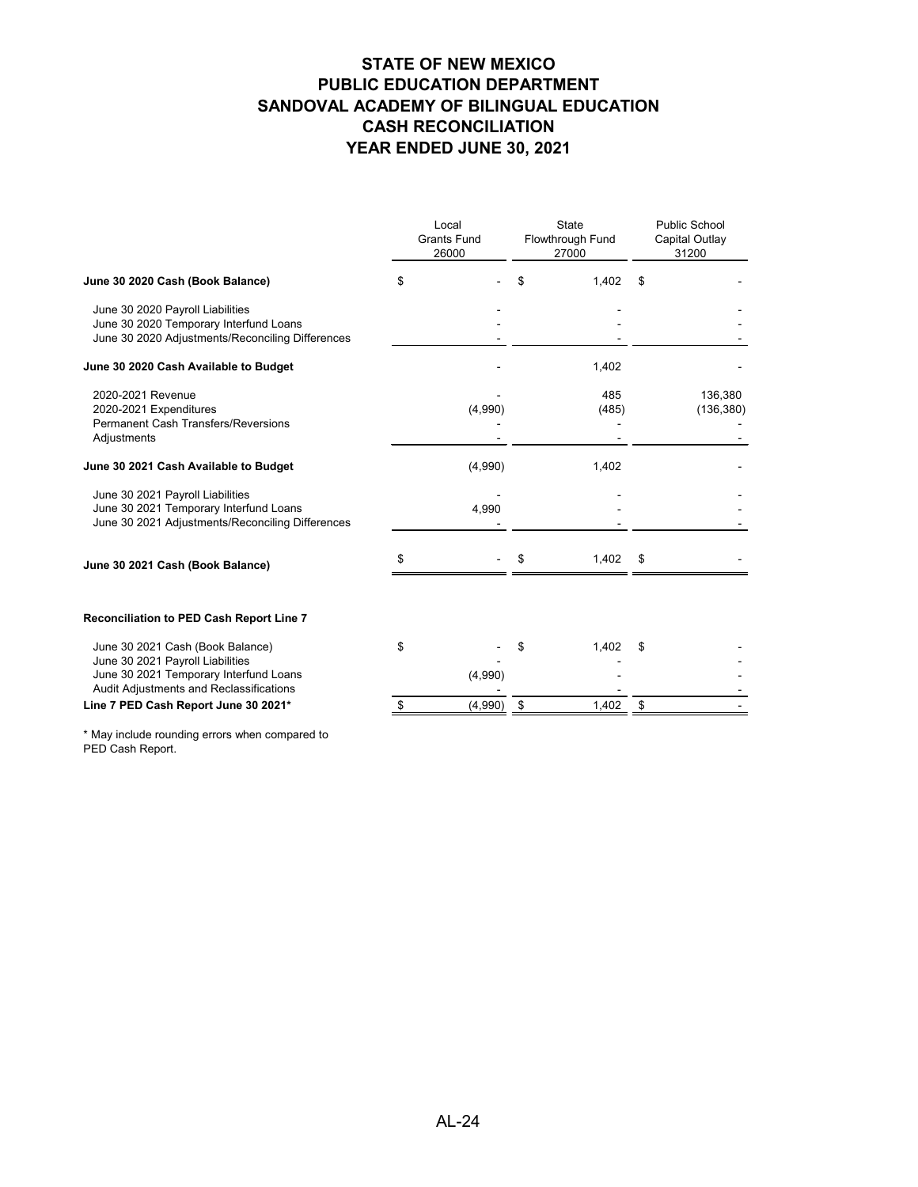# STATE OF NEW MEXICO
# PUBLIC EDUCATION DEPARTMENT
# SANDOVAL ACADEMY OF BILINGUAL EDUCATION
# CASH RECONCILIATION
# YEAR ENDED JUNE 30, 2021

| | Local Grants Fund 26000 | State Flowthrough Fund 27000 | Public School Capital Outlay 31200 |
|---|---|---|---|
| **June 30 2020 Cash (Book Balance)** | $ - | $ 1,402 | $ - |
| June 30 2020 Payroll Liabilities | - | - | - |
| June 30 2020 Temporary Interfund Loans | - | - | - |
| June 30 2020 Adjustments/Reconciling Differences | - | - | - |
| **June 30 2020 Cash Available to Budget** | - | 1,402 | - |
| 2020-2021 Revenue | - | 485 | 136,380 |
| 2020-2021 Expenditures | (4,990) | (485) | (136,380) |
| Permanent Cash Transfers/Reversions | - | - | - |
| Adjustments | - | - | - |
| **June 30 2021 Cash Available to Budget** | (4,990) | 1,402 | - |
| June 30 2021 Payroll Liabilities | - | - | - |
| June 30 2021 Temporary Interfund Loans | 4,990 | - | - |
| June 30 2021 Adjustments/Reconciling Differences | - | - | - |
| **June 30 2021 Cash (Book Balance)** | $ - | $ 1,402 | $ - |

**Reconciliation to PED Cash Report Line 7**

| | Local Grants Fund 26000 | State Flowthrough Fund 27000 | Public School Capital Outlay 31200 |
|---|---|---|---|
| June 30 2021 Cash (Book Balance) | $ - | $ 1,402 | $ - |
| June 30 2021 Payroll Liabilities | - | - | - |
| June 30 2021 Temporary Interfund Loans | (4,990) | - | - |
| Audit Adjustments and Reclassifications | - | - | - |
| **Line 7 PED Cash Report June 30 2021*** | $ (4,990) | $ 1,402 | $ - |

* May include rounding errors when compared to PED Cash Report.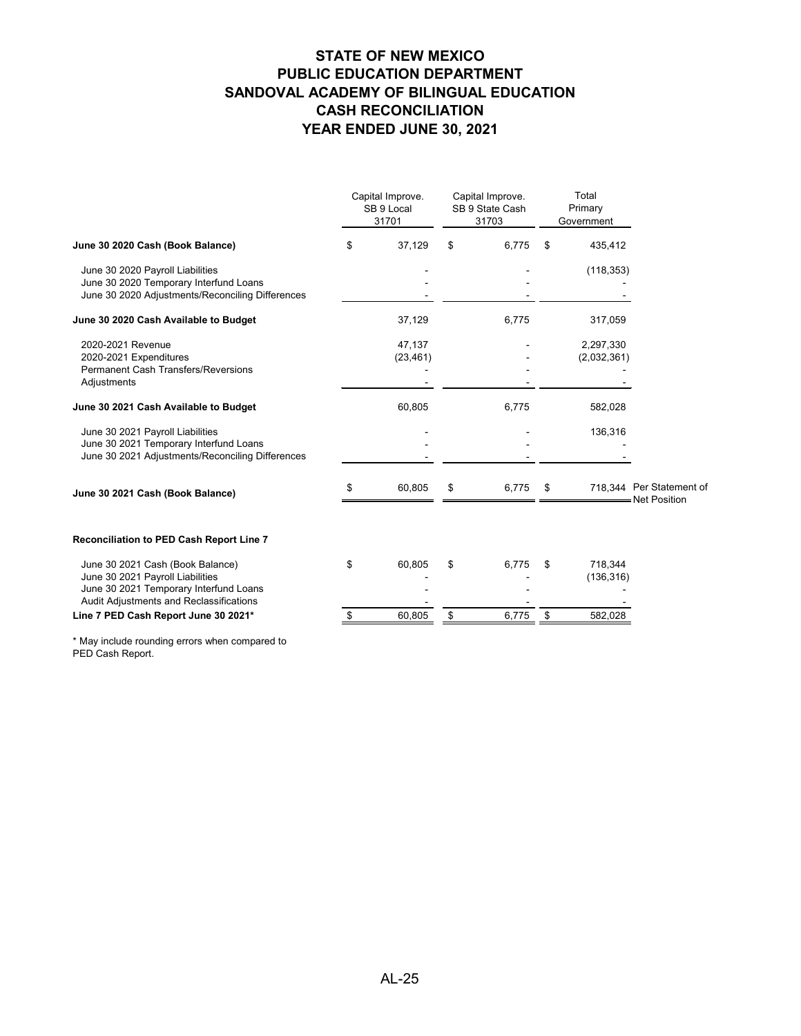# STATE OF NEW MEXICO
# PUBLIC EDUCATION DEPARTMENT
# SANDOVAL ACADEMY OF BILINGUAL EDUCATION
# CASH RECONCILIATION
# YEAR ENDED JUNE 30, 2021

| | Capital Improve. SB 9 Local 31701 | Capital Improve. SB 9 State Cash 31703 | Total Primary Government | |
|---|---|---|---|---|
| **June 30 2020 Cash (Book Balance)** | $ 37,129 | $ 6,775 | $ 435,412 | |
| June 30 2020 Payroll Liabilities | - | - | (118,353) | |
| June 30 2020 Temporary Interfund Loans | - | - | - | |
| June 30 2020 Adjustments/Reconciling Differences | - | - | - | |
| **June 30 2020 Cash Available to Budget** | 37,129 | 6,775 | 317,059 | |
| 2020-2021 Revenue | 47,137 | - | 2,297,330 | |
| 2020-2021 Expenditures | (23,461) | - | (2,032,361) | |
| Permanent Cash Transfers/Reversions | - | - | - | |
| Adjustments | - | - | - | |
| **June 30 2021 Cash Available to Budget** | 60,805 | 6,775 | 582,028 | |
| June 30 2021 Payroll Liabilities | - | - | 136,316 | |
| June 30 2021 Temporary Interfund Loans | - | - | - | |
| June 30 2021 Adjustments/Reconciling Differences | - | - | - | |
| **June 30 2021 Cash (Book Balance)** | $ 60,805 | $ 6,775 | $ 718,344 | Per Statement of Net Position |
| | | | | |
| **Reconciliation to PED Cash Report Line 7** | | | | |
| June 30 2021 Cash (Book Balance) | $ 60,805 | $ 6,775 | $ 718,344 | |
| June 30 2021 Payroll Liabilities | - | - | (136,316) | |
| June 30 2021 Temporary Interfund Loans | - | - | - | |
| Audit Adjustments and Reclassifications | - | - | - | |
| **Line 7 PED Cash Report June 30 2021*** | $ 60,805 | $ 6,775 | $ 582,028 | |

\* May include rounding errors when compared to PED Cash Report.